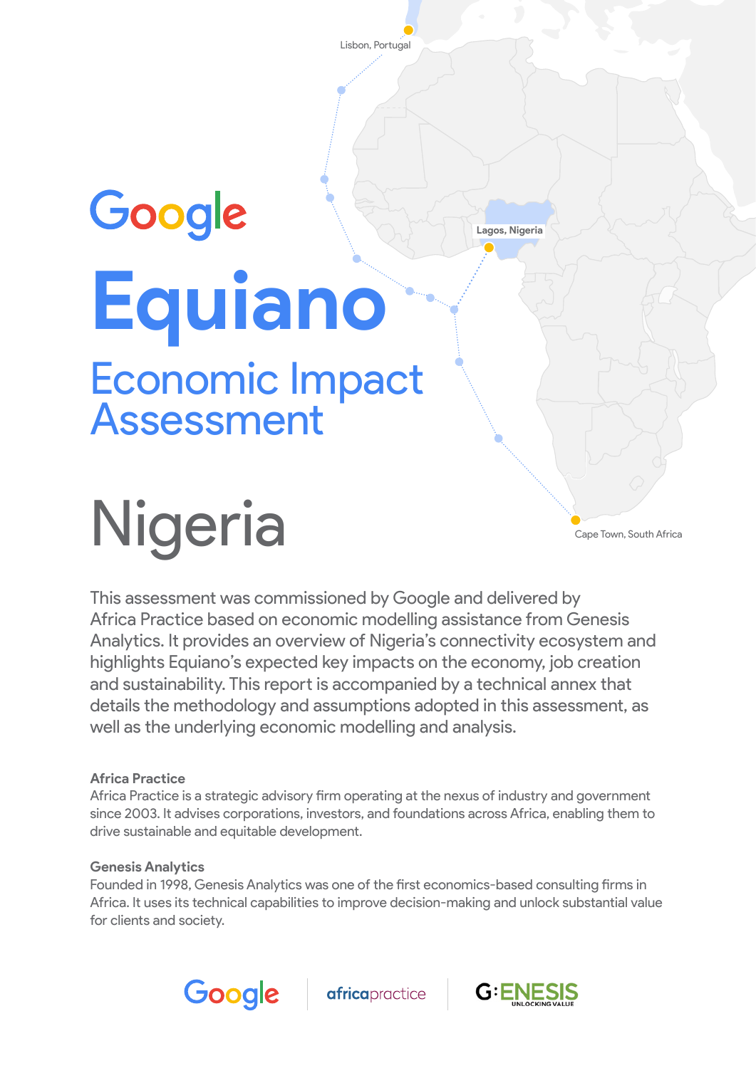Lisbon, Portugal

Lagos, Nigeria

Cape Town, South Africa

Google

# Equiano

## Economic Impact Assessment

# Nigeria

This assessment was commissioned by Google and delivered by Africa Practice based on economic modelling assistance from Genesis Analytics. It provides an overview of Nigeria's connectivity ecosystem and highlights Equiano's expected key impacts on the economy, job creation and sustainability. This report is accompanied by a technical annex that details the methodology and assumptions adopted in this assessment, as well as the underlying economic modelling and analysis.

**Africa Practice**
Africa Practice is a strategic advisory firm operating at the nexus of industry and government since 2003. It advises corporations, investors, and foundations across Africa, enabling them to drive sustainable and equitable development.

**Genesis Analytics**
Founded in 1998, Genesis Analytics was one of the first economics-based consulting firms in Africa. It uses its technical capabilities to improve decision-making and unlock substantial value for clients and society.

Google | africapractice | G:ENESIS UNLOCKING VALUE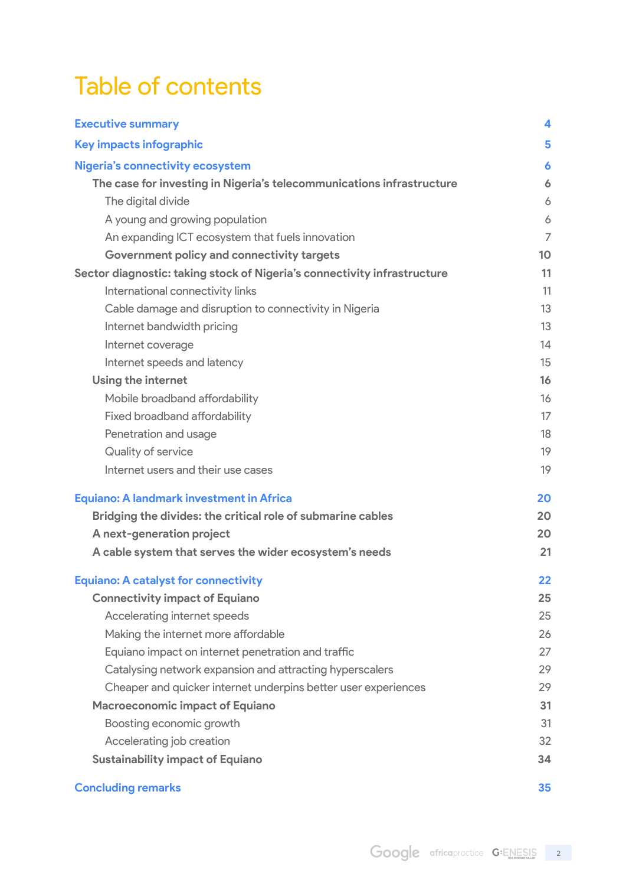# Table of contents

| | |
|---|---|
| **Executive summary** | **4** |
| **Key impacts infographic** | **5** |
| **Nigeria's connectivity ecosystem** | **6** |
| **The case for investing in Nigeria's telecommunications infrastructure** | **6** |
| The digital divide | 6 |
| A young and growing population | 6 |
| An expanding ICT ecosystem that fuels innovation | 7 |
| **Government policy and connectivity targets** | **10** |
| **Sector diagnostic: taking stock of Nigeria's connectivity infrastructure** | **11** |
| International connectivity links | 11 |
| Cable damage and disruption to connectivity in Nigeria | 13 |
| Internet bandwidth pricing | 13 |
| Internet coverage | 14 |
| Internet speeds and latency | 15 |
| **Using the internet** | **16** |
| Mobile broadband affordability | 16 |
| Fixed broadband affordability | 17 |
| Penetration and usage | 18 |
| Quality of service | 19 |
| Internet users and their use cases | 19 |
| **Equiano: A landmark investment in Africa** | **20** |
| **Bridging the divides: the critical role of submarine cables** | **20** |
| **A next-generation project** | **20** |
| **A cable system that serves the wider ecosystem's needs** | **21** |
| **Equiano: A catalyst for connectivity** | **22** |
| **Connectivity impact of Equiano** | **25** |
| Accelerating internet speeds | 25 |
| Making the internet more affordable | 26 |
| Equiano impact on internet penetration and traffic | 27 |
| Catalysing network expansion and attracting hyperscalers | 29 |
| Cheaper and quicker internet underpins better user experiences | 29 |
| **Macroeconomic impact of Equiano** | **31** |
| Boosting economic growth | 31 |
| Accelerating job creation | 32 |
| **Sustainability impact of Equiano** | **34** |
| **Concluding remarks** | **35** |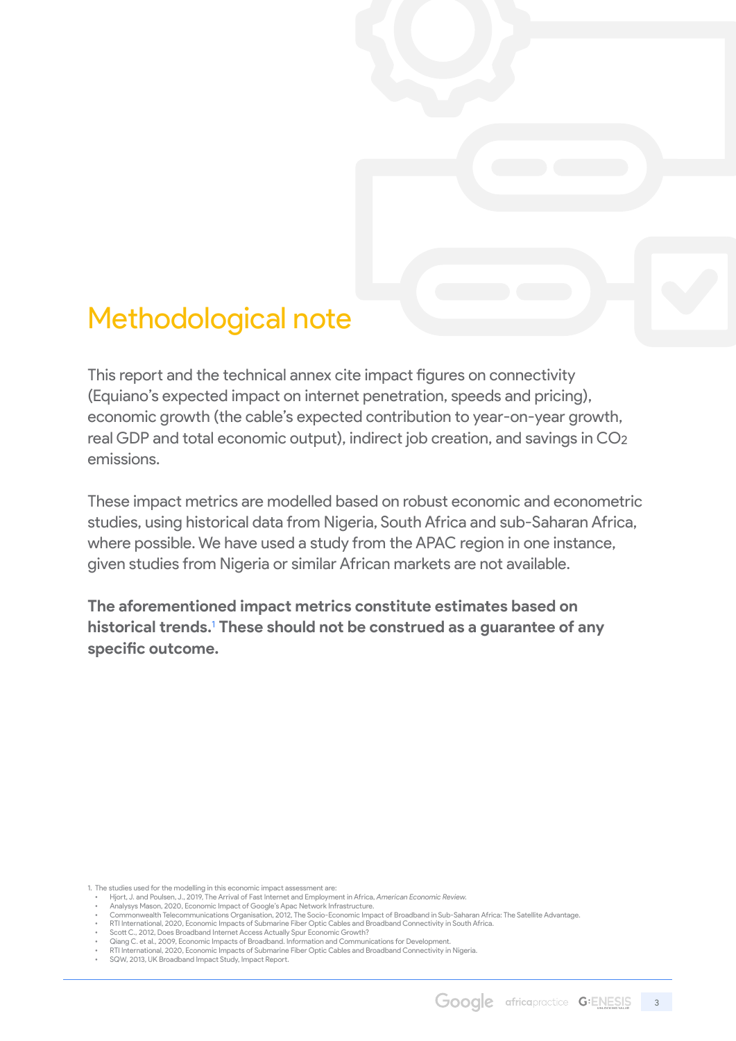# Methodological note

This report and the technical annex cite impact figures on connectivity (Equiano's expected impact on internet penetration, speeds and pricing), economic growth (the cable's expected contribution to year-on-year growth, real GDP and total economic output), indirect job creation, and savings in $CO_2$ emissions.

These impact metrics are modelled based on robust economic and econometric studies, using historical data from Nigeria, South Africa and sub-Saharan Africa, where possible. We have used a study from the APAC region in one instance, given studies from Nigeria or similar African markets are not available.

**The aforementioned impact metrics constitute estimates based on historical trends.[1] These should not be construed as a guarantee of any specific outcome.**

1. The studies used for the modelling in this economic impact assessment are:
   - Hjort, J. and Poulsen, J., 2019, The Arrival of Fast Internet and Employment in Africa, *American Economic Review.*
   - Analysys Mason, 2020, Economic Impact of Google's Apac Network Infrastructure.
   - Commonwealth Telecommunications Organisation, 2012, The Socio-Economic Impact of Broadband in Sub-Saharan Africa: The Satellite Advantage.
   - RTI International, 2020, Economic Impacts of Submarine Fiber Optic Cables and Broadband Connectivity in South Africa.
   - Scott C., 2012, Does Broadband Internet Access Actually Spur Economic Growth?
   - Qiang C. et al., 2009, Economic Impacts of Broadband. Information and Communications for Development.
   - RTI International, 2020, Economic Impacts of Submarine Fiber Optic Cables and Broadband Connectivity in Nigeria.
   - SQW, 2013, UK Broadband Impact Study, Impact Report.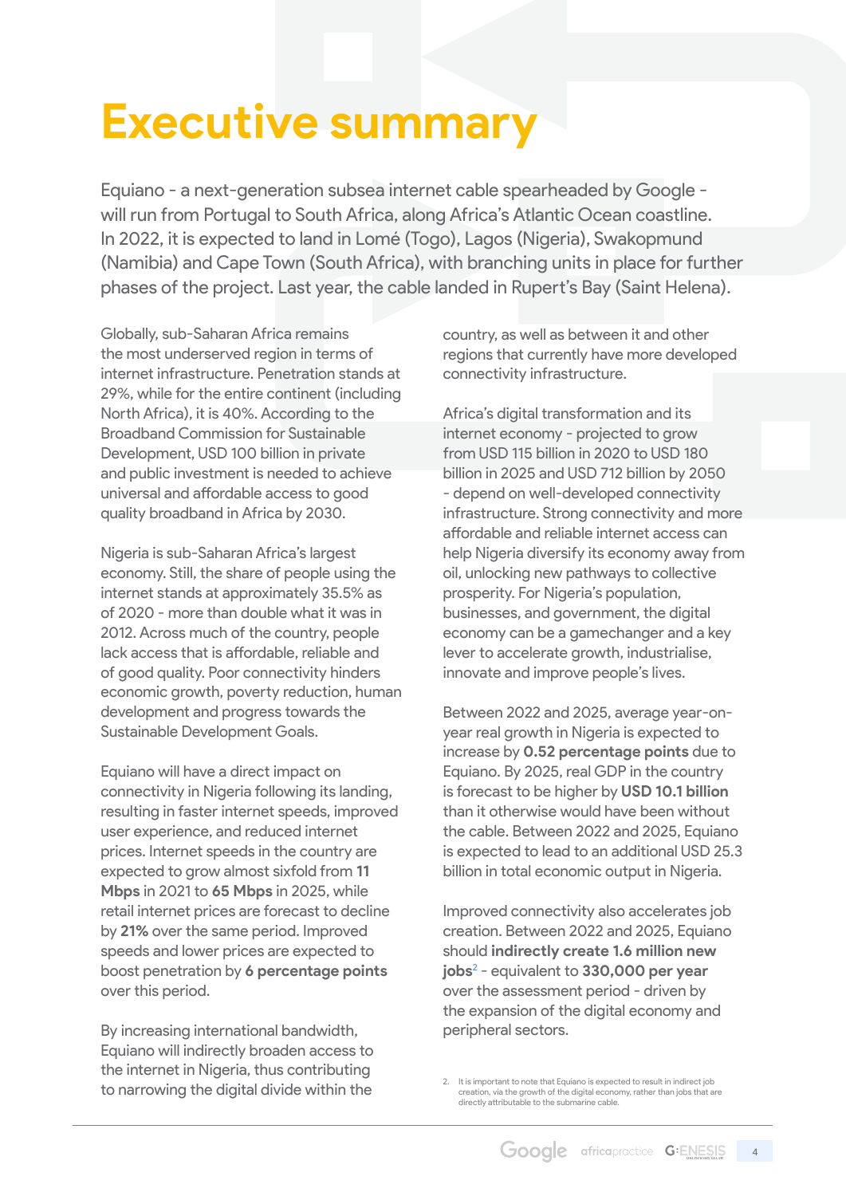# Executive summary

Equiano - a next-generation subsea internet cable spearheaded by Google - will run from Portugal to South Africa, along Africa's Atlantic Ocean coastline. In 2022, it is expected to land in Lomé (Togo), Lagos (Nigeria), Swakopmund (Namibia) and Cape Town (South Africa), with branching units in place for further phases of the project. Last year, the cable landed in Rupert's Bay (Saint Helena).

Globally, sub-Saharan Africa remains the most underserved region in terms of internet infrastructure. Penetration stands at 29%, while for the entire continent (including North Africa), it is 40%. According to the Broadband Commission for Sustainable Development, USD 100 billion in private and public investment is needed to achieve universal and affordable access to good quality broadband in Africa by 2030.

Nigeria is sub-Saharan Africa's largest economy. Still, the share of people using the internet stands at approximately 35.5% as of 2020 - more than double what it was in 2012. Across much of the country, people lack access that is affordable, reliable and of good quality. Poor connectivity hinders economic growth, poverty reduction, human development and progress towards the Sustainable Development Goals.

Equiano will have a direct impact on connectivity in Nigeria following its landing, resulting in faster internet speeds, improved user experience, and reduced internet prices. Internet speeds in the country are expected to grow almost sixfold from **11 Mbps** in 2021 to **65 Mbps** in 2025, while retail internet prices are forecast to decline by **21%** over the same period. Improved speeds and lower prices are expected to boost penetration by **6 percentage points** over this period.

By increasing international bandwidth, Equiano will indirectly broaden access to the internet in Nigeria, thus contributing to narrowing the digital divide within the country, as well as between it and other regions that currently have more developed connectivity infrastructure.

Africa's digital transformation and its internet economy - projected to grow from USD 115 billion in 2020 to USD 180 billion in 2025 and USD 712 billion by 2050 - depend on well-developed connectivity infrastructure. Strong connectivity and more affordable and reliable internet access can help Nigeria diversify its economy away from oil, unlocking new pathways to collective prosperity. For Nigeria's population, businesses, and government, the digital economy can be a gamechanger and a key lever to accelerate growth, industrialise, innovate and improve people's lives.

Between 2022 and 2025, average year-on-year real growth in Nigeria is expected to increase by **0.52 percentage points** due to Equiano. By 2025, real GDP in the country is forecast to be higher by **USD 10.1 billion** than it otherwise would have been without the cable. Between 2022 and 2025, Equiano is expected to lead to an additional USD 25.3 billion in total economic output in Nigeria.

Improved connectivity also accelerates job creation. Between 2022 and 2025, Equiano should **indirectly create 1.6 million new jobs**[2] - equivalent to **330,000 per year** over the assessment period - driven by the expansion of the digital economy and peripheral sectors.

2. It is important to note that Equiano is expected to result in indirect job creation, via the growth of the digital economy, rather than jobs that are directly attributable to the submarine cable.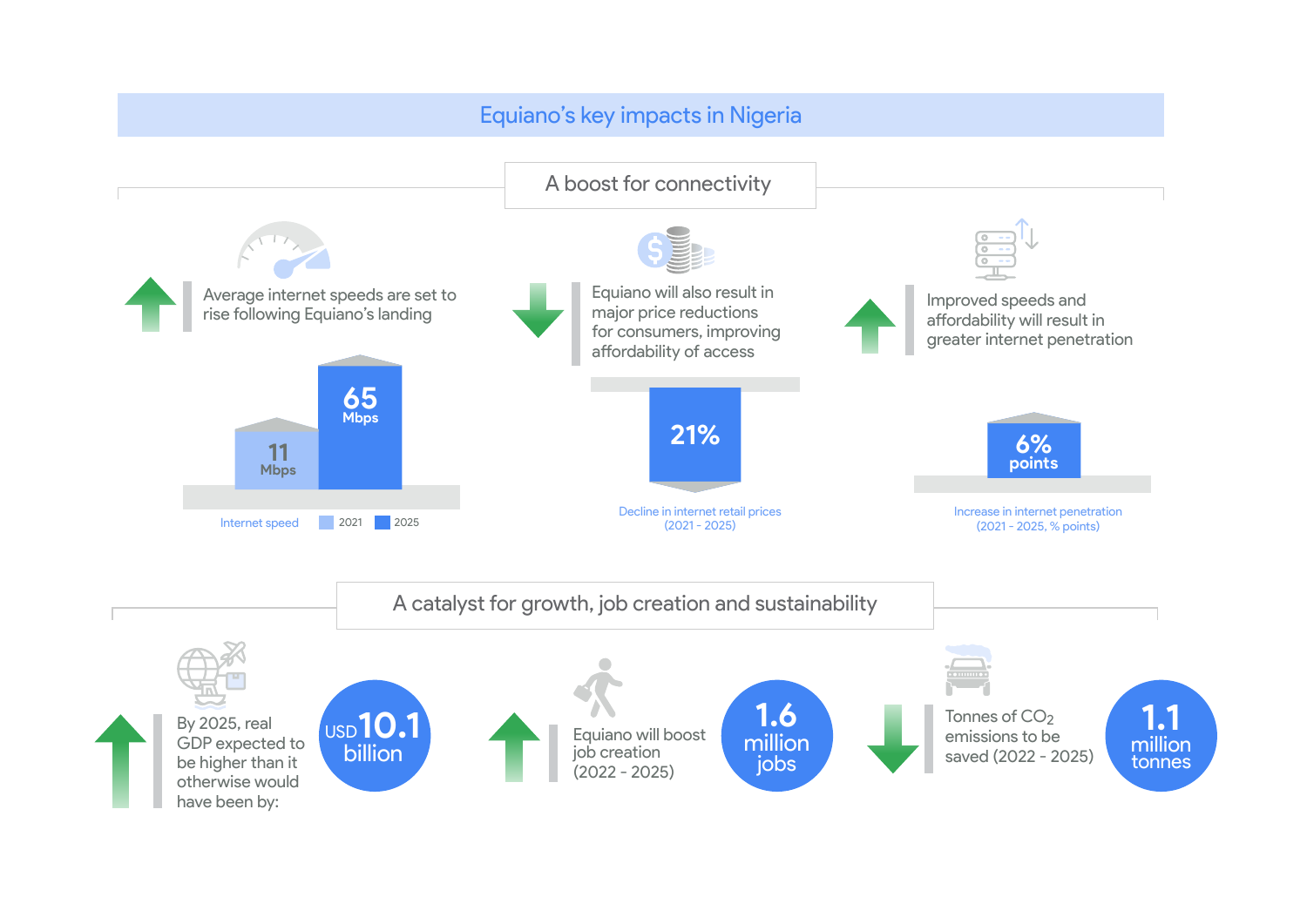# Equiano's key impacts in Nigeria

## A boost for connectivity

Average internet speeds are set to rise following Equiano's landing

| Internet speed | 2021 | 2025 |
|---|---|---|
| Mbps | 11 | 65 |

Equiano will also result in major price reductions for consumers, improving affordability of access

**21%**

Decline in internet retail prices (2021 - 2025)

Improved speeds and affordability will result in greater internet penetration

**6% points**

Increase in internet penetration (2021 - 2025, % points)

## A catalyst for growth, job creation and sustainability

By 2025, real GDP expected to be higher than it otherwise would have been by: **USD 10.1 billion**

Equiano will boost job creation (2022 - 2025): **1.6 million jobs**

Tonnes of $CO_2$ emissions to be saved (2022 - 2025): **1.1 million tonnes**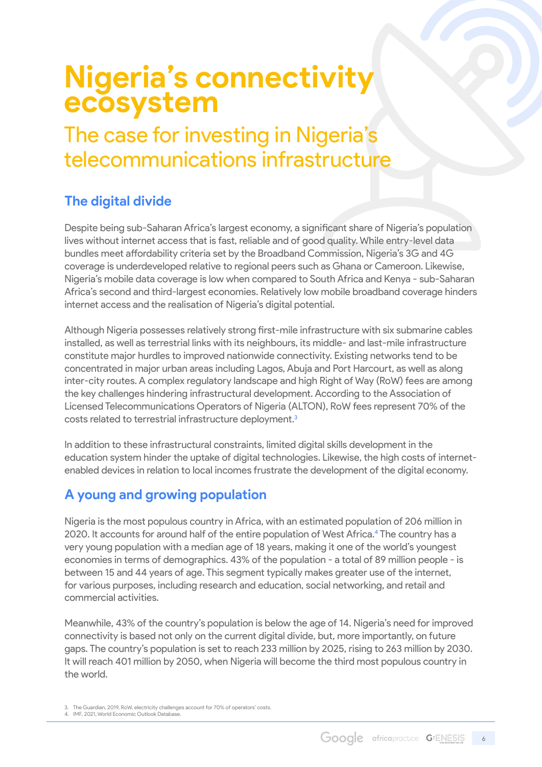# Nigeria's connectivity ecosystem

## The case for investing in Nigeria's telecommunications infrastructure

### The digital divide

Despite being sub-Saharan Africa's largest economy, a significant share of Nigeria's population lives without internet access that is fast, reliable and of good quality. While entry-level data bundles meet affordability criteria set by the Broadband Commission, Nigeria's 3G and 4G coverage is underdeveloped relative to regional peers such as Ghana or Cameroon. Likewise, Nigeria's mobile data coverage is low when compared to South Africa and Kenya - sub-Saharan Africa's second and third-largest economies. Relatively low mobile broadband coverage hinders internet access and the realisation of Nigeria's digital potential.

Although Nigeria possesses relatively strong first-mile infrastructure with six submarine cables installed, as well as terrestrial links with its neighbours, its middle- and last-mile infrastructure constitute major hurdles to improved nationwide connectivity. Existing networks tend to be concentrated in major urban areas including Lagos, Abuja and Port Harcourt, as well as along inter-city routes. A complex regulatory landscape and high Right of Way (RoW) fees are among the key challenges hindering infrastructural development. According to the Association of Licensed Telecommunications Operators of Nigeria (ALTON), RoW fees represent 70% of the costs related to terrestrial infrastructure deployment.[3]

In addition to these infrastructural constraints, limited digital skills development in the education system hinder the uptake of digital technologies. Likewise, the high costs of internet-enabled devices in relation to local incomes frustrate the development of the digital economy.

### A young and growing population

Nigeria is the most populous country in Africa, with an estimated population of 206 million in 2020. It accounts for around half of the entire population of West Africa.[4] The country has a very young population with a median age of 18 years, making it one of the world's youngest economies in terms of demographics. 43% of the population - a total of 89 million people - is between 15 and 44 years of age. This segment typically makes greater use of the internet, for various purposes, including research and education, social networking, and retail and commercial activities.

Meanwhile, 43% of the country's population is below the age of 14. Nigeria's need for improved connectivity is based not only on the current digital divide, but, more importantly, on future gaps. The country's population is set to reach 233 million by 2025, rising to 263 million by 2030. It will reach 401 million by 2050, when Nigeria will become the third most populous country in the world.

3. The Guardian, 2019, RoW, electricity challenges account for 70% of operators' costs.
4. IMF, 2021, World Economic Outlook Database.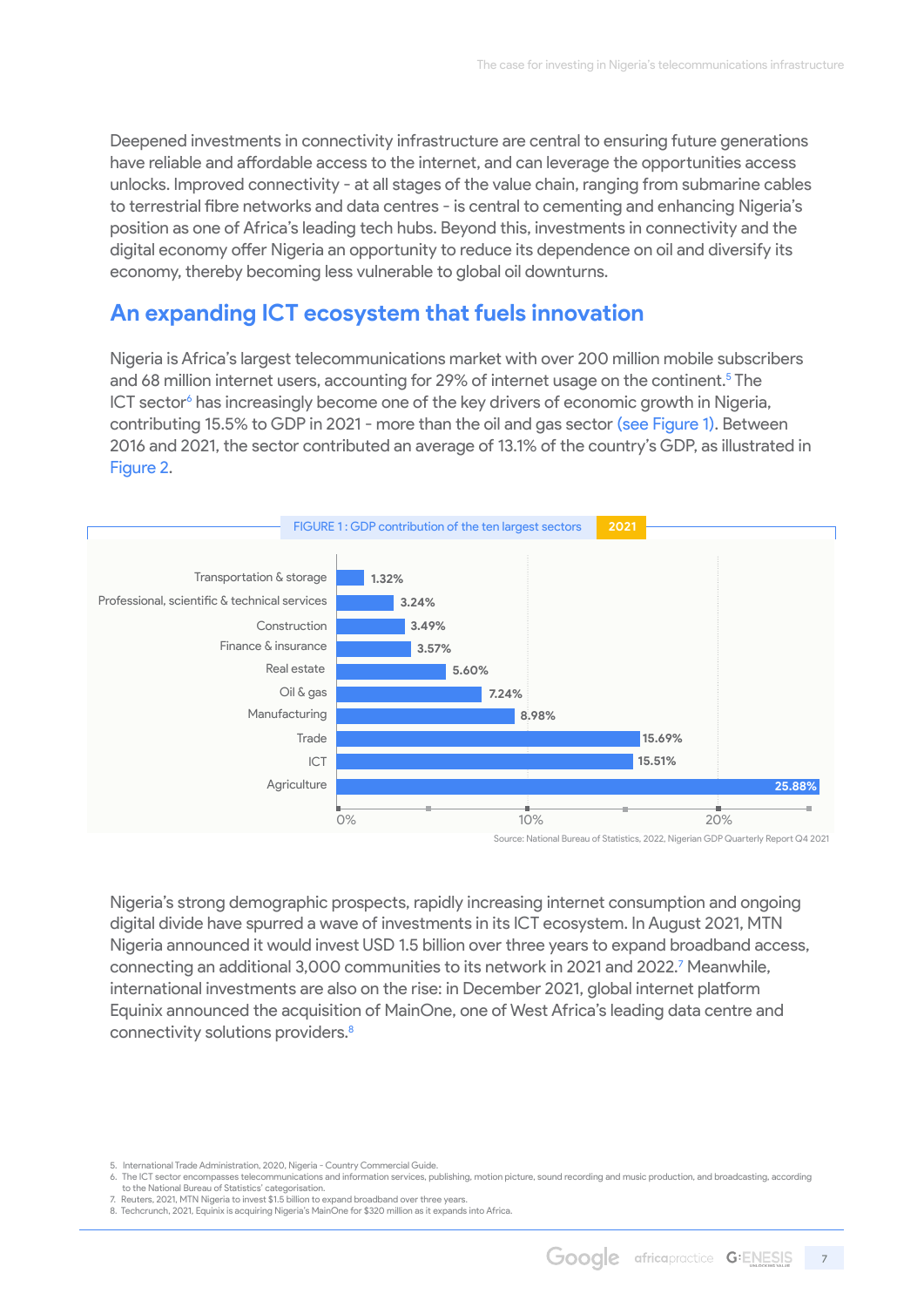Deepened investments in connectivity infrastructure are central to ensuring future generations have reliable and affordable access to the internet, and can leverage the opportunities access unlocks. Improved connectivity - at all stages of the value chain, ranging from submarine cables to terrestrial fibre networks and data centres - is central to cementing and enhancing Nigeria's position as one of Africa's leading tech hubs. Beyond this, investments in connectivity and the digital economy offer Nigeria an opportunity to reduce its dependence on oil and diversify its economy, thereby becoming less vulnerable to global oil downturns.

## An expanding ICT ecosystem that fuels innovation

Nigeria is Africa's largest telecommunications market with over 200 million mobile subscribers and 68 million internet users, accounting for 29% of internet usage on the continent.[5] The ICT sector[6] has increasingly become one of the key drivers of economic growth in Nigeria, contributing 15.5% to GDP in 2021 - more than the oil and gas sector (see Figure 1). Between 2016 and 2021, the sector contributed an average of 13.1% of the country's GDP, as illustrated in Figure 2.

FIGURE 1 : GDP contribution of the ten largest sectors 2021

| Sector | GDP contribution |
|---|---|
| Transportation & storage | 1.32% |
| Professional, scientific & technical services | 3.24% |
| Construction | 3.49% |
| Finance & insurance | 3.57% |
| Real estate | 5.60% |
| Oil & gas | 7.24% |
| Manufacturing | 8.98% |
| Trade | 15.69% |
| ICT | 15.51% |
| Agriculture | 25.88% |

Source: National Bureau of Statistics, 2022, Nigerian GDP Quarterly Report Q4 2021

Nigeria's strong demographic prospects, rapidly increasing internet consumption and ongoing digital divide have spurred a wave of investments in its ICT ecosystem. In August 2021, MTN Nigeria announced it would invest USD 1.5 billion over three years to expand broadband access, connecting an additional 3,000 communities to its network in 2021 and 2022.[7] Meanwhile, international investments are also on the rise: in December 2021, global internet platform Equinix announced the acquisition of MainOne, one of West Africa's leading data centre and connectivity solutions providers.[8]

5. International Trade Administration, 2020, Nigeria - Country Commercial Guide.
6. The ICT sector encompasses telecommunications and information services, publishing, motion picture, sound recording and music production, and broadcasting, according to the National Bureau of Statistics' categorisation.
7. Reuters, 2021, MTN Nigeria to invest $1.5 billion to expand broadband over three years.
8. Techcrunch, 2021, Equinix is acquiring Nigeria's MainOne for $320 million as it expands into Africa.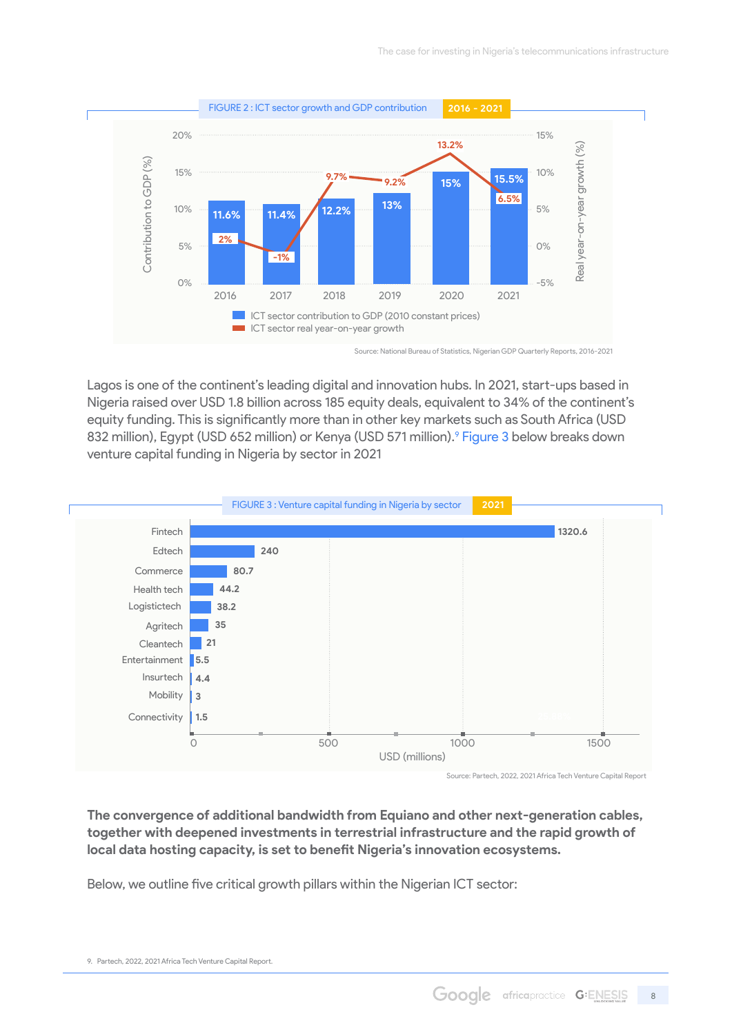FIGURE 2 : ICT sector growth and GDP contribution 2016 - 2021

| Year | ICT sector contribution to GDP (2010 constant prices) | ICT sector real year-on-year growth |
|---|---|---|
| 2016 | 11.6% | 2% |
| 2017 | 11.4% | -1% |
| 2018 | 12.2% | 9.7% |
| 2019 | 13% | 9.2% |
| 2020 | 15% | 13.2% |
| 2021 | 15.5% | 6.5% |

Source: National Bureau of Statistics, Nigerian GDP Quarterly Reports, 2016-2021

Lagos is one of the continent's leading digital and innovation hubs. In 2021, start-ups based in Nigeria raised over USD 1.8 billion across 185 equity deals, equivalent to 34% of the continent's equity funding. This is significantly more than in other key markets such as South Africa (USD 832 million), Egypt (USD 652 million) or Kenya (USD 571 million).[9] Figure 3 below breaks down venture capital funding in Nigeria by sector in 2021

FIGURE 3 : Venture capital funding in Nigeria by sector 2021

| Sector | USD (millions) |
|---|---|
| Fintech | 1320.6 |
| Edtech | 240 |
| Commerce | 80.7 |
| Health tech | 44.2 |
| Logistictech | 38.2 |
| Agritech | 35 |
| Cleantech | 21 |
| Entertainment | 5.5 |
| Insurtech | 4.4 |
| Mobility | 3 |
| Connectivity | 1.5 |

Source: Partech, 2022, 2021 Africa Tech Venture Capital Report

**The convergence of additional bandwidth from Equiano and other next-generation cables, together with deepened investments in terrestrial infrastructure and the rapid growth of local data hosting capacity, is set to benefit Nigeria's innovation ecosystems.**

Below, we outline five critical growth pillars within the Nigerian ICT sector:

9. Partech, 2022, 2021 Africa Tech Venture Capital Report.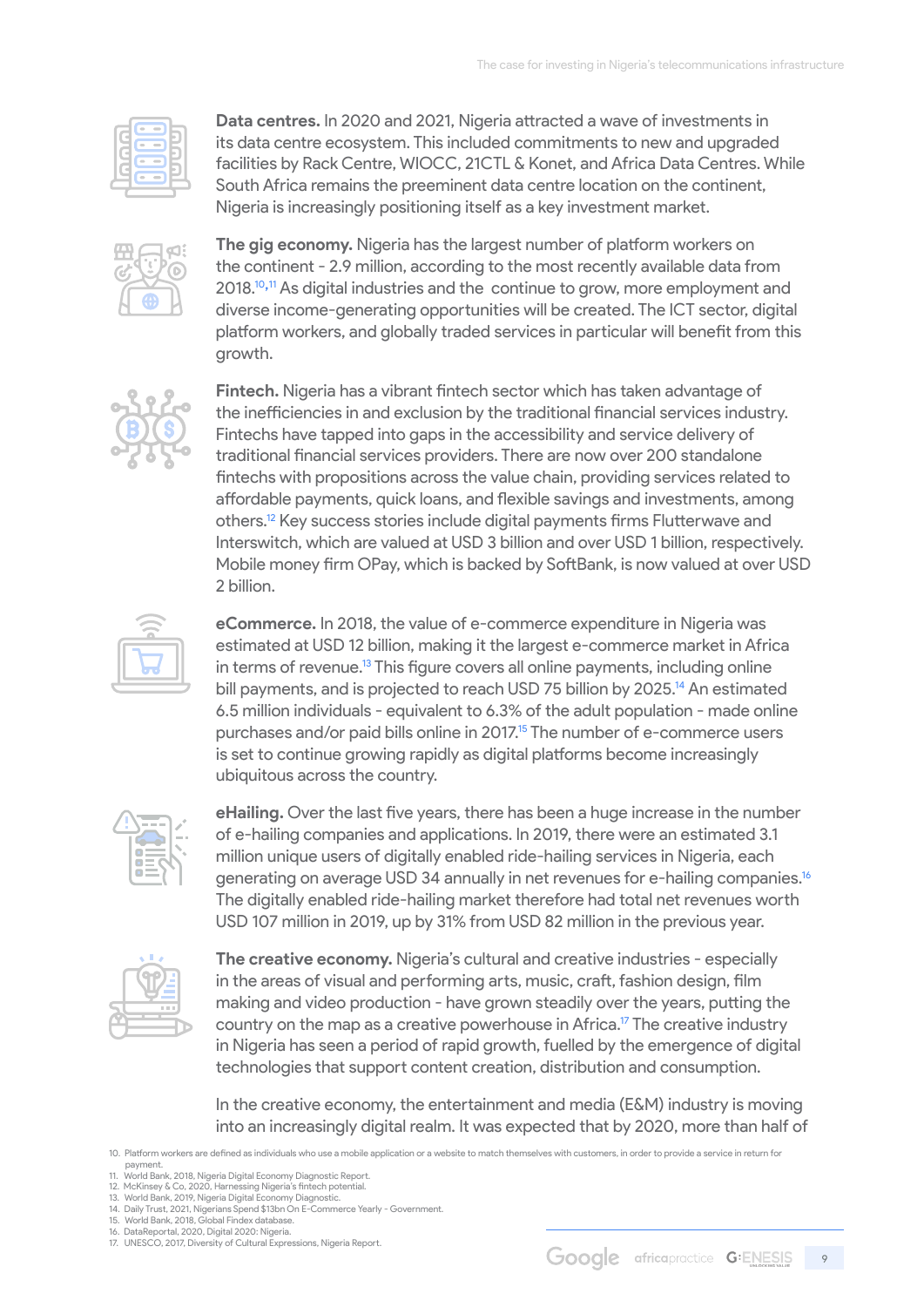**Data centres.** In 2020 and 2021, Nigeria attracted a wave of investments in its data centre ecosystem. This included commitments to new and upgraded facilities by Rack Centre, WIOCC, 21CTL & Konet, and Africa Data Centres. While South Africa remains the preeminent data centre location on the continent, Nigeria is increasingly positioning itself as a key investment market.

**The gig economy.** Nigeria has the largest number of platform workers on the continent - 2.9 million, according to the most recently available data from 2018.[10,11] As digital industries and the continue to grow, more employment and diverse income-generating opportunities will be created. The ICT sector, digital platform workers, and globally traded services in particular will benefit from this growth.

**Fintech.** Nigeria has a vibrant fintech sector which has taken advantage of the inefficiencies in and exclusion by the traditional financial services industry. Fintechs have tapped into gaps in the accessibility and service delivery of traditional financial services providers. There are now over 200 standalone fintechs with propositions across the value chain, providing services related to affordable payments, quick loans, and flexible savings and investments, among others.[12] Key success stories include digital payments firms Flutterwave and Interswitch, which are valued at USD 3 billion and over USD 1 billion, respectively. Mobile money firm OPay, which is backed by SoftBank, is now valued at over USD 2 billion.

**eCommerce.** In 2018, the value of e-commerce expenditure in Nigeria was estimated at USD 12 billion, making it the largest e-commerce market in Africa in terms of revenue.[13] This figure covers all online payments, including online bill payments, and is projected to reach USD 75 billion by 2025.[14] An estimated 6.5 million individuals - equivalent to 6.3% of the adult population - made online purchases and/or paid bills online in 2017.[15] The number of e-commerce users is set to continue growing rapidly as digital platforms become increasingly ubiquitous across the country.

**eHailing.** Over the last five years, there has been a huge increase in the number of e-hailing companies and applications. In 2019, there were an estimated 3.1 million unique users of digitally enabled ride-hailing services in Nigeria, each generating on average USD 34 annually in net revenues for e-hailing companies.[16] The digitally enabled ride-hailing market therefore had total net revenues worth USD 107 million in 2019, up by 31% from USD 82 million in the previous year.

**The creative economy.** Nigeria's cultural and creative industries - especially in the areas of visual and performing arts, music, craft, fashion design, film making and video production - have grown steadily over the years, putting the country on the map as a creative powerhouse in Africa.[17] The creative industry in Nigeria has seen a period of rapid growth, fuelled by the emergence of digital technologies that support content creation, distribution and consumption.

In the creative economy, the entertainment and media (E&M) industry is moving into an increasingly digital realm. It was expected that by 2020, more than half of

10. Platform workers are defined as individuals who use a mobile application or a website to match themselves with customers, in order to provide a service in return for payment.
11. World Bank, 2018, Nigeria Digital Economy Diagnostic Report.
12. McKinsey & Co, 2020, Harnessing Nigeria's fintech potential.
13. World Bank, 2019, Nigeria Digital Economy Diagnostic.
14. Daily Trust, 2021, Nigerians Spend $13bn On E-Commerce Yearly - Government.
15. World Bank, 2018, Global Findex database.
16. DataReportal, 2020, Digital 2020: Nigeria.
17. UNESCO, 2017, Diversity of Cultural Expressions, Nigeria Report.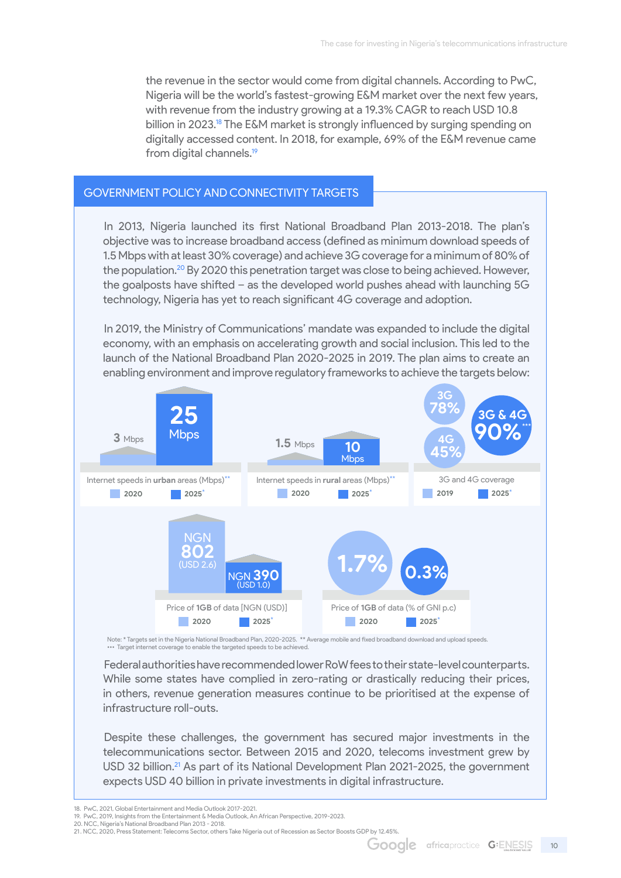the revenue in the sector would come from digital channels. According to PwC, Nigeria will be the world's fastest-growing E&M market over the next few years, with revenue from the industry growing at a 19.3% CAGR to reach USD 10.8 billion in 2023.[18] The E&M market is strongly influenced by surging spending on digitally accessed content. In 2018, for example, 69% of the E&M revenue came from digital channels.[19]

## GOVERNMENT POLICY AND CONNECTIVITY TARGETS

In 2013, Nigeria launched its first National Broadband Plan 2013-2018. The plan's objective was to increase broadband access (defined as minimum download speeds of 1.5 Mbps with at least 30% coverage) and achieve 3G coverage for a minimum of 80% of the population.[20] By 2020 this penetration target was close to being achieved. However, the goalposts have shifted – as the developed world pushes ahead with launching 5G technology, Nigeria has yet to reach significant 4G coverage and adoption.

In 2019, the Ministry of Communications' mandate was expanded to include the digital economy, with an emphasis on accelerating growth and social inclusion. This led to the launch of the National Broadband Plan 2020-2025 in 2019. The plan aims to create an enabling environment and improve regulatory frameworks to achieve the targets below:

| Indicator | Baseline | Target (2025*) |
|---|---|---|
| Internet speeds in **urban** areas (Mbps)** | 3 Mbps (2020) | 25 Mbps |
| Internet speeds in **rural** areas (Mbps)** | 1.5 Mbps (2020) | 10 Mbps |
| 3G and 4G coverage | 3G 78%, 4G 45% (2019) | 3G & 4G 90%*** |
| Price of **1GB** of data [NGN (USD)] | NGN 802 (USD 2.6) (2020) | NGN 390 (USD 1.0) |
| Price of **1GB** of data (% of GNI p.c) | 1.7% (2020) | 0.3% |

Note: * Targets set in the Nigeria National Broadband Plan, 2020-2025. ** Average mobile and fixed broadband download and upload speeds.
*** Target internet coverage to enable the targeted speeds to be achieved.

Federal authorities have recommended lower RoW fees to their state-level counterparts. While some states have complied in zero-rating or drastically reducing their prices, in others, revenue generation measures continue to be prioritised at the expense of infrastructure roll-outs.

Despite these challenges, the government has secured major investments in the telecommunications sector. Between 2015 and 2020, telecoms investment grew by USD 32 billion.[21] As part of its National Development Plan 2021-2025, the government expects USD 40 billion in private investments in digital infrastructure.

18. PwC, 2021, Global Entertainment and Media Outlook 2017-2021.
19. PwC, 2019, Insights from the Entertainment & Media Outlook, An African Perspective, 2019-2023.
20. NCC, Nigeria's National Broadband Plan 2013 - 2018.
21. NCC, 2020, Press Statement: Telecoms Sector, others Take Nigeria out of Recession as Sector Boosts GDP by 12.45%.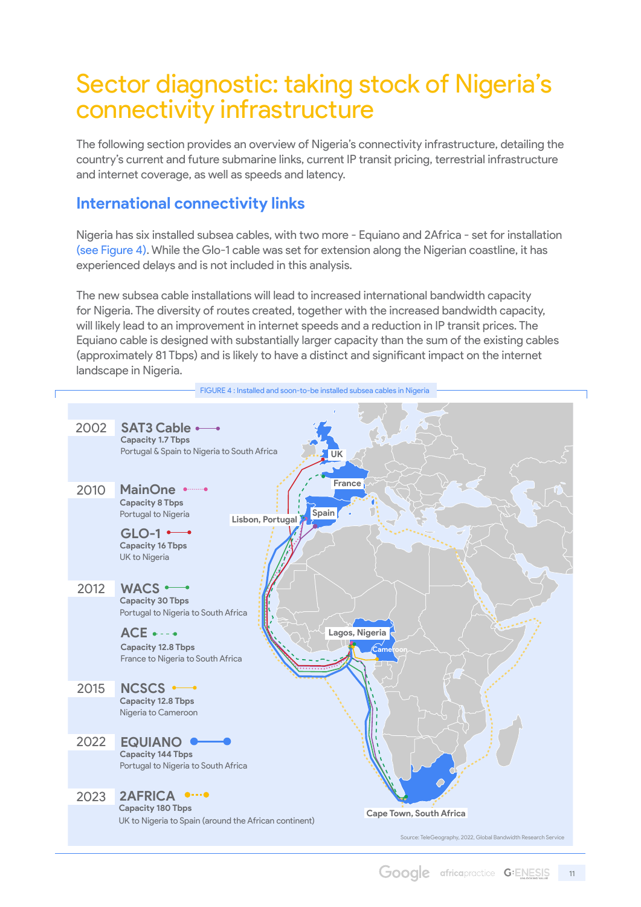# Sector diagnostic: taking stock of Nigeria's connectivity infrastructure

The following section provides an overview of Nigeria's connectivity infrastructure, detailing the country's current and future submarine links, current IP transit pricing, terrestrial infrastructure and internet coverage, as well as speeds and latency.

## International connectivity links

Nigeria has six installed subsea cables, with two more - Equiano and 2Africa - set for installation (see Figure 4). While the Glo-1 cable was set for extension along the Nigerian coastline, it has experienced delays and is not included in this analysis.

The new subsea cable installations will lead to increased international bandwidth capacity for Nigeria. The diversity of routes created, together with the increased bandwidth capacity, will likely lead to an improvement in internet speeds and a reduction in IP transit prices. The Equiano cable is designed with substantially larger capacity than the sum of the existing cables (approximately 81 Tbps) and is likely to have a distinct and significant impact on the internet landscape in Nigeria.

FIGURE 4 : Installed and soon-to-be installed subsea cables in Nigeria

**2002**

**SAT3 Cable**
Capacity 1.7 Tbps
Portugal & Spain to Nigeria to South Africa

**2010**

**MainOne**
Capacity 8 Tbps
Portugal to Nigeria

**GLO-1**
Capacity 16 Tbps
UK to Nigeria

**2012**

**WACS**
Capacity 30 Tbps
Portugal to Nigeria to South Africa

**ACE**
Capacity 12.8 Tbps
France to Nigeria to South Africa

**2015**

**NCSCS**
Capacity 12.8 Tbps
Nigeria to Cameroon

**2022**

**EQUIANO**
Capacity 144 Tbps
Portugal to Nigeria to South Africa

**2023**

**2AFRICA**
Capacity 180 Tbps
UK to Nigeria to Spain (around the African continent)

UK, France, Spain, Lisbon, Portugal, Lagos, Nigeria, Cameroon, Cape Town, South Africa

Source: TeleGeography, 2022, Global Bandwidth Research Service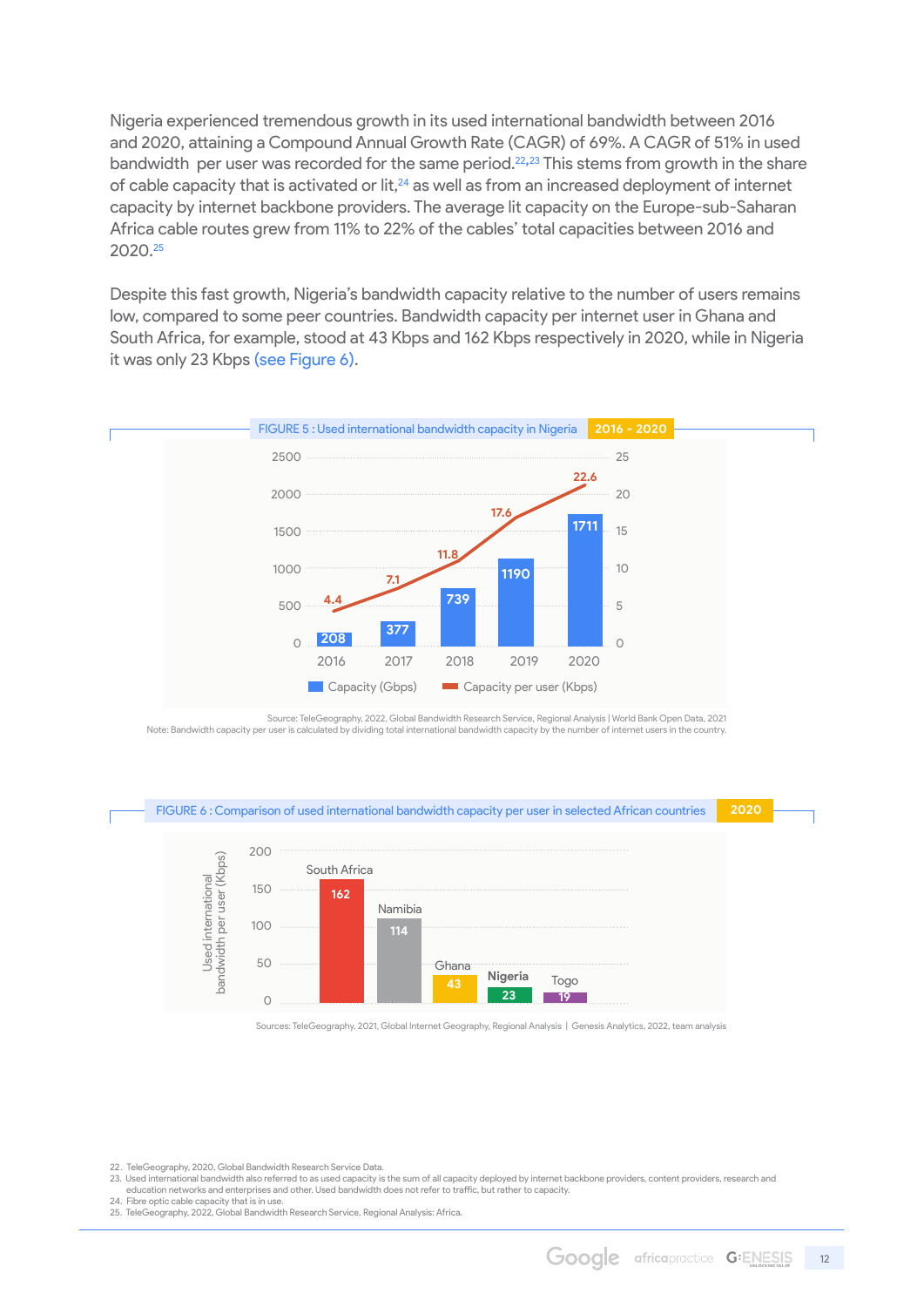Nigeria experienced tremendous growth in its used international bandwidth between 2016 and 2020, attaining a Compound Annual Growth Rate (CAGR) of 69%. A CAGR of 51% in used bandwidth per user was recorded for the same period.[22,23] This stems from growth in the share of cable capacity that is activated or lit,[24] as well as from an increased deployment of internet capacity by internet backbone providers. The average lit capacity on the Europe-sub-Saharan Africa cable routes grew from 11% to 22% of the cables' total capacities between 2016 and 2020.[25]

Despite this fast growth, Nigeria's bandwidth capacity relative to the number of users remains low, compared to some peer countries. Bandwidth capacity per internet user in Ghana and South Africa, for example, stood at 43 Kbps and 162 Kbps respectively in 2020, while in Nigeria it was only 23 Kbps (see Figure 6).

FIGURE 5 : Used international bandwidth capacity in Nigeria 2016 - 2020

| Year | Capacity (Gbps) | Capacity per user (Kbps) |
|---|---|---|
| 2016 | 208 | 4.4 |
| 2017 | 377 | 7.1 |
| 2018 | 739 | 11.8 |
| 2019 | 1190 | 17.6 |
| 2020 | 1711 | 22.6 |

Source: TeleGeography, 2022, Global Bandwidth Research Service, Regional Analysis | World Bank Open Data, 2021
Note: Bandwidth capacity per user is calculated by dividing total international bandwidth capacity by the number of internet users in the country.

FIGURE 6 : Comparison of used international bandwidth capacity per user in selected African countries 2020

| Country | Used international bandwidth per user (Kbps) |
|---|---|
| South Africa | 162 |
| Namibia | 114 |
| Ghana | 43 |
| Nigeria | 23 |
| Togo | 19 |

Sources: TeleGeography, 2021, Global Internet Geography, Regional Analysis | Genesis Analytics, 2022, team analysis

22. TeleGeography, 2020, Global Bandwidth Research Service Data.
23. Used international bandwidth also referred to as used capacity is the sum of all capacity deployed by internet backbone providers, content providers, research and education networks and enterprises and other. Used bandwidth does not refer to traffic, but rather to capacity.
24. Fibre optic cable capacity that is in use.
25. TeleGeography, 2022, Global Bandwidth Research Service, Regional Analysis: Africa.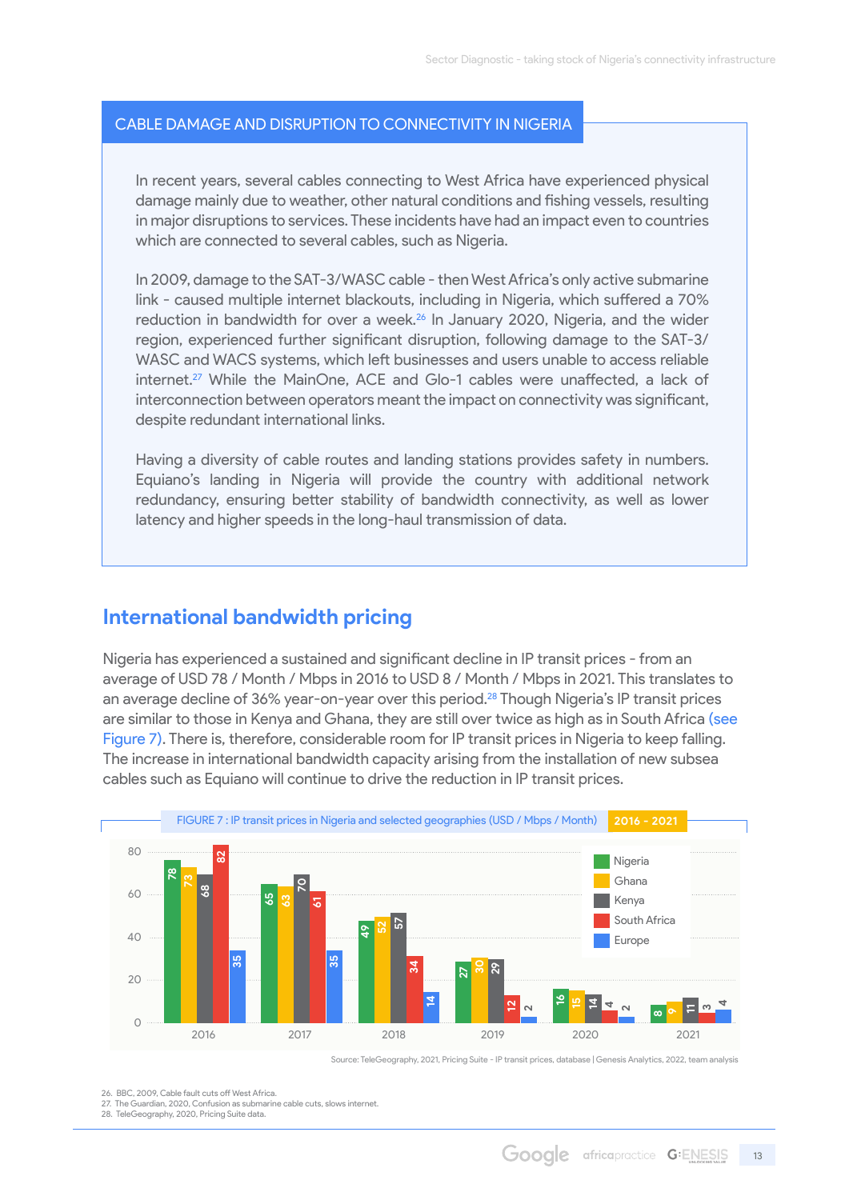## CABLE DAMAGE AND DISRUPTION TO CONNECTIVITY IN NIGERIA

In recent years, several cables connecting to West Africa have experienced physical damage mainly due to weather, other natural conditions and fishing vessels, resulting in major disruptions to services. These incidents have had an impact even to countries which are connected to several cables, such as Nigeria.

In 2009, damage to the SAT-3/WASC cable - then West Africa's only active submarine link - caused multiple internet blackouts, including in Nigeria, which suffered a 70% reduction in bandwidth for over a week.[26] In January 2020, Nigeria, and the wider region, experienced further significant disruption, following damage to the SAT-3/WASC and WACS systems, which left businesses and users unable to access reliable internet.[27] While the MainOne, ACE and Glo-1 cables were unaffected, a lack of interconnection between operators meant the impact on connectivity was significant, despite redundant international links.

Having a diversity of cable routes and landing stations provides safety in numbers. Equiano's landing in Nigeria will provide the country with additional network redundancy, ensuring better stability of bandwidth connectivity, as well as lower latency and higher speeds in the long-haul transmission of data.

## International bandwidth pricing

Nigeria has experienced a sustained and significant decline in IP transit prices - from an average of USD 78 / Month / Mbps in 2016 to USD 8 / Month / Mbps in 2021. This translates to an average decline of 36% year-on-year over this period.[28] Though Nigeria's IP transit prices are similar to those in Kenya and Ghana, they are still over twice as high as in South Africa (see Figure 7). There is, therefore, considerable room for IP transit prices in Nigeria to keep falling. The increase in international bandwidth capacity arising from the installation of new subsea cables such as Equiano will continue to drive the reduction in IP transit prices.

FIGURE 7 : IP transit prices in Nigeria and selected geographies (USD / Mbps / Month) 2016 - 2021

| Year | Nigeria | Ghana | Kenya | South Africa | Europe |
|---|---|---|---|---|---|
| 2016 | 78 | 73 | 68 | 82 | 35 |
| 2017 | 65 | 63 | 70 | 61 | 35 |
| 2018 | 49 | 52 | 57 | 34 | 14 |
| 2019 | 27 | 30 | 29 | 12 | 2 |
| 2020 | 16 | 15 | 14 | 4 | 2 |
| 2021 | 8 | 9 | 11 | 3 | 4 |

Source: TeleGeography, 2021, Pricing Suite - IP transit prices, database | Genesis Analytics, 2022, team analysis

26. BBC, 2009, Cable fault cuts off West Africa.
27. The Guardian, 2020, Confusion as submarine cable cuts, slows internet.
28. TeleGeography, 2020, Pricing Suite data.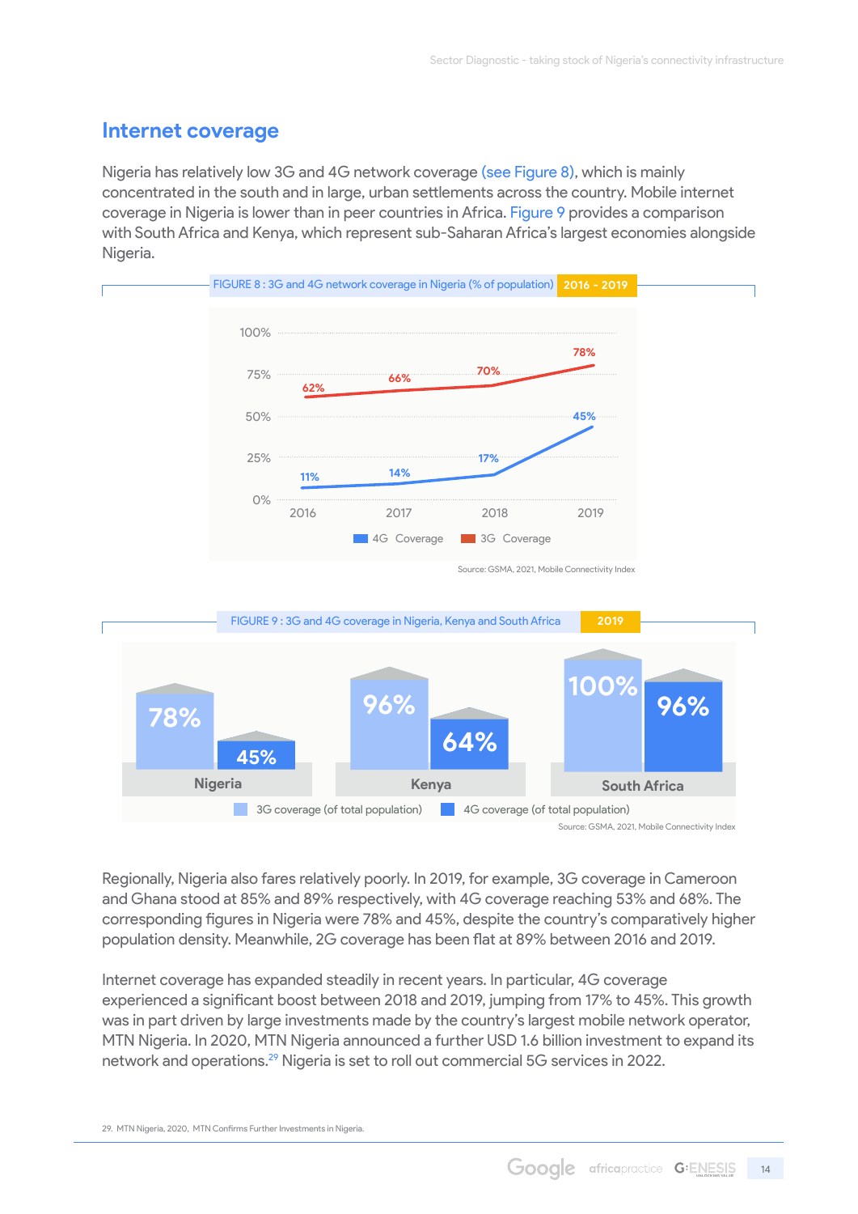## Internet coverage

Nigeria has relatively low 3G and 4G network coverage (see Figure 8), which is mainly concentrated in the south and in large, urban settlements across the country. Mobile internet coverage in Nigeria is lower than in peer countries in Africa. Figure 9 provides a comparison with South Africa and Kenya, which represent sub-Saharan Africa's largest economies alongside Nigeria.

FIGURE 8 : 3G and 4G network coverage in Nigeria (% of population) 2016 - 2019

| Year | 4G Coverage | 3G Coverage |
|---|---|---|
| 2016 | 11% | 62% |
| 2017 | 14% | 66% |
| 2018 | 17% | 70% |
| 2019 | 45% | 78% |

Source: GSMA, 2021, Mobile Connectivity Index

FIGURE 9 : 3G and 4G coverage in Nigeria, Kenya and South Africa 2019

| Country | 3G coverage (of total population) | 4G coverage (of total population) |
|---|---|---|
| Nigeria | 78% | 45% |
| Kenya | 96% | 64% |
| South Africa | 100% | 96% |

Source: GSMA, 2021, Mobile Connectivity Index

Regionally, Nigeria also fares relatively poorly. In 2019, for example, 3G coverage in Cameroon and Ghana stood at 85% and 89% respectively, with 4G coverage reaching 53% and 68%. The corresponding figures in Nigeria were 78% and 45%, despite the country's comparatively higher population density. Meanwhile, 2G coverage has been flat at 89% between 2016 and 2019.

Internet coverage has expanded steadily in recent years. In particular, 4G coverage experienced a significant boost between 2018 and 2019, jumping from 17% to 45%. This growth was in part driven by large investments made by the country's largest mobile network operator, MTN Nigeria. In 2020, MTN Nigeria announced a further USD 1.6 billion investment to expand its network and operations.[29] Nigeria is set to roll out commercial 5G services in 2022.

29. MTN Nigeria, 2020, MTN Confirms Further Investments in Nigeria.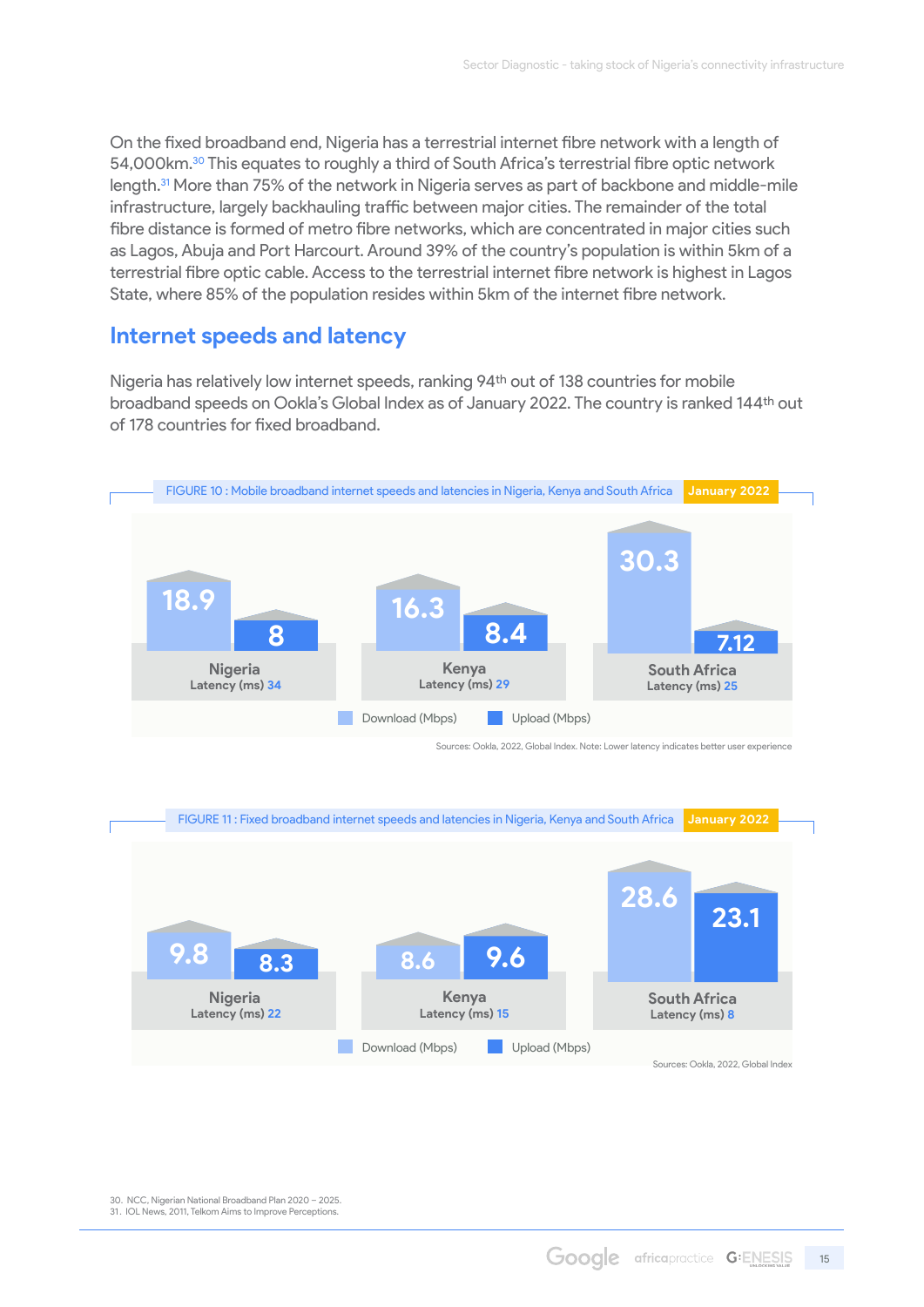On the fixed broadband end, Nigeria has a terrestrial internet fibre network with a length of 54,000km.[30] This equates to roughly a third of South Africa's terrestrial fibre optic network length.[31] More than 75% of the network in Nigeria serves as part of backbone and middle-mile infrastructure, largely backhauling traffic between major cities. The remainder of the total fibre distance is formed of metro fibre networks, which are concentrated in major cities such as Lagos, Abuja and Port Harcourt. Around 39% of the country's population is within 5km of a terrestrial fibre optic cable. Access to the terrestrial internet fibre network is highest in Lagos State, where 85% of the population resides within 5km of the internet fibre network.

## Internet speeds and latency

Nigeria has relatively low internet speeds, ranking 94th out of 138 countries for mobile broadband speeds on Ookla's Global Index as of January 2022. The country is ranked 144th out of 178 countries for fixed broadband.

FIGURE 10 : Mobile broadband internet speeds and latencies in Nigeria, Kenya and South Africa — January 2022

| Country | Download (Mbps) | Upload (Mbps) | Latency (ms) |
|---|---|---|---|
| Nigeria | 18.9 | 8 | 34 |
| Kenya | 16.3 | 8.4 | 29 |
| South Africa | 30.3 | 7.12 | 25 |

Sources: Ookla, 2022, Global Index. Note: Lower latency indicates better user experience

FIGURE 11 : Fixed broadband internet speeds and latencies in Nigeria, Kenya and South Africa — January 2022

| Country | Download (Mbps) | Upload (Mbps) | Latency (ms) |
|---|---|---|---|
| Nigeria | 9.8 | 8.3 | 22 |
| Kenya | 8.6 | 9.6 | 15 |
| South Africa | 28.6 | 23.1 | 8 |

Sources: Ookla, 2022, Global Index

30. NCC, Nigerian National Broadband Plan 2020 – 2025.
31. IOL News, 2011, Telkom Aims to Improve Perceptions.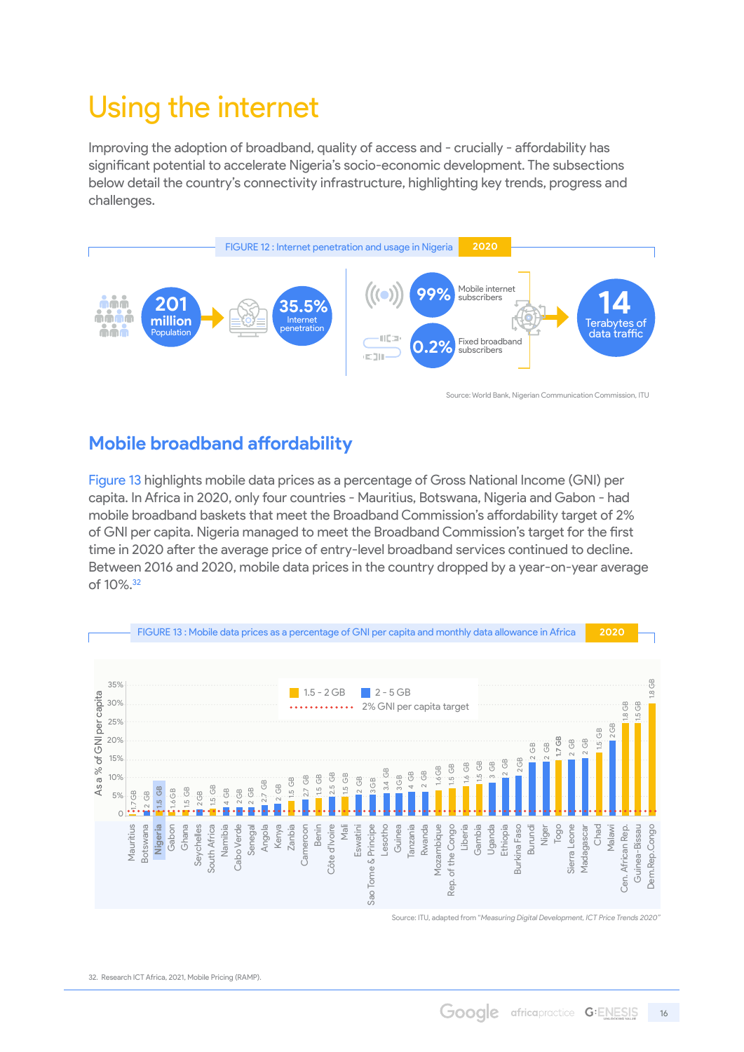# Using the internet

Improving the adoption of broadband, quality of access and - crucially - affordability has significant potential to accelerate Nigeria's socio-economic development. The subsections below detail the country's connectivity infrastructure, highlighting key trends, progress and challenges.

FIGURE 12 : Internet penetration and usage in Nigeria 2020

201 million Population → 35.5% Internet penetration

99% Mobile internet subscribers

0.2% Fixed broadband subscribers

→ 14 Terabytes of data traffic

Source: World Bank, Nigerian Communication Commission, ITU

## Mobile broadband affordability

Figure 13 highlights mobile data prices as a percentage of Gross National Income (GNI) per capita. In Africa in 2020, only four countries - Mauritius, Botswana, Nigeria and Gabon - had mobile broadband baskets that meet the Broadband Commission's affordability target of 2% of GNI per capita. Nigeria managed to meet the Broadband Commission's target for the first time in 2020 after the average price of entry-level broadband services continued to decline. Between 2016 and 2020, mobile data prices in the country dropped by a year-on-year average of 10%.[32]

FIGURE 13 : Mobile data prices as a percentage of GNI per capita and monthly data allowance in Africa 2020

Legend: 1.5 - 2 GB; 2 - 5 GB; 2% GNI per capita target

Y-axis: As a % of GNI per capita (0 to 35%)

| Country | Monthly data allowance |
|---|---|
| Mauritius | 1.7 GB |
| Botswana | 2 GB |
| Nigeria | 1.5 GB |
| Gabon | 1.6 GB |
| Ghana | 1.5 GB |
| Seychelles | 2 GB |
| South Africa | 1.5 GB |
| Namibia | 4 GB |
| Cabo Verde | 2 GB |
| Senegal | 2 GB |
| Angola | 2.7 GB |
| Kenya | 2 GB |
| Zambia | 1.5 GB |
| Cameroon | 2.7 GB |
| Benin | 1.5 GB |
| Côte d'Ivoire | 2.5 GB |
| Mali | 1.5 GB |
| Eswatini | 2 GB |
| Sao Tome & Principe | 3 GB |
| Lesotho | 3.4 GB |
| Guinea | 3 GB |
| Tanzania | 4 GB |
| Rwanda | 2 GB |
| Mozambique | 1.6 GB |
| Rep. of the Congo | 1.5 GB |
| Liberia | 1.6 GB |
| Gambia | 1.5 GB |
| Uganda | 3 GB |
| Ethiopia | 2 GB |
| Burkina Faso | 2 GB |
| Burundi | 2 GB |
| Niger | 2 GB |
| Togo | 1.7 GB |
| Sierra Leone | 2 GB |
| Madagascar | 2 GB |
| Chad | 1.5 GB |
| Malawi | 2 GB |
| Cen. African Rep. | 1.8 GB |
| Guinea-Bissau | 1.5 GB |
| Dem.Rep.Congo | 1.8 GB |

Source: ITU, adapted from "*Measuring Digital Development, ICT Price Trends 2020*"

32. Research ICT Africa, 2021, Mobile Pricing (RAMP).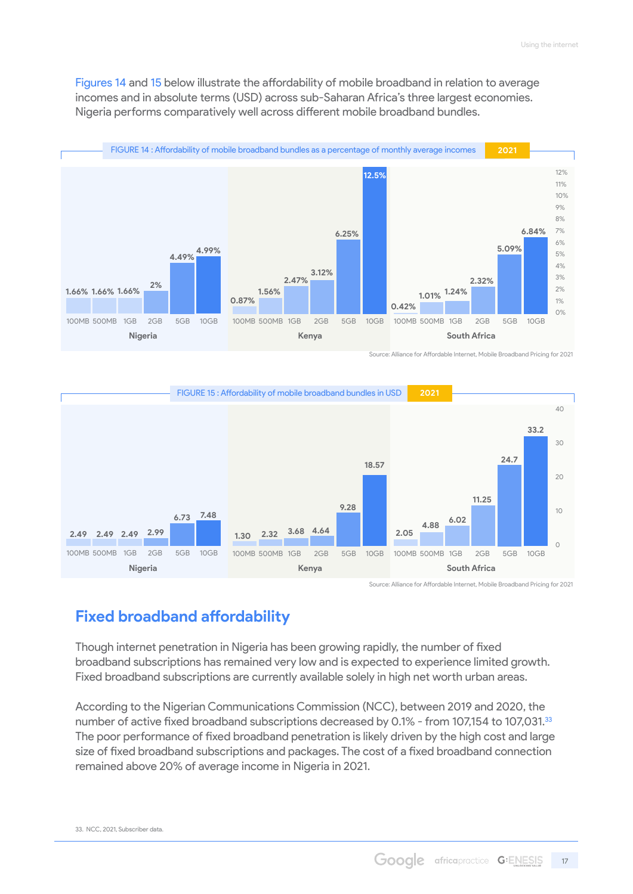Figures 14 and 15 below illustrate the affordability of mobile broadband in relation to average incomes and in absolute terms (USD) across sub-Saharan Africa's three largest economies. Nigeria performs comparatively well across different mobile broadband bundles.

FIGURE 14 : Affordability of mobile broadband bundles as a percentage of monthly average incomes 2021

| Country | 100MB | 500MB | 1GB | 2GB | 5GB | 10GB |
|---|---|---|---|---|---|---|
| Nigeria | 1.66% | 1.66% | 1.66% | 2% | 4.49% | 4.99% |
| Kenya | 0.87% | 1.56% | 2.47% | 3.12% | 6.25% | 12.5% |
| South Africa | 0.42% | 1.01% | 1.24% | 2.32% | 5.09% | 6.84% |

Source: Alliance for Affordable Internet, Mobile Broadband Pricing for 2021

FIGURE 15 : Affordability of mobile broadband bundles in USD 2021

| Country | 100MB | 500MB | 1GB | 2GB | 5GB | 10GB |
|---|---|---|---|---|---|---|
| Nigeria | 2.49 | 2.49 | 2.49 | 2.99 | 6.73 | 7.48 |
| Kenya | 1.30 | 2.32 | 3.68 | 4.64 | 9.28 | 18.57 |
| South Africa | 2.05 | 4.88 | 6.02 | 11.25 | 24.7 | 33.2 |

Source: Alliance for Affordable Internet, Mobile Broadband Pricing for 2021

## Fixed broadband affordability

Though internet penetration in Nigeria has been growing rapidly, the number of fixed broadband subscriptions has remained very low and is expected to experience limited growth. Fixed broadband subscriptions are currently available solely in high net worth urban areas.

According to the Nigerian Communications Commission (NCC), between 2019 and 2020, the number of active fixed broadband subscriptions decreased by 0.1% - from 107,154 to 107,031.[33] The poor performance of fixed broadband penetration is likely driven by the high cost and large size of fixed broadband subscriptions and packages. The cost of a fixed broadband connection remained above 20% of average income in Nigeria in 2021.

33. NCC, 2021, Subscriber data.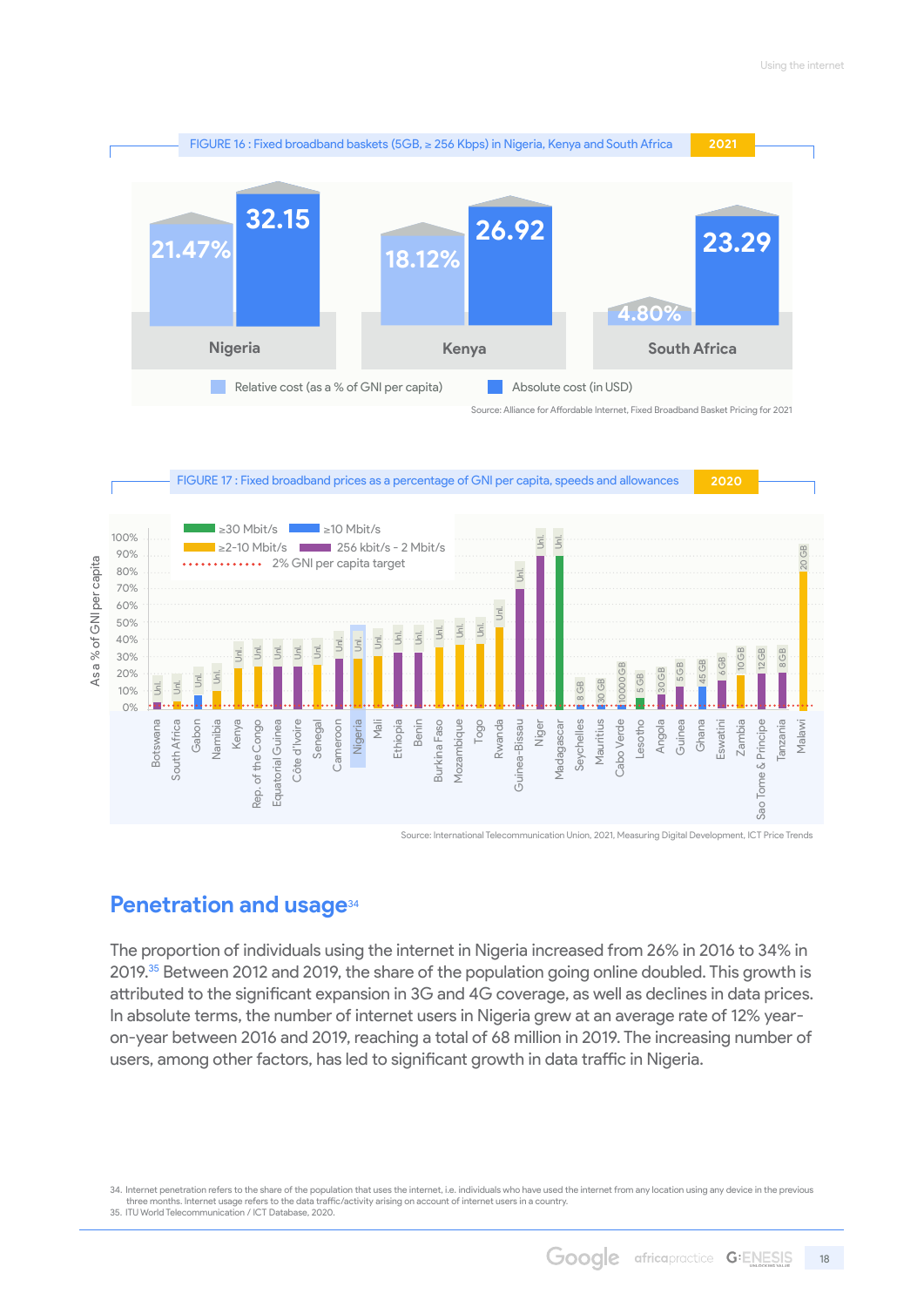FIGURE 16 : Fixed broadband baskets (5GB, ≥ 256 Kbps) in Nigeria, Kenya and South Africa 2021

| | Relative cost (as a % of GNI per capita) | Absolute cost (in USD) |
|---|---|---|
| Nigeria | 21.47% | 32.15 |
| Kenya | 18.12% | 26.92 |
| South Africa | 4.80% | 23.29 |

Source: Alliance for Affordable Internet, Fixed Broadband Basket Pricing for 2021

FIGURE 17 : Fixed broadband prices as a percentage of GNI per capita, speeds and allowances 2020

Source: International Telecommunication Union, 2021, Measuring Digital Development, ICT Price Trends

## Penetration and usage[34]

The proportion of individuals using the internet in Nigeria increased from 26% in 2016 to 34% in 2019.[35] Between 2012 and 2019, the share of the population going online doubled. This growth is attributed to the significant expansion in 3G and 4G coverage, as well as declines in data prices. In absolute terms, the number of internet users in Nigeria grew at an average rate of 12% year-on-year between 2016 and 2019, reaching a total of 68 million in 2019. The increasing number of users, among other factors, has led to significant growth in data traffic in Nigeria.

34. Internet penetration refers to the share of the population that uses the internet, i.e. individuals who have used the internet from any location using any device in the previous three months. Internet usage refers to the data traffic/activity arising on account of internet users in a country.
35. ITU World Telecommunication / ICT Database, 2020.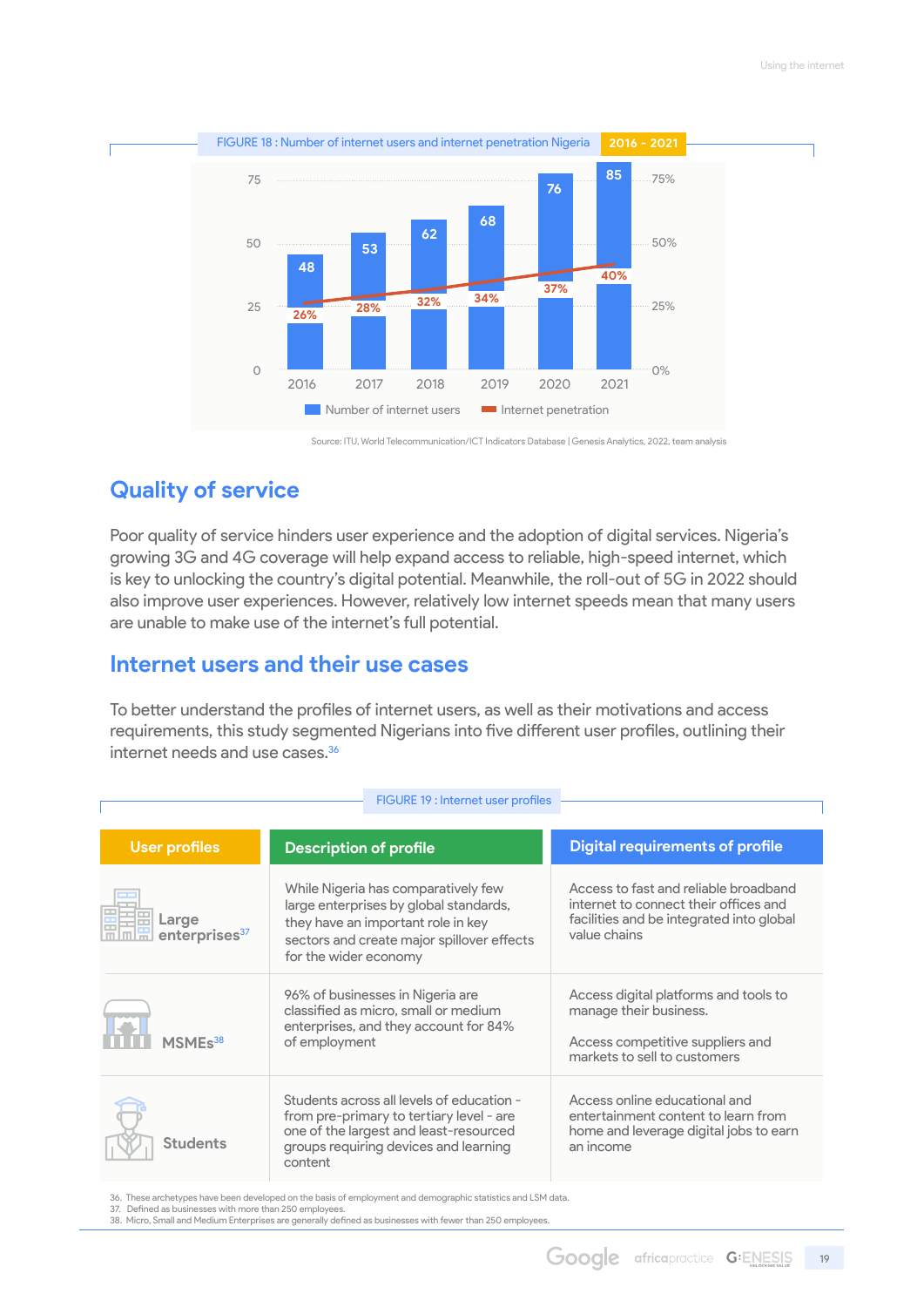FIGURE 18 : Number of internet users and internet penetration Nigeria 2016 - 2021

| Year | Number of internet users | Internet penetration |
|---|---|---|
| 2016 | 48 | 26% |
| 2017 | 53 | 28% |
| 2018 | 62 | 32% |
| 2019 | 68 | 34% |
| 2020 | 76 | 37% |
| 2021 | 85 | 40% |

Source: ITU, World Telecommunication/ICT Indicators Database | Genesis Analytics, 2022, team analysis

## Quality of service

Poor quality of service hinders user experience and the adoption of digital services. Nigeria's growing 3G and 4G coverage will help expand access to reliable, high-speed internet, which is key to unlocking the country's digital potential. Meanwhile, the roll-out of 5G in 2022 should also improve user experiences. However, relatively low internet speeds mean that many users are unable to make use of the internet's full potential.

## Internet users and their use cases

To better understand the profiles of internet users, as well as their motivations and access requirements, this study segmented Nigerians into five different user profiles, outlining their internet needs and use cases.[36]

FIGURE 19 : Internet user profiles

| User profiles | Description of profile | Digital requirements of profile |
|---|---|---|
| Large enterprises[37] | While Nigeria has comparatively few large enterprises by global standards, they have an important role in key sectors and create major spillover effects for the wider economy | Access to fast and reliable broadband internet to connect their offices and facilities and be integrated into global value chains |
| MSMEs[38] | 96% of businesses in Nigeria are classified as micro, small or medium enterprises, and they account for 84% of employment | Access digital platforms and tools to manage their business.<br><br>Access competitive suppliers and markets to sell to customers |
| Students | Students across all levels of education - from pre-primary to tertiary level - are one of the largest and least-resourced groups requiring devices and learning content | Access online educational and entertainment content to learn from home and leverage digital jobs to earn an income |

36. These archetypes have been developed on the basis of employment and demographic statistics and LSM data.
37. Defined as businesses with more than 250 employees.
38. Micro, Small and Medium Enterprises are generally defined as businesses with fewer than 250 employees.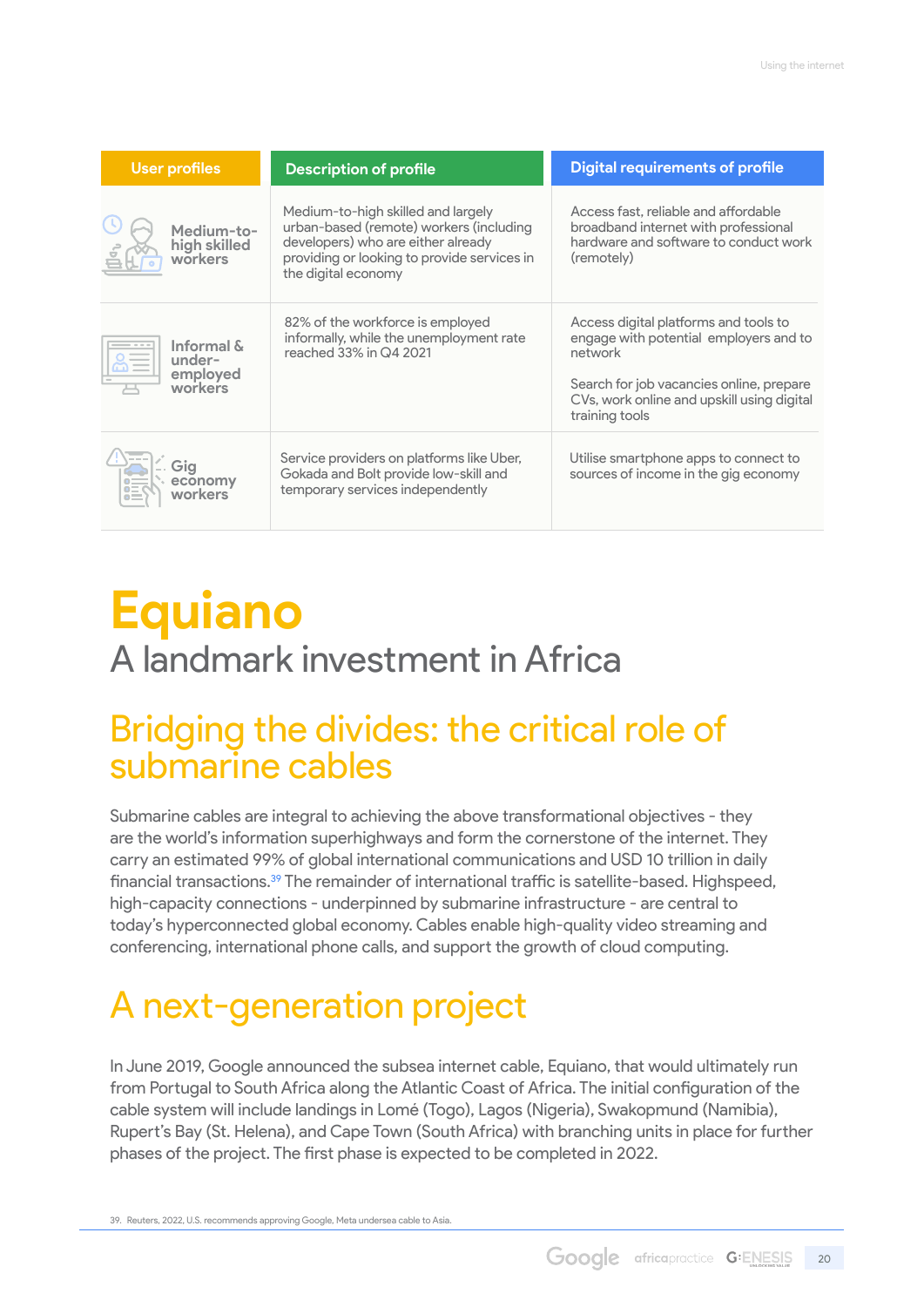| User profiles | Description of profile | Digital requirements of profile |
|---|---|---|
| Medium-to-high skilled workers | Medium-to-high skilled and largely urban-based (remote) workers (including developers) who are either already providing or looking to provide services in the digital economy | Access fast, reliable and affordable broadband internet with professional hardware and software to conduct work (remotely) |
| Informal & under-employed workers | 82% of the workforce is employed informally, while the unemployment rate reached 33% in Q4 2021 | Access digital platforms and tools to engage with potential employers and to network<br><br>Search for job vacancies online, prepare CVs, work online and upskill using digital training tools |
| Gig economy workers | Service providers on platforms like Uber, Gokada and Bolt provide low-skill and temporary services independently | Utilise smartphone apps to connect to sources of income in the gig economy |

# Equiano

## A landmark investment in Africa

## Bridging the divides: the critical role of submarine cables

Submarine cables are integral to achieving the above transformational objectives - they are the world's information superhighways and form the cornerstone of the internet. They carry an estimated 99% of global international communications and USD 10 trillion in daily financial transactions.[39] The remainder of international traffic is satellite-based. Highspeed, high-capacity connections - underpinned by submarine infrastructure - are central to today's hyperconnected global economy. Cables enable high-quality video streaming and conferencing, international phone calls, and support the growth of cloud computing.

## A next-generation project

In June 2019, Google announced the subsea internet cable, Equiano, that would ultimately run from Portugal to South Africa along the Atlantic Coast of Africa. The initial configuration of the cable system will include landings in Lomé (Togo), Lagos (Nigeria), Swakopmund (Namibia), Rupert's Bay (St. Helena), and Cape Town (South Africa) with branching units in place for further phases of the project. The first phase is expected to be completed in 2022.

39. Reuters, 2022, U.S. recommends approving Google, Meta undersea cable to Asia.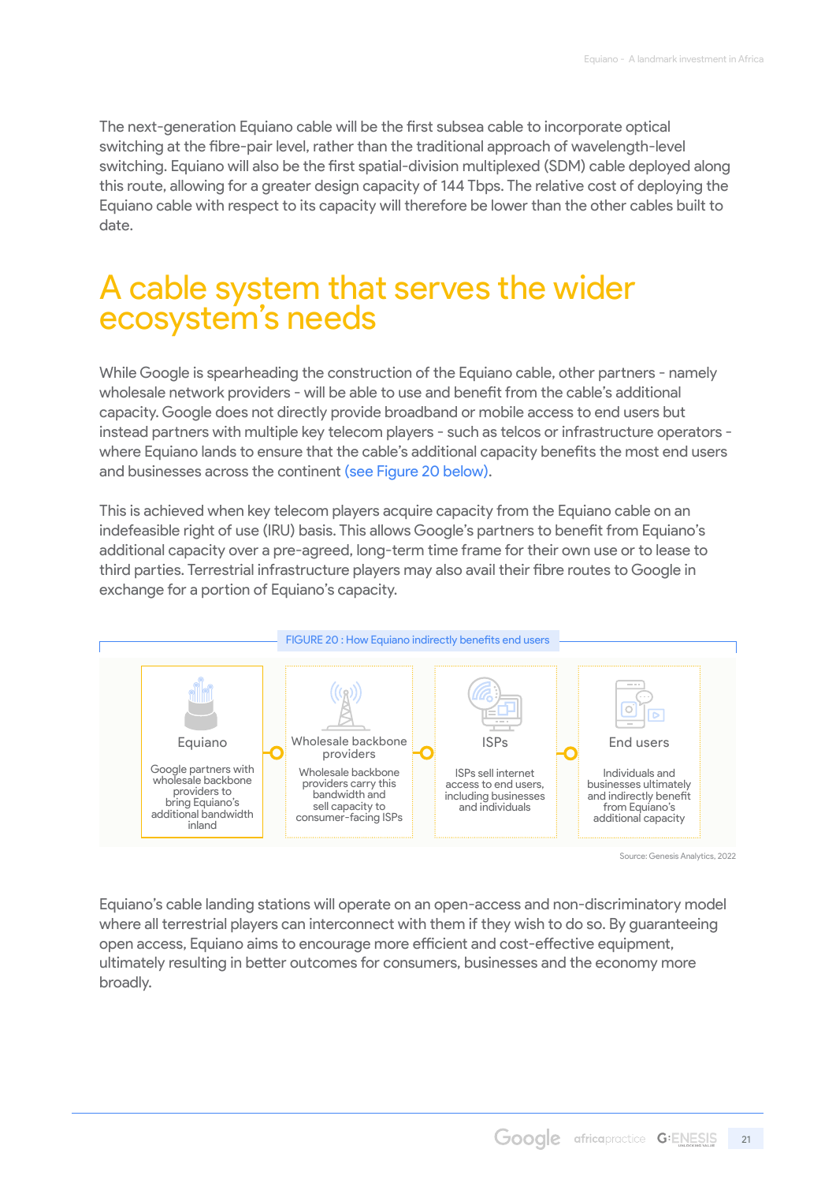The next-generation Equiano cable will be the first subsea cable to incorporate optical switching at the fibre-pair level, rather than the traditional approach of wavelength-level switching. Equiano will also be the first spatial-division multiplexed (SDM) cable deployed along this route, allowing for a greater design capacity of 144 Tbps. The relative cost of deploying the Equiano cable with respect to its capacity will therefore be lower than the other cables built to date.

## A cable system that serves the wider ecosystem's needs

While Google is spearheading the construction of the Equiano cable, other partners - namely wholesale network providers - will be able to use and benefit from the cable's additional capacity. Google does not directly provide broadband or mobile access to end users but instead partners with multiple key telecom players - such as telcos or infrastructure operators - where Equiano lands to ensure that the cable's additional capacity benefits the most end users and businesses across the continent (see Figure 20 below).

This is achieved when key telecom players acquire capacity from the Equiano cable on an indefeasible right of use (IRU) basis. This allows Google's partners to benefit from Equiano's additional capacity over a pre-agreed, long-term time frame for their own use or to lease to third parties. Terrestrial infrastructure players may also avail their fibre routes to Google in exchange for a portion of Equiano's capacity.

FIGURE 20 : How Equiano indirectly benefits end users

| Equiano | Wholesale backbone providers | ISPs | End users |
|---|---|---|---|
| Google partners with wholesale backbone providers to bring Equiano's additional bandwidth inland | Wholesale backbone providers carry this bandwidth and sell capacity to consumer-facing ISPs | ISPs sell internet access to end users, including businesses and individuals | Individuals and businesses ultimately and indirectly benefit from Equiano's additional capacity |

Source: Genesis Analytics, 2022

Equiano's cable landing stations will operate on an open-access and non-discriminatory model where all terrestrial players can interconnect with them if they wish to do so. By guaranteeing open access, Equiano aims to encourage more efficient and cost-effective equipment, ultimately resulting in better outcomes for consumers, businesses and the economy more broadly.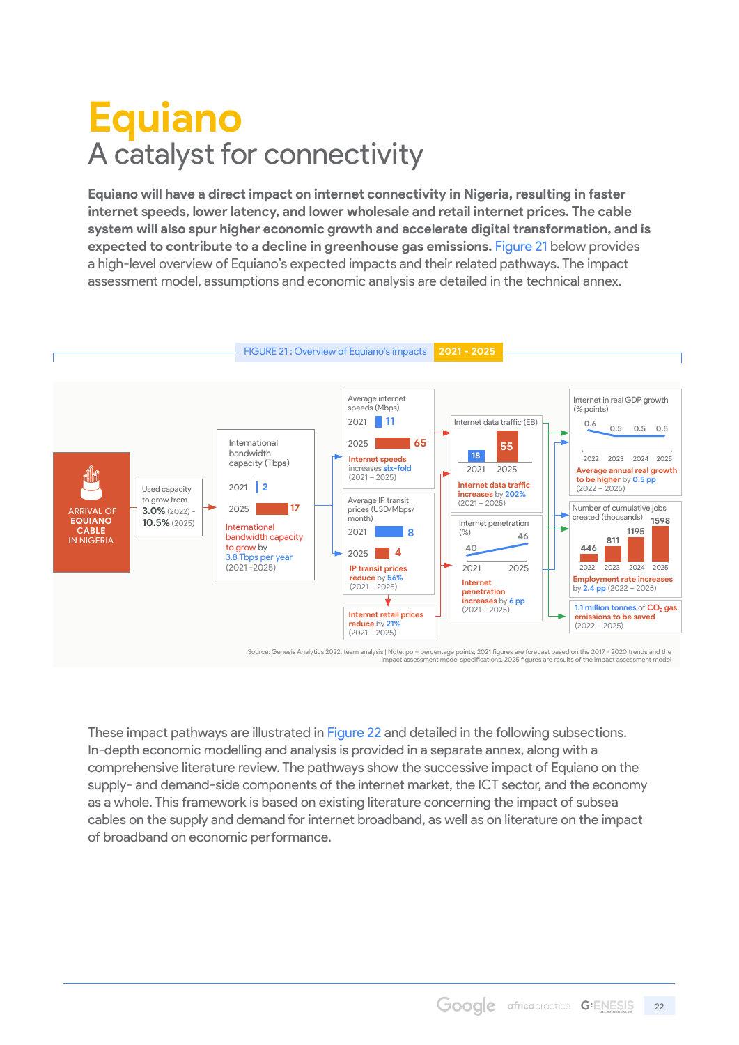# Equiano

## A catalyst for connectivity

**Equiano will have a direct impact on internet connectivity in Nigeria, resulting in faster internet speeds, lower latency, and lower wholesale and retail internet prices. The cable system will also spur higher economic growth and accelerate digital transformation, and is expected to contribute to a decline in greenhouse gas emissions.** Figure 21 below provides a high-level overview of Equiano's expected impacts and their related pathways. The impact assessment model, assumptions and economic analysis are detailed in the technical annex.

FIGURE 21 : Overview of Equiano's impacts **2021 - 2025**

ARRIVAL OF **EQUIANO CABLE** IN NIGERIA

Used capacity to grow from **3.0%** (2022) - **10.5%** (2025)

International bandwidth capacity (Tbps)
- 2021: 2
- 2025: 17

International bandwidth capacity to grow by 3.8 Tbps per year (2021 - 2025)

Average internet speeds (Mbps)
- 2021: 11
- 2025: 65

**Internet speeds** increases **six-fold** (2021 – 2025)

Average IP transit prices (USD/Mbps/month)
- 2021: 8
- 2025: 4

**IP transit prices reduce** by **56%** (2021 – 2025)

**Internet retail prices reduce** by **21%** (2021 – 2025)

Internet data traffic (EB)
- 2021: 18
- 2025: 55

**Internet data traffic increases** by **202%** (2021 – 2025)

Internet penetration (%)
- 2021: 40
- 2025: 46

**Internet penetration increases** by **6 pp** (2021 – 2025)

Internet in real GDP growth (% points)

| 2022 | 2023 | 2024 | 2025 |
|---|---|---|---|
| 0.6 | 0.5 | 0.5 | 0.5 |

**Average annual real growth to be higher** by **0.5 pp** (2022 – 2025)

Number of cumulative jobs created (thousands)

| 2022 | 2023 | 2024 | 2025 |
|---|---|---|---|
| 446 | 811 | 1195 | 1598 |

**Employment rate increases** by **2.4 pp** (2022 – 2025)

**1.1 million tonnes** of $CO_2$ **gas emissions to be saved** (2022 – 2025)

Source: Genesis Analytics 2022, team analysis | Note: pp – percentage points; 2021 figures are forecast based on the 2017 - 2020 trends and the impact assessment model specifications. 2025 figures are results of the impact assessment model

These impact pathways are illustrated in Figure 22 and detailed in the following subsections. In-depth economic modelling and analysis is provided in a separate annex, along with a comprehensive literature review. The pathways show the successive impact of Equiano on the supply- and demand-side components of the internet market, the ICT sector, and the economy as a whole. This framework is based on existing literature concerning the impact of subsea cables on the supply and demand for internet broadband, as well as on literature on the impact of broadband on economic performance.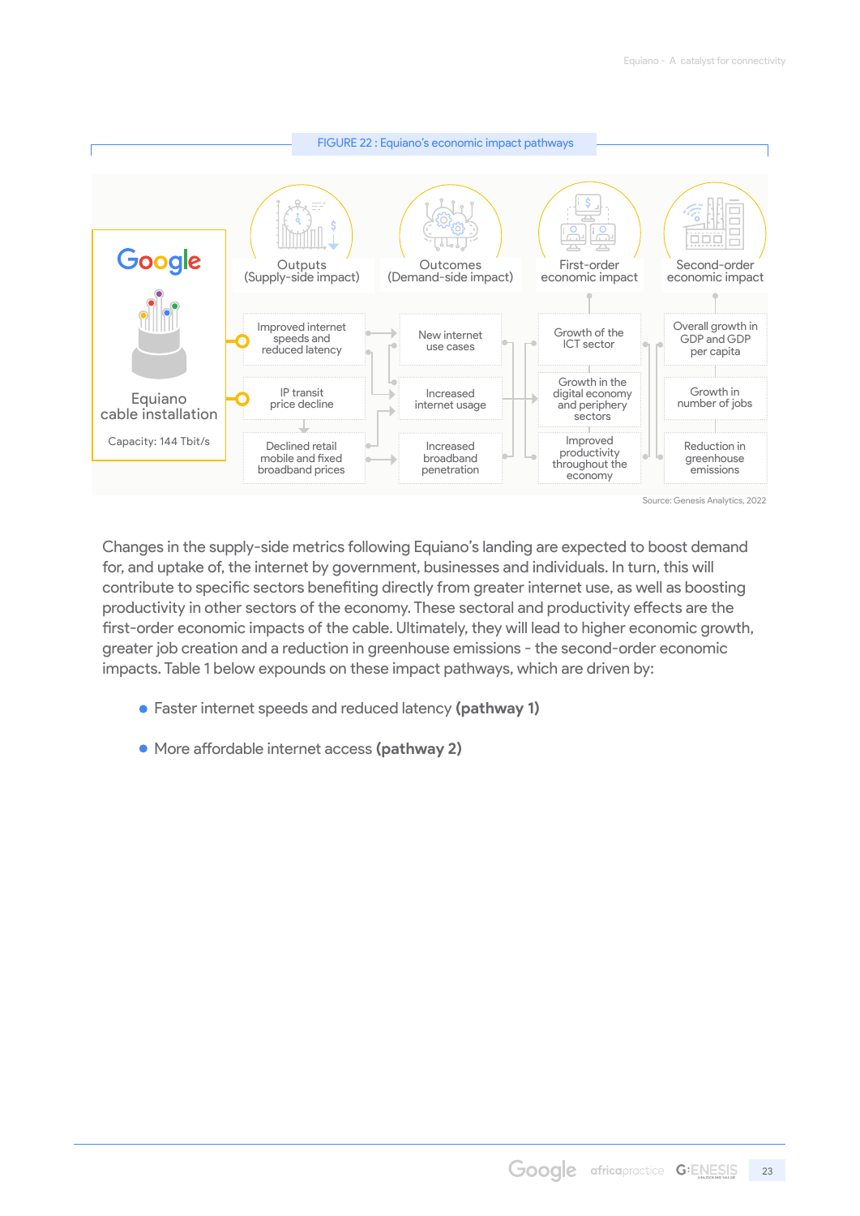FIGURE 22 : Equiano's economic impact pathways

| Google Equiano cable installation (Capacity: 144 Tbit/s) | Outputs (Supply-side impact) | Outcomes (Demand-side impact) | First-order economic impact | Second-order economic impact |
|---|---|---|---|---|
| | Improved internet speeds and reduced latency | New internet use cases | Growth of the ICT sector | Overall growth in GDP and GDP per capita |
| | IP transit price decline | Increased internet usage | Growth in the digital economy and periphery sectors | Growth in number of jobs |
| | Declined retail mobile and fixed broadband prices | Increased broadband penetration | Improved productivity throughout the economy | Reduction in greenhouse emissions |

Source: Genesis Analytics, 2022

Changes in the supply-side metrics following Equiano's landing are expected to boost demand for, and uptake of, the internet by government, businesses and individuals. In turn, this will contribute to specific sectors benefiting directly from greater internet use, as well as boosting productivity in other sectors of the economy. These sectoral and productivity effects are the first-order economic impacts of the cable. Ultimately, they will lead to higher economic growth, greater job creation and a reduction in greenhouse emissions - the second-order economic impacts. Table 1 below expounds on these impact pathways, which are driven by:

- Faster internet speeds and reduced latency **(pathway 1)**
- More affordable internet access **(pathway 2)**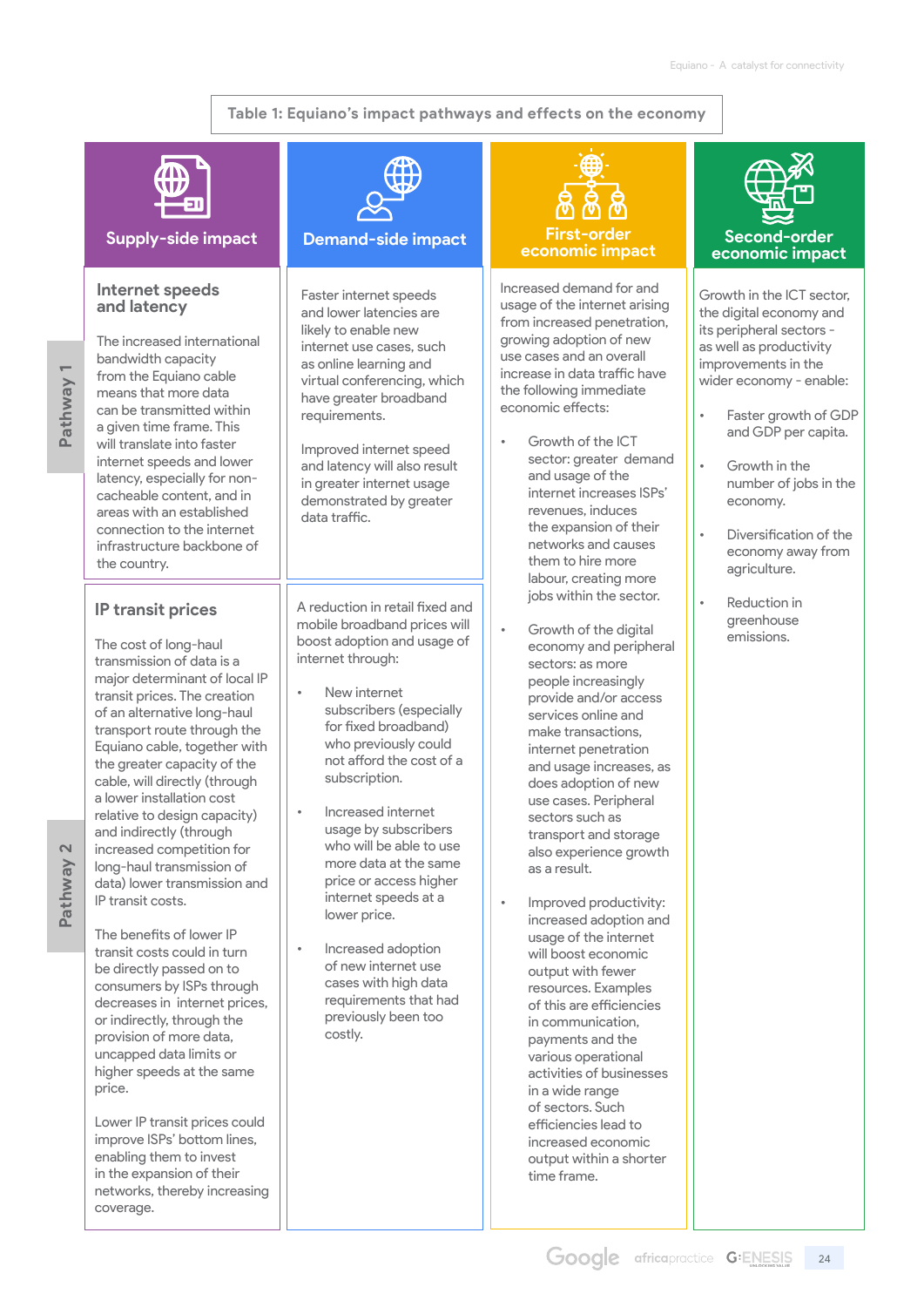**Table 1: Equiano's impact pathways and effects on the economy**

| | Supply-side impact | Demand-side impact | First-order economic impact | Second-order economic impact |
|---|---|---|---|---|
| Pathway 1 | **Internet speeds and latency**<br><br>The increased international bandwidth capacity from the Equiano cable means that more data can be transmitted within a given time frame. This will translate into faster internet speeds and lower latency, especially for non-cacheable content, and in areas with an established connection to the internet infrastructure backbone of the country. | Faster internet speeds and lower latencies are likely to enable new internet use cases, such as online learning and virtual conferencing, which have greater broadband requirements.<br><br>Improved internet speed and latency will also result in greater internet usage demonstrated by greater data traffic. | Increased demand for and usage of the internet arising from increased penetration, growing adoption of new use cases and an overall increase in data traffic have the following immediate economic effects:<br><br>• Growth of the ICT sector: greater demand and usage of the internet increases ISPs' revenues, induces the expansion of their networks and causes them to hire more labour, creating more jobs within the sector.<br><br>• Growth of the digital economy and peripheral sectors: as more people increasingly provide and/or access services online and make transactions, internet penetration and usage increases, as does adoption of new use cases. Peripheral sectors such as transport and storage also experience growth as a result.<br><br>• Improved productivity: increased adoption and usage of the internet will boost economic output with fewer resources. Examples of this are efficiencies in communication, payments and the various operational activities of businesses in a wide range of sectors. Such efficiencies lead to increased economic output within a shorter time frame. | Growth in the ICT sector, the digital economy and its peripheral sectors - as well as productivity improvements in the wider economy - enable:<br><br>• Faster growth of GDP and GDP per capita.<br><br>• Growth in the number of jobs in the economy.<br><br>• Diversification of the economy away from agriculture.<br><br>• Reduction in greenhouse emissions. |
| Pathway 2 | **IP transit prices**<br><br>The cost of long-haul transmission of data is a major determinant of local IP transit prices. The creation of an alternative long-haul transport route through the Equiano cable, together with the greater capacity of the cable, will directly (through a lower installation cost relative to design capacity) and indirectly (through increased competition for long-haul transmission of data) lower transmission and IP transit costs.<br><br>The benefits of lower IP transit costs could in turn be directly passed on to consumers by ISPs through decreases in internet prices, or indirectly, through the provision of more data, uncapped data limits or higher speeds at the same price.<br><br>Lower IP transit prices could improve ISPs' bottom lines, enabling them to invest in the expansion of their networks, thereby increasing coverage. | A reduction in retail fixed and mobile broadband prices will boost adoption and usage of internet through:<br><br>• New internet subscribers (especially for fixed broadband) who previously could not afford the cost of a subscription.<br><br>• Increased internet usage by subscribers who will be able to use more data at the same price or access higher internet speeds at a lower price.<br><br>• Increased adoption of new internet use cases with high data requirements that had previously been too costly. | | |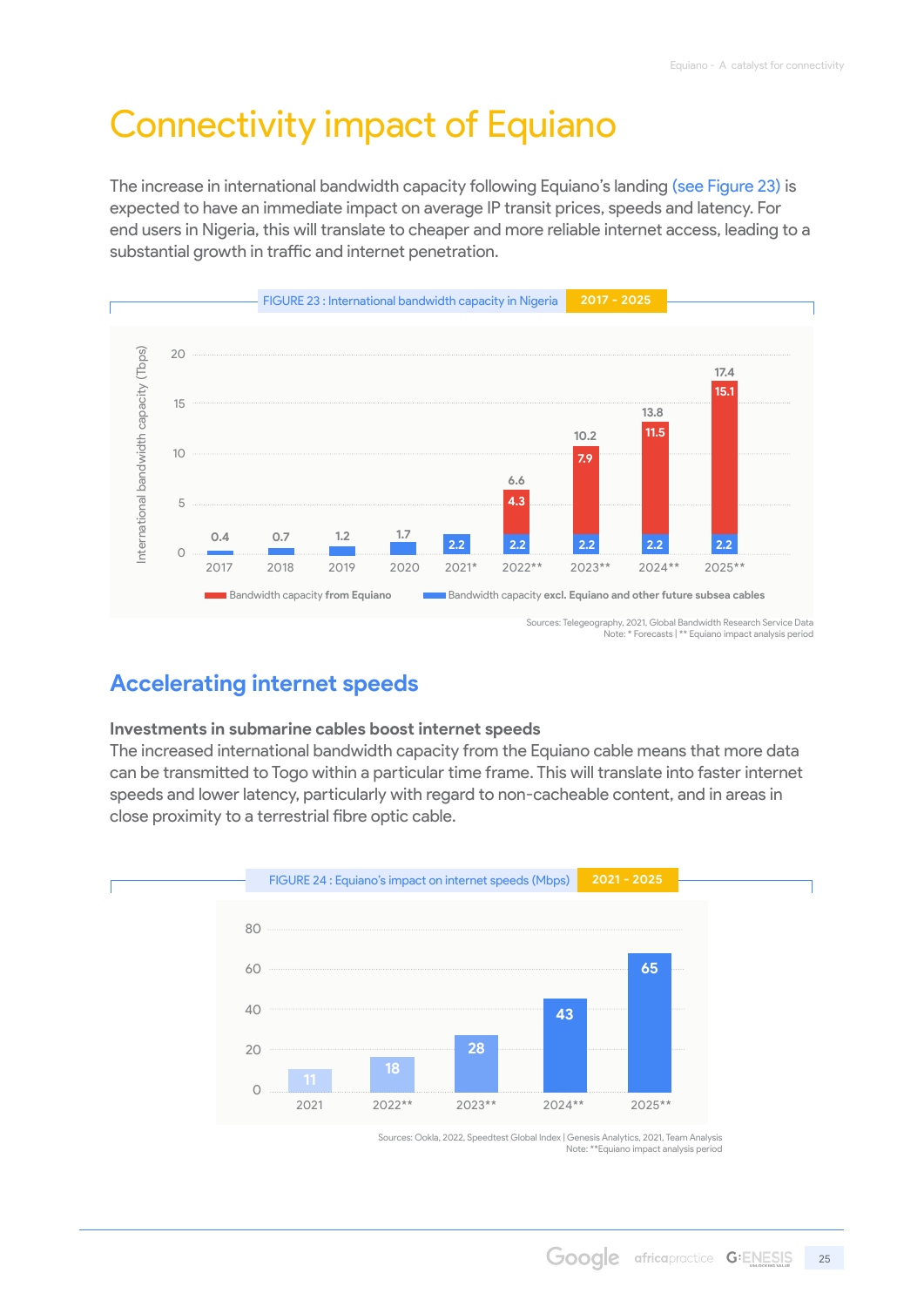# Connectivity impact of Equiano

The increase in international bandwidth capacity following Equiano's landing (see Figure 23) is expected to have an immediate impact on average IP transit prices, speeds and latency. For end users in Nigeria, this will translate to cheaper and more reliable internet access, leading to a substantial growth in traffic and internet penetration.

FIGURE 23 : International bandwidth capacity in Nigeria 2017 - 2025

| Year | Bandwidth capacity excl. Equiano and other future subsea cables (Tbps) | Bandwidth capacity from Equiano (Tbps) | Total (Tbps) |
|---|---|---|---|
| 2017 | 0.4 | | 0.4 |
| 2018 | 0.7 | | 0.7 |
| 2019 | 1.2 | | 1.2 |
| 2020 | 1.7 | | 1.7 |
| 2021* | 2.2 | | 2.2 |
| 2022** | 2.2 | 4.3 | 6.6 |
| 2023** | 2.2 | 7.9 | 10.2 |
| 2024** | 2.2 | 11.5 | 13.8 |
| 2025** | 2.2 | 15.1 | 17.4 |

Sources: Telegeography, 2021, Global Bandwidth Research Service Data
Note: * Forecasts | ** Equiano impact analysis period

## Accelerating internet speeds

**Investments in submarine cables boost internet speeds**

The increased international bandwidth capacity from the Equiano cable means that more data can be transmitted to Togo within a particular time frame. This will translate into faster internet speeds and lower latency, particularly with regard to non-cacheable content, and in areas in close proximity to a terrestrial fibre optic cable.

FIGURE 24 : Equiano's impact on internet speeds (Mbps) 2021 - 2025

| Year | Internet speed (Mbps) |
|---|---|
| 2021 | 11 |
| 2022** | 18 |
| 2023** | 28 |
| 2024** | 43 |
| 2025** | 65 |

Sources: Ookla, 2022, Speedtest Global Index | Genesis Analytics, 2021, Team Analysis
Note: **Equiano impact analysis period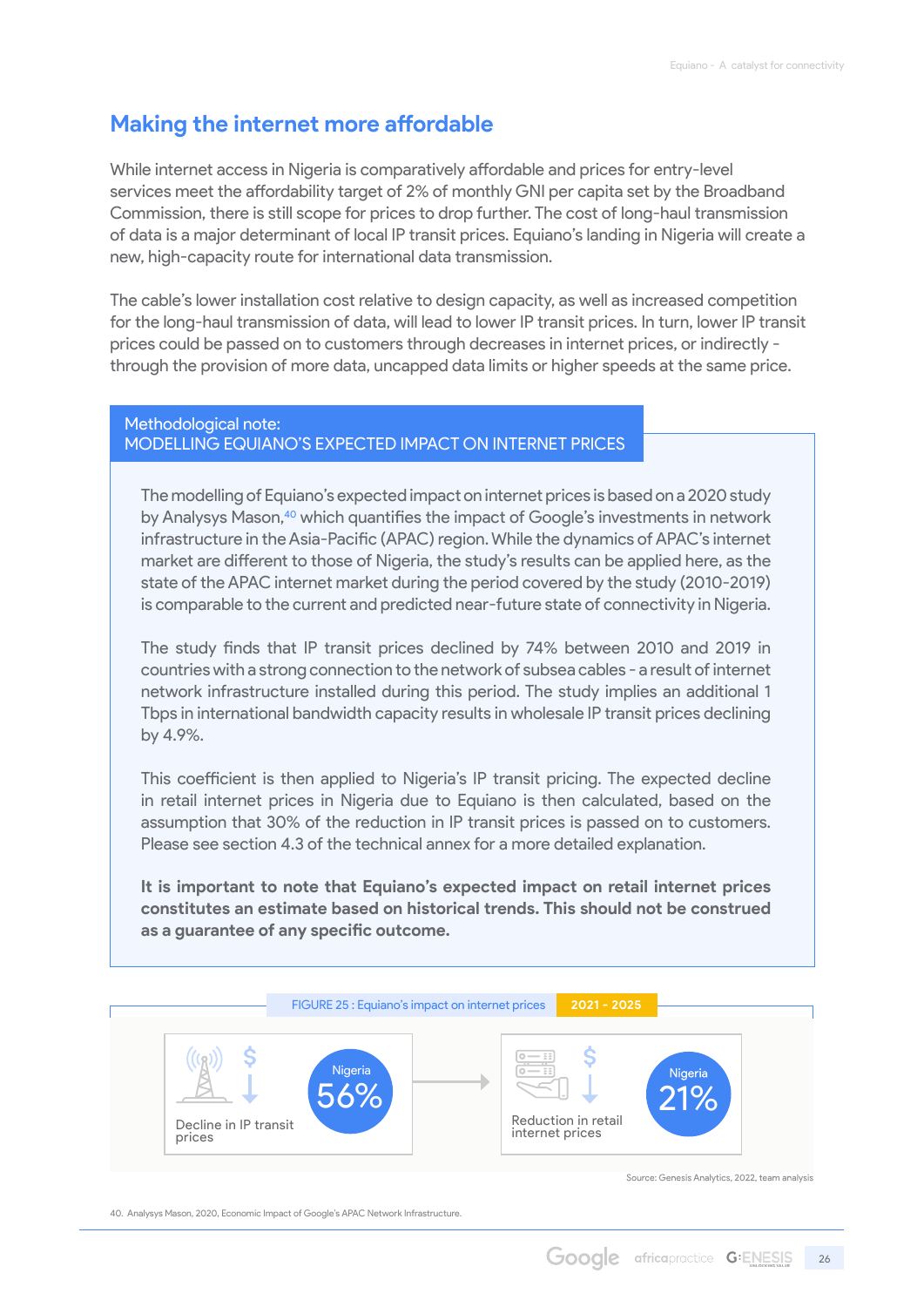## Making the internet more affordable

While internet access in Nigeria is comparatively affordable and prices for entry-level services meet the affordability target of 2% of monthly GNI per capita set by the Broadband Commission, there is still scope for prices to drop further. The cost of long-haul transmission of data is a major determinant of local IP transit prices. Equiano's landing in Nigeria will create a new, high-capacity route for international data transmission.

The cable's lower installation cost relative to design capacity, as well as increased competition for the long-haul transmission of data, will lead to lower IP transit prices. In turn, lower IP transit prices could be passed on to customers through decreases in internet prices, or indirectly - through the provision of more data, uncapped data limits or higher speeds at the same price.

### Methodological note: MODELLING EQUIANO'S EXPECTED IMPACT ON INTERNET PRICES

The modelling of Equiano's expected impact on internet prices is based on a 2020 study by Analysys Mason,[40] which quantifies the impact of Google's investments in network infrastructure in the Asia-Pacific (APAC) region. While the dynamics of APAC's internet market are different to those of Nigeria, the study's results can be applied here, as the state of the APAC internet market during the period covered by the study (2010-2019) is comparable to the current and predicted near-future state of connectivity in Nigeria.

The study finds that IP transit prices declined by 74% between 2010 and 2019 in countries with a strong connection to the network of subsea cables - a result of internet network infrastructure installed during this period. The study implies an additional 1 Tbps in international bandwidth capacity results in wholesale IP transit prices declining by 4.9%.

This coefficient is then applied to Nigeria's IP transit pricing. The expected decline in retail internet prices in Nigeria due to Equiano is then calculated, based on the assumption that 30% of the reduction in IP transit prices is passed on to customers. Please see section 4.3 of the technical annex for a more detailed explanation.

**It is important to note that Equiano's expected impact on retail internet prices constitutes an estimate based on historical trends. This should not be construed as a guarantee of any specific outcome.**

FIGURE 25 : Equiano's impact on internet prices 2021 - 2025

| | Nigeria |
|---|---|
| Decline in IP transit prices | 56% |
| Reduction in retail internet prices | 21% |

Source: Genesis Analytics, 2022, team analysis

40. Analysys Mason, 2020, Economic Impact of Google's APAC Network Infrastructure.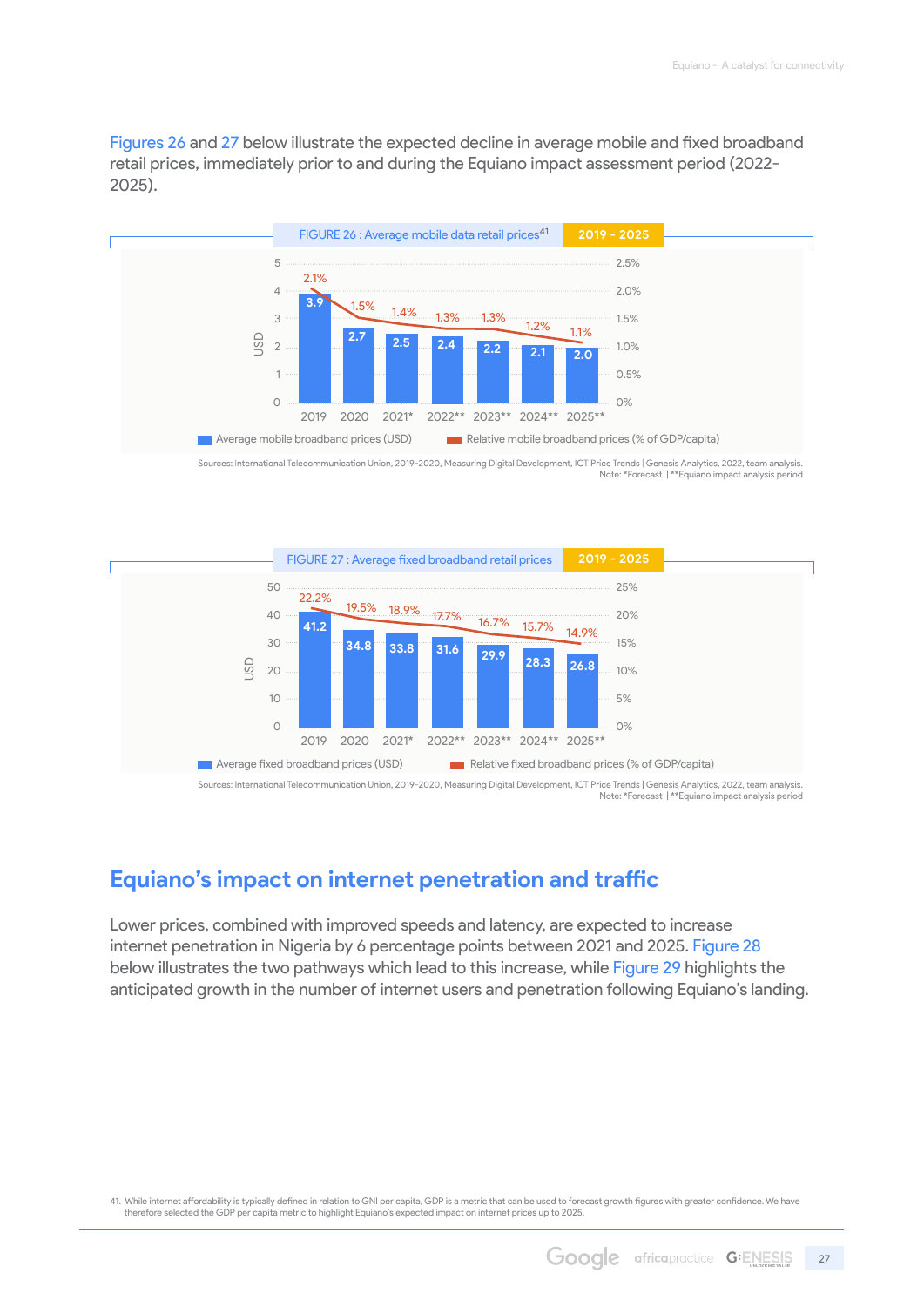Figures 26 and 27 below illustrate the expected decline in average mobile and fixed broadband retail prices, immediately prior to and during the Equiano impact assessment period (2022-2025).

FIGURE 26 : Average mobile data retail prices[41] 2019 - 2025

| Year | Average mobile broadband prices (USD) | Relative mobile broadband prices (% of GDP/capita) |
|---|---|---|
| 2019 | 3.9 | 2.1% |
| 2020 | 2.7 | 1.5% |
| 2021* | 2.5 | 1.4% |
| 2022** | 2.4 | 1.3% |
| 2023** | 2.2 | 1.3% |
| 2024** | 2.1 | 1.2% |
| 2025** | 2.0 | 1.1% |

Sources: International Telecommunication Union, 2019-2020, Measuring Digital Development, ICT Price Trends | Genesis Analytics, 2022, team analysis.
Note: *Forecast | **Equiano impact analysis period

FIGURE 27 : Average fixed broadband retail prices 2019 - 2025

| Year | Average fixed broadband prices (USD) | Relative fixed broadband prices (% of GDP/capita) |
|---|---|---|
| 2019 | 41.2 | 22.2% |
| 2020 | 34.8 | 19.5% |
| 2021* | 33.8 | 18.9% |
| 2022** | 31.6 | 17.7% |
| 2023** | 29.9 | 16.7% |
| 2024** | 28.3 | 15.7% |
| 2025** | 26.8 | 14.9% |

Sources: International Telecommunication Union, 2019-2020, Measuring Digital Development, ICT Price Trends | Genesis Analytics, 2022, team analysis.
Note: *Forecast | **Equiano impact analysis period

## Equiano's impact on internet penetration and traffic

Lower prices, combined with improved speeds and latency, are expected to increase internet penetration in Nigeria by 6 percentage points between 2021 and 2025. Figure 28 below illustrates the two pathways which lead to this increase, while Figure 29 highlights the anticipated growth in the number of internet users and penetration following Equiano's landing.

41. While internet affordability is typically defined in relation to GNI per capita, GDP is a metric that can be used to forecast growth figures with greater confidence. We have therefore selected the GDP per capita metric to highlight Equiano's expected impact on internet prices up to 2025.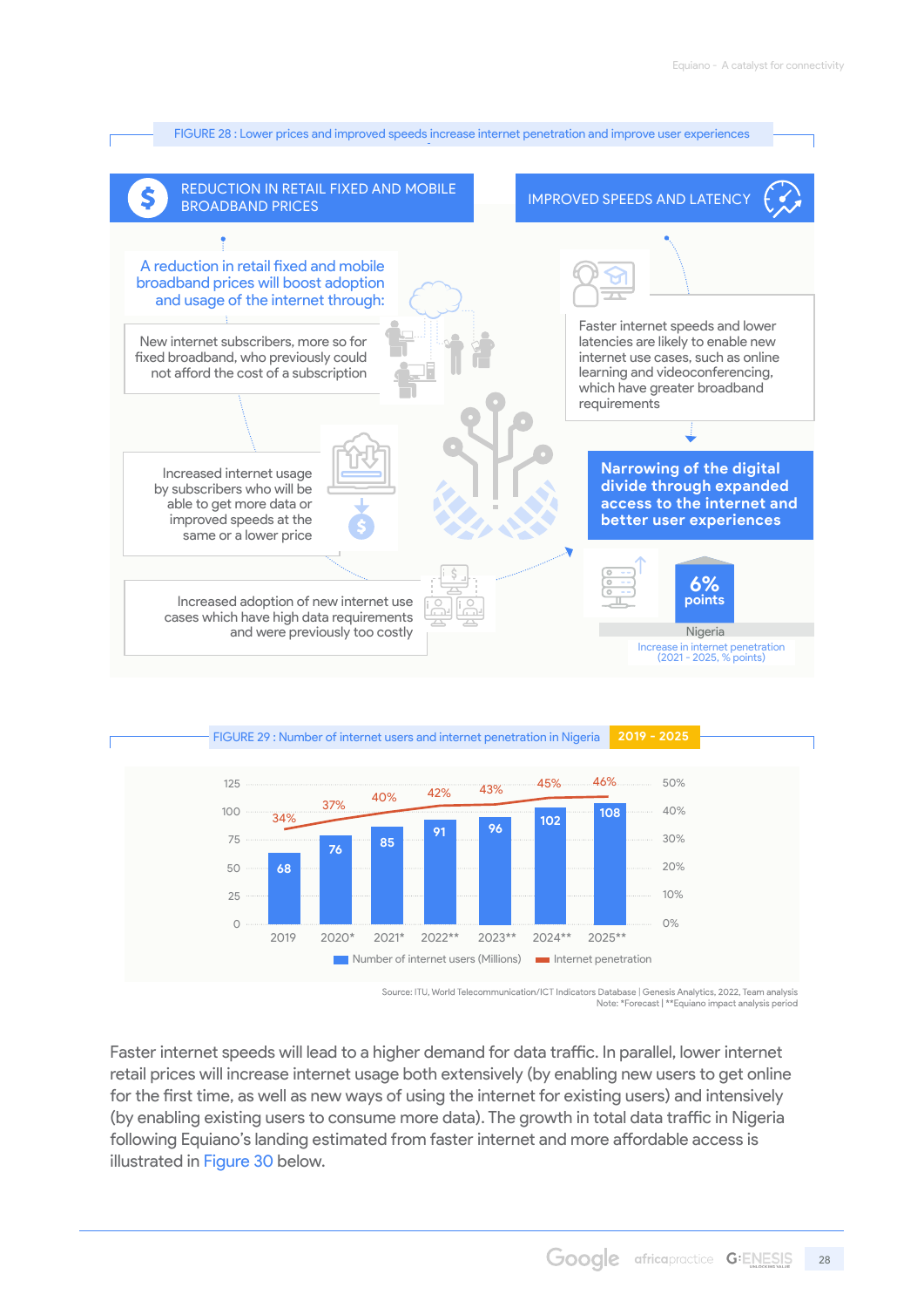FIGURE 28 : Lower prices and improved speeds increase internet penetration and improve user experiences

**REDUCTION IN RETAIL FIXED AND MOBILE BROADBAND PRICES**

A reduction in retail fixed and mobile broadband prices will boost adoption and usage of the internet through:

- New internet subscribers, more so for fixed broadband, who previously could not afford the cost of a subscription
- Increased internet usage by subscribers who will be able to get more data or improved speeds at the same or a lower price
- Increased adoption of new internet use cases which have high data requirements and were previously too costly

**IMPROVED SPEEDS AND LATENCY**

Faster internet speeds and lower latencies are likely to enable new internet use cases, such as online learning and videoconferencing, which have greater broadband requirements

**Narrowing of the digital divide through expanded access to the internet and better user experiences**

6% points — Nigeria

Increase in internet penetration (2021 - 2025, % points)

FIGURE 29 : Number of internet users and internet penetration in Nigeria 2019 - 2025

| Year | Number of internet users (Millions) | Internet penetration |
|---|---|---|
| 2019 | 68 | 34% |
| 2020* | 76 | 37% |
| 2021* | 85 | 40% |
| 2022** | 91 | 42% |
| 2023** | 96 | 43% |
| 2024** | 102 | 45% |
| 2025** | 108 | 46% |

Source: ITU, World Telecommunication/ICT Indicators Database | Genesis Analytics, 2022, Team analysis
Note: *Forecast | **Equiano impact analysis period

Faster internet speeds will lead to a higher demand for data traffic. In parallel, lower internet retail prices will increase internet usage both extensively (by enabling new users to get online for the first time, as well as new ways of using the internet for existing users) and intensively (by enabling existing users to consume more data). The growth in total data traffic in Nigeria following Equiano's landing estimated from faster internet and more affordable access is illustrated in Figure 30 below.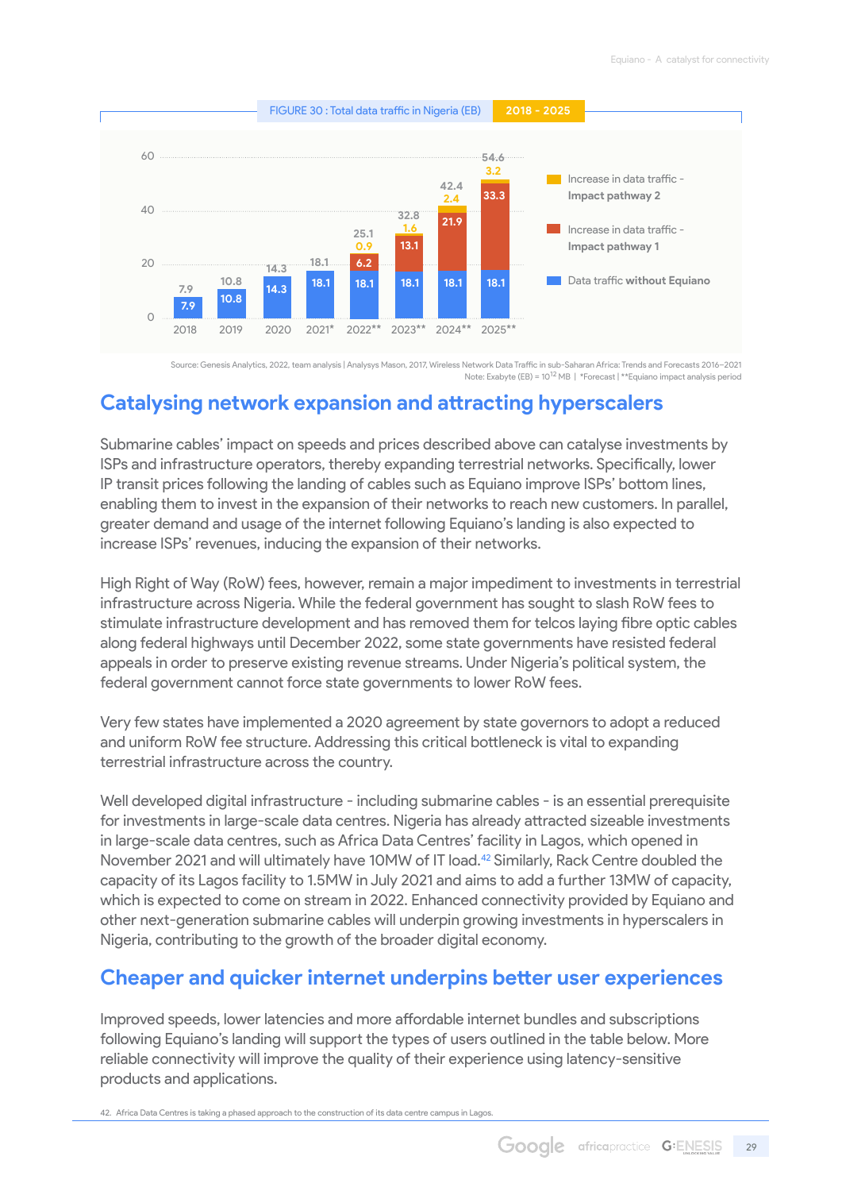FIGURE 30 : Total data traffic in Nigeria (EB) 2018 - 2025

| Year | Data traffic without Equiano | Increase in data traffic - Impact pathway 1 | Increase in data traffic - Impact pathway 2 | Total |
|---|---|---|---|---|
| 2018 | 7.9 | | | 7.9 |
| 2019 | 10.8 | | | 10.8 |
| 2020 | 14.3 | | | 14.3 |
| 2021* | 18.1 | | | 18.1 |
| 2022** | 18.1 | 6.2 | 0.9 | 25.1 |
| 2023** | 18.1 | 13.1 | 1.6 | 32.8 |
| 2024** | 18.1 | 21.9 | 2.4 | 42.4 |
| 2025** | 18.1 | 33.3 | 3.2 | 54.6 |

Source: Genesis Analytics, 2022, team analysis | Analysys Mason, 2017, Wireless Network Data Traffic in sub-Saharan Africa: Trends and Forecasts 2016–2021
Note: Exabyte (EB) = $10^{12}$ MB | *Forecast | **Equiano impact analysis period

## Catalysing network expansion and attracting hyperscalers

Submarine cables' impact on speeds and prices described above can catalyse investments by ISPs and infrastructure operators, thereby expanding terrestrial networks. Specifically, lower IP transit prices following the landing of cables such as Equiano improve ISPs' bottom lines, enabling them to invest in the expansion of their networks to reach new customers. In parallel, greater demand and usage of the internet following Equiano's landing is also expected to increase ISPs' revenues, inducing the expansion of their networks.

High Right of Way (RoW) fees, however, remain a major impediment to investments in terrestrial infrastructure across Nigeria. While the federal government has sought to slash RoW fees to stimulate infrastructure development and has removed them for telcos laying fibre optic cables along federal highways until December 2022, some state governments have resisted federal appeals in order to preserve existing revenue streams. Under Nigeria's political system, the federal government cannot force state governments to lower RoW fees.

Very few states have implemented a 2020 agreement by state governors to adopt a reduced and uniform RoW fee structure. Addressing this critical bottleneck is vital to expanding terrestrial infrastructure across the country.

Well developed digital infrastructure - including submarine cables - is an essential prerequisite for investments in large-scale data centres. Nigeria has already attracted sizeable investments in large-scale data centres, such as Africa Data Centres' facility in Lagos, which opened in November 2021 and will ultimately have 10MW of IT load.[42] Similarly, Rack Centre doubled the capacity of its Lagos facility to 1.5MW in July 2021 and aims to add a further 13MW of capacity, which is expected to come on stream in 2022. Enhanced connectivity provided by Equiano and other next-generation submarine cables will underpin growing investments in hyperscalers in Nigeria, contributing to the growth of the broader digital economy.

## Cheaper and quicker internet underpins better user experiences

Improved speeds, lower latencies and more affordable internet bundles and subscriptions following Equiano's landing will support the types of users outlined in the table below. More reliable connectivity will improve the quality of their experience using latency-sensitive products and applications.

42. Africa Data Centres is taking a phased approach to the construction of its data centre campus in Lagos.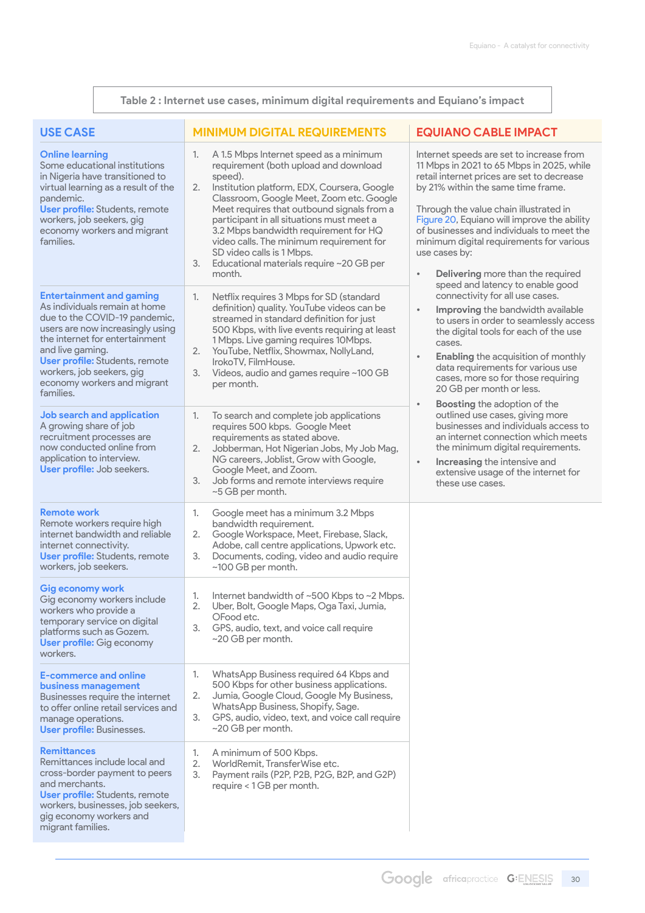**Table 2 : Internet use cases, minimum digital requirements and Equiano's impact**

| USE CASE | MINIMUM DIGITAL REQUIREMENTS | EQUIANO CABLE IMPACT |
|---|---|---|
| **Online learning**<br>Some educational institutions in Nigeria have transitioned to virtual learning as a result of the pandemic.<br>**User profile:** Students, remote workers, job seekers, gig economy workers and migrant families. | 1. A 1.5 Mbps Internet speed as a minimum requirement (both upload and download speed).<br>2. Institution platform, EDX, Coursera, Google Classroom, Google Meet, Zoom etc. Google Meet requires that outbound signals from a participant in all situations must meet a 3.2 Mbps bandwidth requirement for HQ video calls. The minimum requirement for SD video calls is 1 Mbps.<br>3. Educational materials require ~20 GB per month. | Internet speeds are set to increase from 11 Mbps in 2021 to 65 Mbps in 2025, while retail internet prices are set to decrease by 21% within the same time frame.<br><br>Through the value chain illustrated in Figure 20, Equiano will improve the ability of businesses and individuals to meet the minimum digital requirements for various use cases by:<br><br>• **Delivering** more than the required speed and latency to enable good connectivity for all use cases.<br>• **Improving** the bandwidth available to users in order to seamlessly access the digital tools for each of the use cases.<br>• **Enabling** the acquisition of monthly data requirements for various use cases, more so for those requiring 20 GB per month or less.<br>• **Boosting** the adoption of the outlined use cases, giving more businesses and individuals access to an internet connection which meets the minimum digital requirements.<br>• **Increasing** the intensive and extensive usage of the internet for these use cases. |
| **Entertainment and gaming**<br>As individuals remain at home due to the COVID-19 pandemic, users are now increasingly using the internet for entertainment and live gaming.<br>**User profile:** Students, remote workers, job seekers, gig economy workers and migrant families. | 1. Netflix requires 3 Mbps for SD (standard definition) quality. YouTube videos can be streamed in standard definition for just 500 Kbps, with live events requiring at least 1 Mbps. Live gaming requires 10Mbps.<br>2. YouTube, Netflix, Showmax, NollyLand, IrokoTV, FilmHouse.<br>3. Videos, audio and games require ~100 GB per month. | |
| **Job search and application**<br>A growing share of job recruitment processes are now conducted online from application to interview.<br>**User profile:** Job seekers. | 1. To search and complete job applications requires 500 kbps. Google Meet requirements as stated above.<br>2. Jobberman, Hot Nigerian Jobs, My Job Mag, NG careers, Joblist, Grow with Google, Google Meet, and Zoom.<br>3. Job forms and remote interviews require ~5 GB per month. | |
| **Remote work**<br>Remote workers require high internet bandwidth and reliable internet connectivity.<br>**User profile:** Students, remote workers, job seekers. | 1. Google meet has a minimum 3.2 Mbps bandwidth requirement.<br>2. Google Workspace, Meet, Firebase, Slack, Adobe, call centre applications, Upwork etc.<br>3. Documents, coding, video and audio require ~100 GB per month. | |
| **Gig economy work**<br>Gig economy workers include workers who provide a temporary service on digital platforms such as Gozem.<br>**User profile:** Gig economy workers. | 1. Internet bandwidth of ~500 Kbps to ~2 Mbps.<br>2. Uber, Bolt, Google Maps, Oga Taxi, Jumia, OFood etc.<br>3. GPS, audio, text, and voice call require ~20 GB per month. | |
| **E-commerce and online business management**<br>Businesses require the internet to offer online retail services and manage operations.<br>**User profile:** Businesses. | 1. WhatsApp Business required 64 Kbps and 500 Kbps for other business applications.<br>2. Jumia, Google Cloud, Google My Business, WhatsApp Business, Shopify, Sage.<br>3. GPS, audio, video, text, and voice call require ~20 GB per month. | |
| **Remittances**<br>Remittances include local and cross-border payment to peers and merchants.<br>**User profile:** Students, remote workers, businesses, job seekers, gig economy workers and migrant families. | 1. A minimum of 500 Kbps.<br>2. WorldRemit, TransferWise etc.<br>3. Payment rails (P2P, P2B, P2G, B2P, and G2P) require < 1 GB per month. | |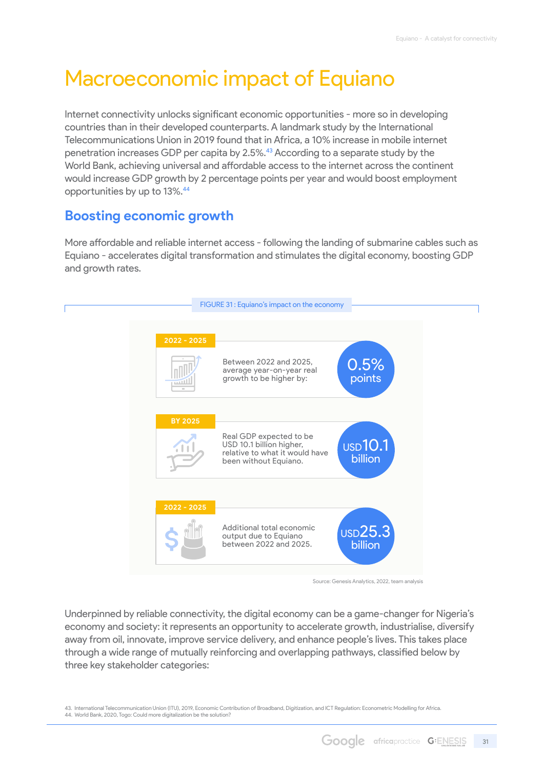# Macroeconomic impact of Equiano

Internet connectivity unlocks significant economic opportunities - more so in developing countries than in their developed counterparts. A landmark study by the International Telecommunications Union in 2019 found that in Africa, a 10% increase in mobile internet penetration increases GDP per capita by 2.5%.[43] According to a separate study by the World Bank, achieving universal and affordable access to the internet across the continent would increase GDP growth by 2 percentage points per year and would boost employment opportunities by up to 13%.[44]

## Boosting economic growth

More affordable and reliable internet access - following the landing of submarine cables such as Equiano - accelerates digital transformation and stimulates the digital economy, boosting GDP and growth rates.

FIGURE 31 : Equiano's impact on the economy

**2022 - 2025**

Between 2022 and 2025, average year-on-year real growth to be higher by: **0.5% points**

**BY 2025**

Real GDP expected to be USD 10.1 billion higher, relative to what it would have been without Equiano. **USD 10.1 billion**

**2022 - 2025**

Additional total economic output due to Equiano between 2022 and 2025. **USD 25.3 billion**

Source: Genesis Analytics, 2022, team analysis

Underpinned by reliable connectivity, the digital economy can be a game-changer for Nigeria's economy and society: it represents an opportunity to accelerate growth, industrialise, diversify away from oil, innovate, improve service delivery, and enhance people's lives. This takes place through a wide range of mutually reinforcing and overlapping pathways, classified below by three key stakeholder categories:

43. International Telecommunication Union (ITU), 2019, Economic Contribution of Broadband, Digitization, and ICT Regulation: Econometric Modelling for Africa.
44. World Bank, 2020, Togo: Could more digitalization be the solution?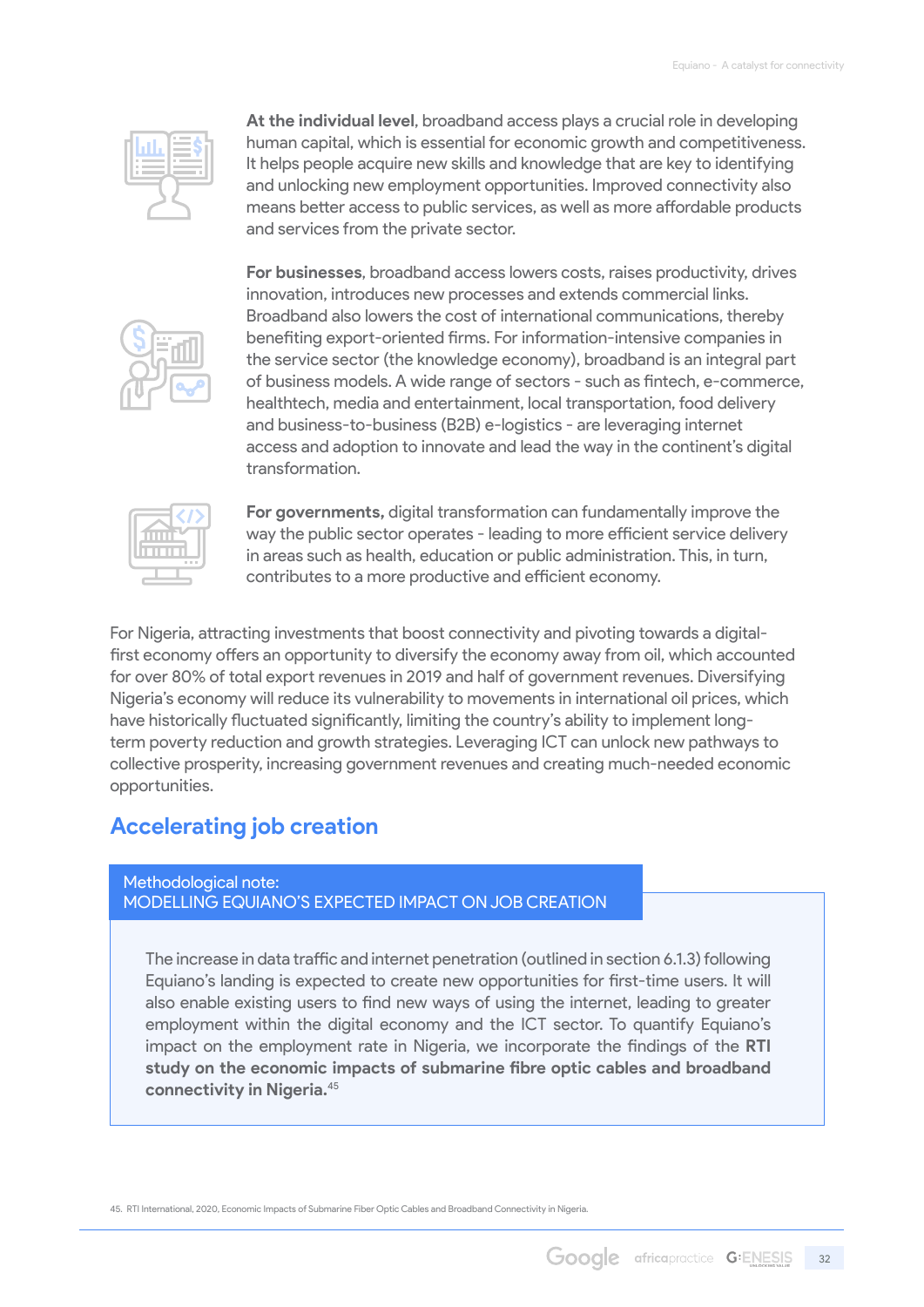**At the individual level**, broadband access plays a crucial role in developing human capital, which is essential for economic growth and competitiveness. It helps people acquire new skills and knowledge that are key to identifying and unlocking new employment opportunities. Improved connectivity also means better access to public services, as well as more affordable products and services from the private sector.

**For businesses**, broadband access lowers costs, raises productivity, drives innovation, introduces new processes and extends commercial links. Broadband also lowers the cost of international communications, thereby benefiting export-oriented firms. For information-intensive companies in the service sector (the knowledge economy), broadband is an integral part of business models. A wide range of sectors - such as fintech, e-commerce, healthtech, media and entertainment, local transportation, food delivery and business-to-business (B2B) e-logistics - are leveraging internet access and adoption to innovate and lead the way in the continent's digital transformation.

**For governments,** digital transformation can fundamentally improve the way the public sector operates - leading to more efficient service delivery in areas such as health, education or public administration. This, in turn, contributes to a more productive and efficient economy.

For Nigeria, attracting investments that boost connectivity and pivoting towards a digital-first economy offers an opportunity to diversify the economy away from oil, which accounted for over 80% of total export revenues in 2019 and half of government revenues. Diversifying Nigeria's economy will reduce its vulnerability to movements in international oil prices, which have historically fluctuated significantly, limiting the country's ability to implement long-term poverty reduction and growth strategies. Leveraging ICT can unlock new pathways to collective prosperity, increasing government revenues and creating much-needed economic opportunities.

## Accelerating job creation

Methodological note:
MODELLING EQUIANO'S EXPECTED IMPACT ON JOB CREATION

The increase in data traffic and internet penetration (outlined in section 6.1.3) following Equiano's landing is expected to create new opportunities for first-time users. It will also enable existing users to find new ways of using the internet, leading to greater employment within the digital economy and the ICT sector. To quantify Equiano's impact on the employment rate in Nigeria, we incorporate the findings of the **RTI study on the economic impacts of submarine fibre optic cables and broadband connectivity in Nigeria.**[45]

45. RTI International, 2020, Economic Impacts of Submarine Fiber Optic Cables and Broadband Connectivity in Nigeria.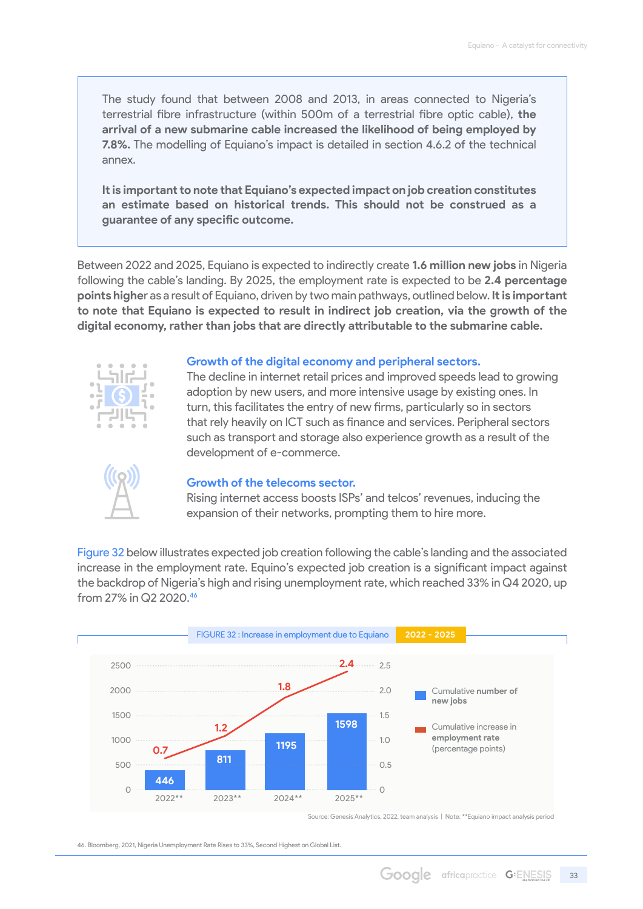The study found that between 2008 and 2013, in areas connected to Nigeria's terrestrial fibre infrastructure (within 500m of a terrestrial fibre optic cable), **the arrival of a new submarine cable increased the likelihood of being employed by 7.8%.** The modelling of Equiano's impact is detailed in section 4.6.2 of the technical annex.

**It is important to note that Equiano's expected impact on job creation constitutes an estimate based on historical trends. This should not be construed as a guarantee of any specific outcome.**

Between 2022 and 2025, Equiano is expected to indirectly create **1.6 million new jobs** in Nigeria following the cable's landing. By 2025, the employment rate is expected to be **2.4 percentage points higher** as a result of Equiano, driven by two main pathways, outlined below. **It is important to note that Equiano is expected to result in indirect job creation, via the growth of the digital economy, rather than jobs that are directly attributable to the submarine cable.**

**Growth of the digital economy and peripheral sectors.**
The decline in internet retail prices and improved speeds lead to growing adoption by new users, and more intensive usage by existing ones. In turn, this facilitates the entry of new firms, particularly so in sectors that rely heavily on ICT such as finance and services. Peripheral sectors such as transport and storage also experience growth as a result of the development of e-commerce.

**Growth of the telecoms sector.**
Rising internet access boosts ISPs' and telcos' revenues, inducing the expansion of their networks, prompting them to hire more.

Figure 32 below illustrates expected job creation following the cable's landing and the associated increase in the employment rate. Equino's expected job creation is a significant impact against the backdrop of Nigeria's high and rising unemployment rate, which reached 33% in Q4 2020, up from 27% in Q2 2020.[46]

FIGURE 32 : Increase in employment due to Equiano 2022 - 2025

| Year | Cumulative number of new jobs | Cumulative increase in employment rate (percentage points) |
|---|---|---|
| 2022** | 446 | 0.7 |
| 2023** | 811 | 1.2 |
| 2024** | 1195 | 1.8 |
| 2025** | 1598 | 2.4 |

Source: Genesis Analytics, 2022, team analysis | Note: **Equiano impact analysis period

46. Bloomberg, 2021, Nigeria Unemployment Rate Rises to 33%, Second Highest on Global List.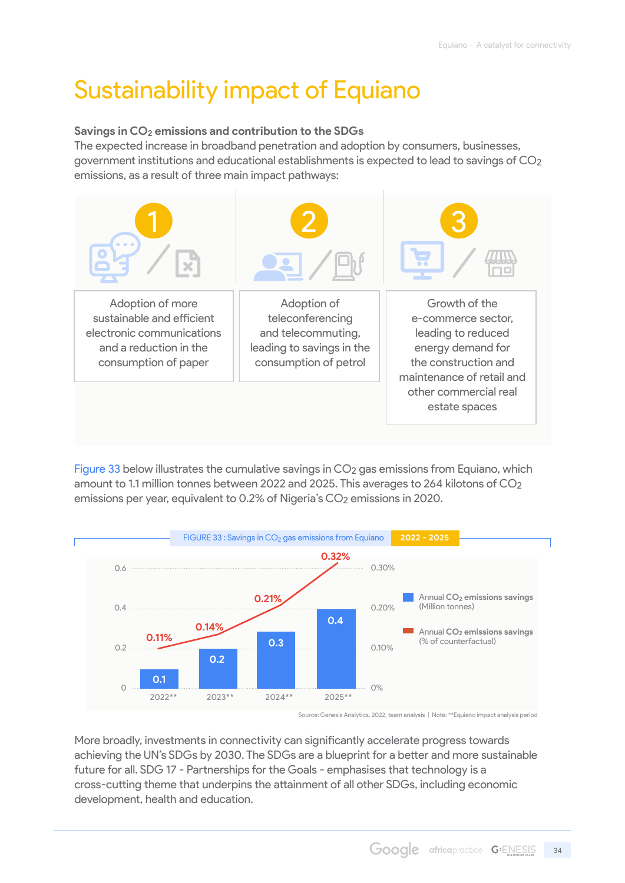# Sustainability impact of Equiano

**Savings in $CO_2$ emissions and contribution to the SDGs**

The expected increase in broadband penetration and adoption by consumers, businesses, government institutions and educational establishments is expected to lead to savings of $CO_2$ emissions, as a result of three main impact pathways:

1. Adoption of more sustainable and efficient electronic communications and a reduction in the consumption of paper
2. Adoption of teleconferencing and telecommuting, leading to savings in the consumption of petrol
3. Growth of the e-commerce sector, leading to reduced energy demand for the construction and maintenance of retail and other commercial real estate spaces

Figure 33 below illustrates the cumulative savings in $CO_2$ gas emissions from Equiano, which amount to 1.1 million tonnes between 2022 and 2025. This averages to 264 kilotons of $CO_2$ emissions per year, equivalent to 0.2% of Nigeria's $CO_2$ emissions in 2020.

FIGURE 33 : Savings in $CO_2$ gas emissions from Equiano 2022 - 2025

| Year | Annual $CO_2$ emissions savings (Million tonnes) | Annual $CO_2$ emissions savings (% of counterfactual) |
|---|---|---|
| 2022** | 0.1 | 0.11% |
| 2023** | 0.2 | 0.14% |
| 2024** | 0.3 | 0.21% |
| 2025** | 0.4 | 0.32% |

Source: Genesis Analytics, 2022, team analysis | Note: **Equiano impact analysis period

More broadly, investments in connectivity can significantly accelerate progress towards achieving the UN's SDGs by 2030. The SDGs are a blueprint for a better and more sustainable future for all. SDG 17 - Partnerships for the Goals - emphasises that technology is a cross-cutting theme that underpins the attainment of all other SDGs, including economic development, health and education.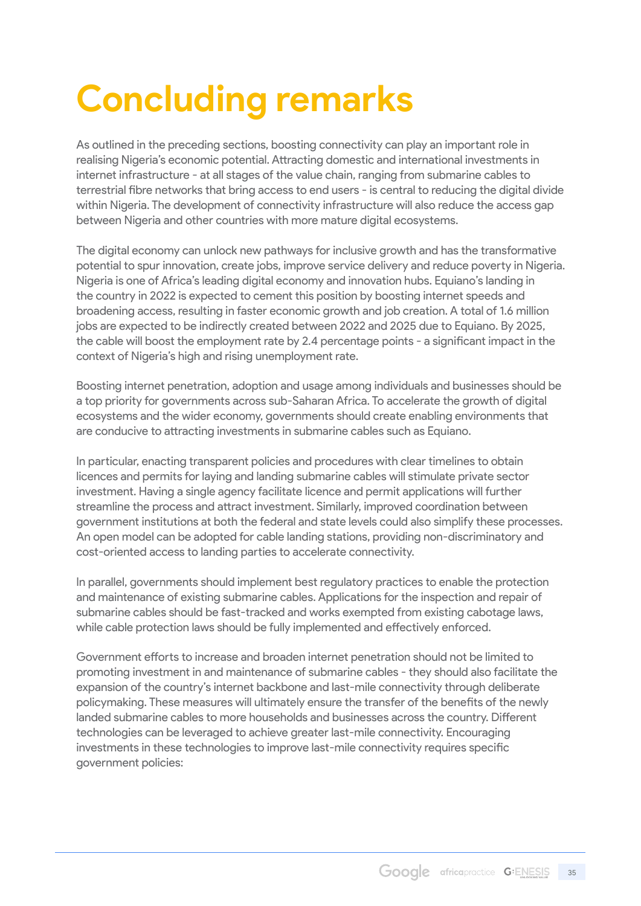# Concluding remarks

As outlined in the preceding sections, boosting connectivity can play an important role in realising Nigeria's economic potential. Attracting domestic and international investments in internet infrastructure - at all stages of the value chain, ranging from submarine cables to terrestrial fibre networks that bring access to end users - is central to reducing the digital divide within Nigeria. The development of connectivity infrastructure will also reduce the access gap between Nigeria and other countries with more mature digital ecosystems.

The digital economy can unlock new pathways for inclusive growth and has the transformative potential to spur innovation, create jobs, improve service delivery and reduce poverty in Nigeria. Nigeria is one of Africa's leading digital economy and innovation hubs. Equiano's landing in the country in 2022 is expected to cement this position by boosting internet speeds and broadening access, resulting in faster economic growth and job creation. A total of 1.6 million jobs are expected to be indirectly created between 2022 and 2025 due to Equiano. By 2025, the cable will boost the employment rate by 2.4 percentage points - a significant impact in the context of Nigeria's high and rising unemployment rate.

Boosting internet penetration, adoption and usage among individuals and businesses should be a top priority for governments across sub-Saharan Africa. To accelerate the growth of digital ecosystems and the wider economy, governments should create enabling environments that are conducive to attracting investments in submarine cables such as Equiano.

In particular, enacting transparent policies and procedures with clear timelines to obtain licences and permits for laying and landing submarine cables will stimulate private sector investment. Having a single agency facilitate licence and permit applications will further streamline the process and attract investment. Similarly, improved coordination between government institutions at both the federal and state levels could also simplify these processes. An open model can be adopted for cable landing stations, providing non-discriminatory and cost-oriented access to landing parties to accelerate connectivity.

In parallel, governments should implement best regulatory practices to enable the protection and maintenance of existing submarine cables. Applications for the inspection and repair of submarine cables should be fast-tracked and works exempted from existing cabotage laws, while cable protection laws should be fully implemented and effectively enforced.

Government efforts to increase and broaden internet penetration should not be limited to promoting investment in and maintenance of submarine cables - they should also facilitate the expansion of the country's internet backbone and last-mile connectivity through deliberate policymaking. These measures will ultimately ensure the transfer of the benefits of the newly landed submarine cables to more households and businesses across the country. Different technologies can be leveraged to achieve greater last-mile connectivity. Encouraging investments in these technologies to improve last-mile connectivity requires specific government policies: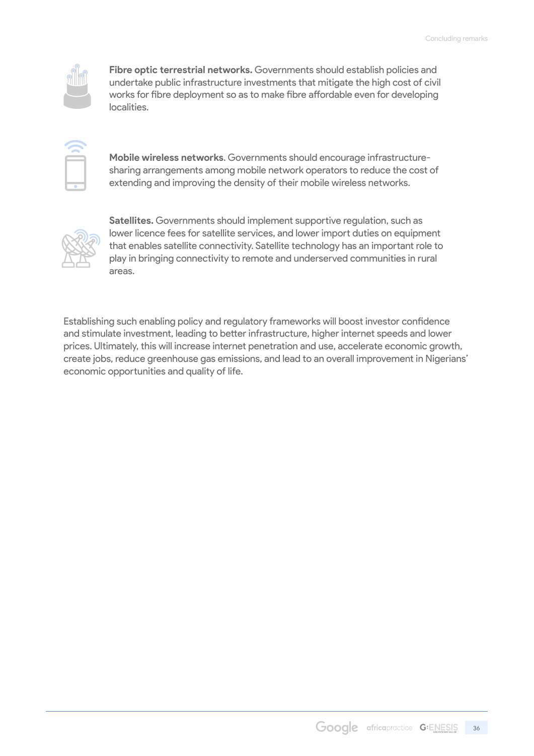**Fibre optic terrestrial networks.** Governments should establish policies and undertake public infrastructure investments that mitigate the high cost of civil works for fibre deployment so as to make fibre affordable even for developing localities.

**Mobile wireless networks**. Governments should encourage infrastructure-sharing arrangements among mobile network operators to reduce the cost of extending and improving the density of their mobile wireless networks.

**Satellites.** Governments should implement supportive regulation, such as lower licence fees for satellite services, and lower import duties on equipment that enables satellite connectivity. Satellite technology has an important role to play in bringing connectivity to remote and underserved communities in rural areas.

Establishing such enabling policy and regulatory frameworks will boost investor confidence and stimulate investment, leading to better infrastructure, higher internet speeds and lower prices. Ultimately, this will increase internet penetration and use, accelerate economic growth, create jobs, reduce greenhouse gas emissions, and lead to an overall improvement in Nigerians' economic opportunities and quality of life.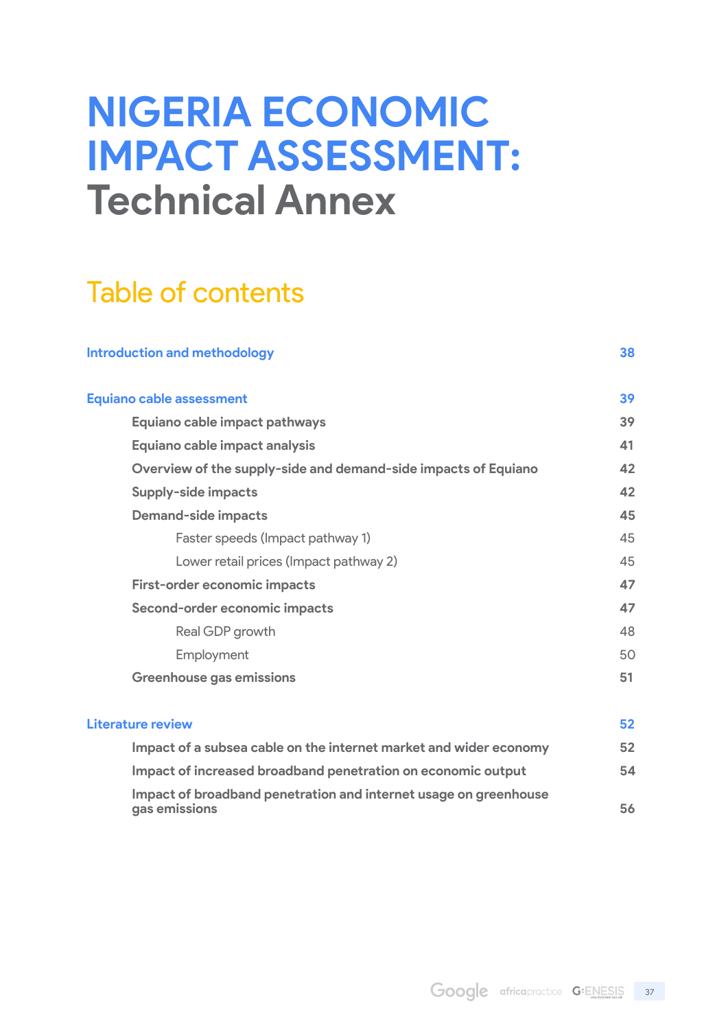# NIGERIA ECONOMIC IMPACT ASSESSMENT: Technical Annex

## Table of contents

**Introduction and methodology** 38

**Equiano cable assessment** 39

- **Equiano cable impact pathways** 39
- **Equiano cable impact analysis** 41
- **Overview of the supply-side and demand-side impacts of Equiano** 42
- **Supply-side impacts** 42
- **Demand-side impacts** 45
  - Faster speeds (Impact pathway 1) 45
  - Lower retail prices (Impact pathway 2) 45
- **First-order economic impacts** 47
- **Second-order economic impacts** 47
  - Real GDP growth 48
  - Employment 50
- **Greenhouse gas emissions** 51

**Literature review** 52

- **Impact of a subsea cable on the internet market and wider economy** 52
- **Impact of increased broadband penetration on economic output** 54
- **Impact of broadband penetration and internet usage on greenhouse gas emissions** 56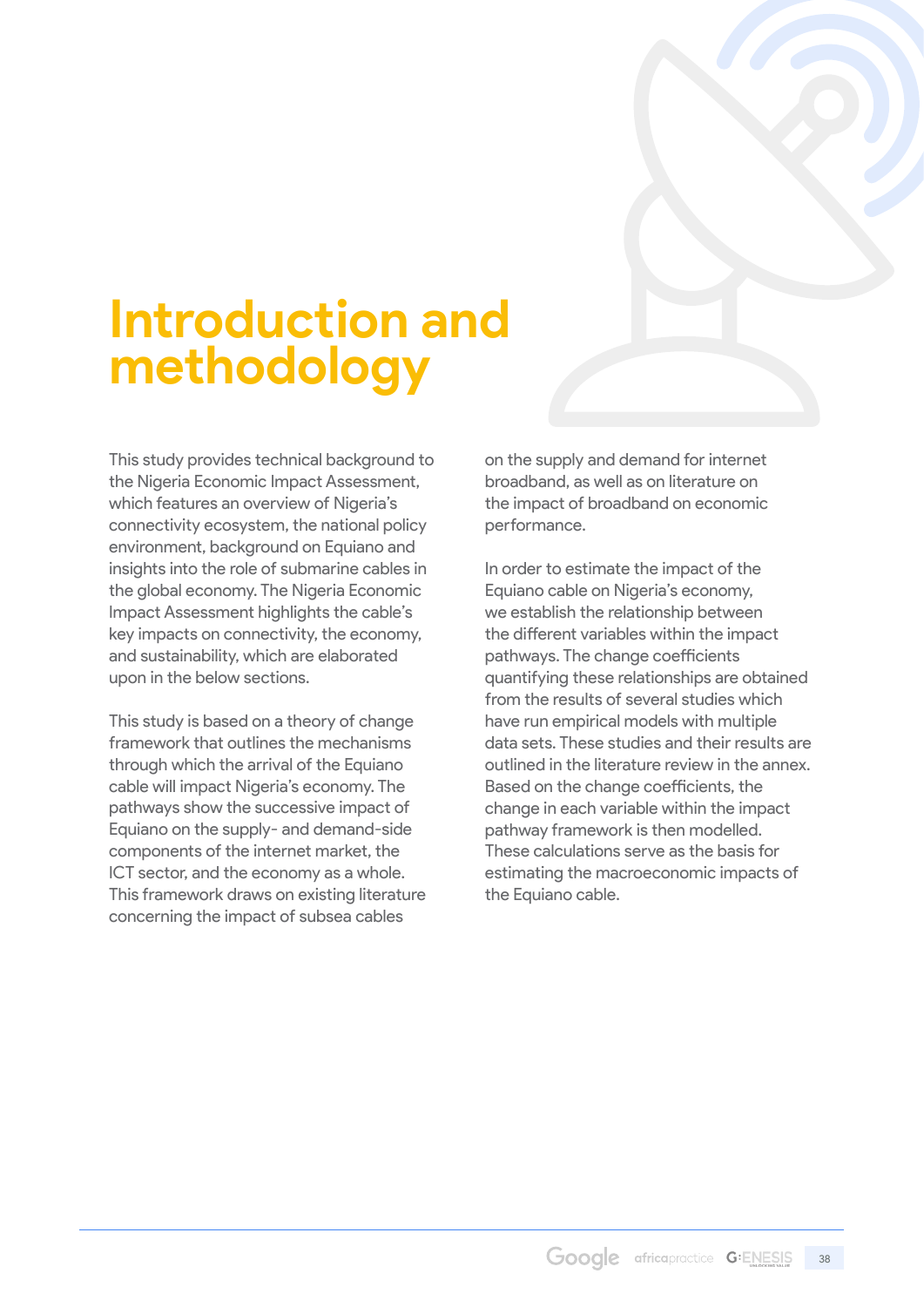# Introduction and methodology

This study provides technical background to the Nigeria Economic Impact Assessment, which features an overview of Nigeria's connectivity ecosystem, the national policy environment, background on Equiano and insights into the role of submarine cables in the global economy. The Nigeria Economic Impact Assessment highlights the cable's key impacts on connectivity, the economy, and sustainability, which are elaborated upon in the below sections.

This study is based on a theory of change framework that outlines the mechanisms through which the arrival of the Equiano cable will impact Nigeria's economy. The pathways show the successive impact of Equiano on the supply- and demand-side components of the internet market, the ICT sector, and the economy as a whole. This framework draws on existing literature concerning the impact of subsea cables on the supply and demand for internet broadband, as well as on literature on the impact of broadband on economic performance.

In order to estimate the impact of the Equiano cable on Nigeria's economy, we establish the relationship between the different variables within the impact pathways. The change coefficients quantifying these relationships are obtained from the results of several studies which have run empirical models with multiple data sets. These studies and their results are outlined in the literature review in the annex. Based on the change coefficients, the change in each variable within the impact pathway framework is then modelled. These calculations serve as the basis for estimating the macroeconomic impacts of the Equiano cable.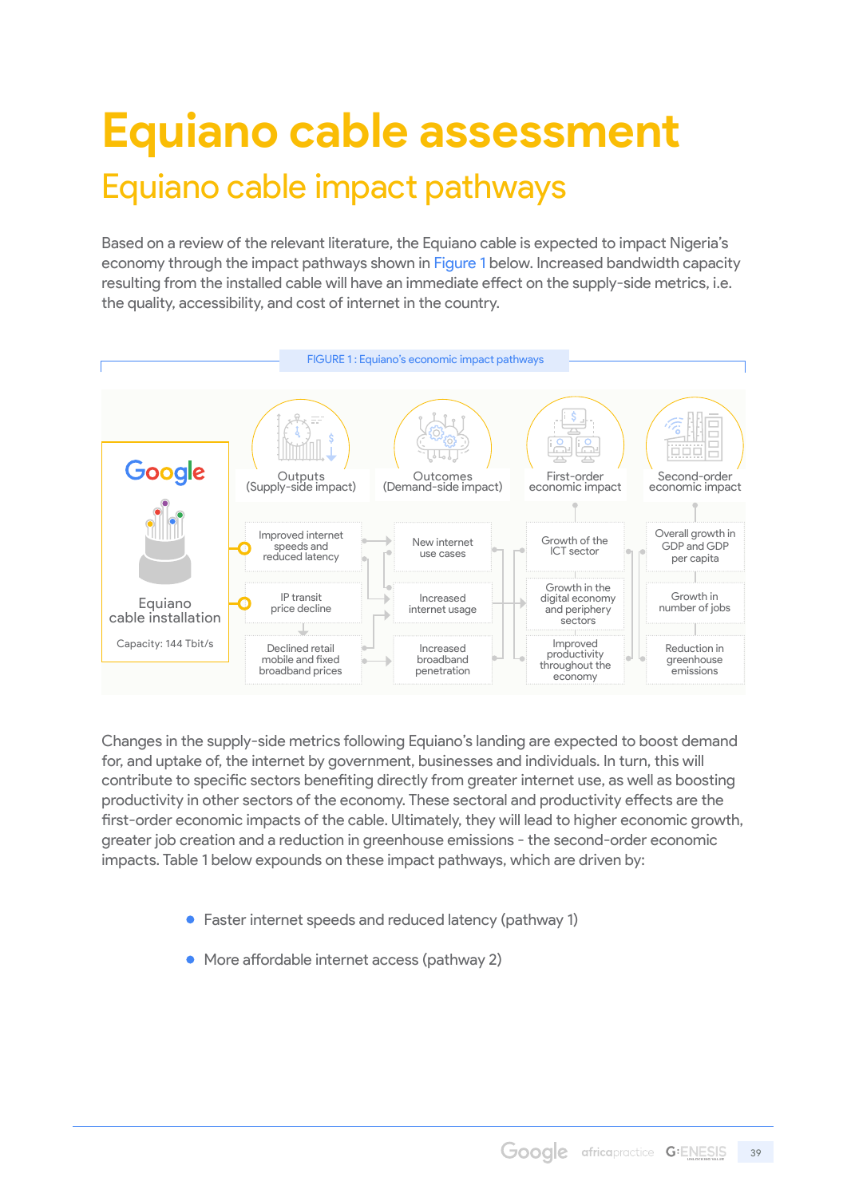# Equiano cable assessment

## Equiano cable impact pathways

Based on a review of the relevant literature, the Equiano cable is expected to impact Nigeria's economy through the impact pathways shown in Figure 1 below. Increased bandwidth capacity resulting from the installed cable will have an immediate effect on the supply-side metrics, i.e. the quality, accessibility, and cost of internet in the country.

FIGURE 1 : Equiano's economic impact pathways

Google

Equiano cable installation

Capacity: 144 Tbit/s

| Outputs (Supply-side impact) | Outcomes (Demand-side impact) | First-order economic impact | Second-order economic impact |
|---|---|---|---|
| Improved internet speeds and reduced latency | New internet use cases | Growth of the ICT sector | Overall growth in GDP and GDP per capita |
| IP transit price decline | Increased internet usage | Growth in the digital economy and periphery sectors | Growth in number of jobs |
| Declined retail mobile and fixed broadband prices | Increased broadband penetration | Improved productivity throughout the economy | Reduction in greenhouse emissions |

Changes in the supply-side metrics following Equiano's landing are expected to boost demand for, and uptake of, the internet by government, businesses and individuals. In turn, this will contribute to specific sectors benefiting directly from greater internet use, as well as boosting productivity in other sectors of the economy. These sectoral and productivity effects are the first-order economic impacts of the cable. Ultimately, they will lead to higher economic growth, greater job creation and a reduction in greenhouse emissions - the second-order economic impacts. Table 1 below expounds on these impact pathways, which are driven by:

- Faster internet speeds and reduced latency (pathway 1)
- More affordable internet access (pathway 2)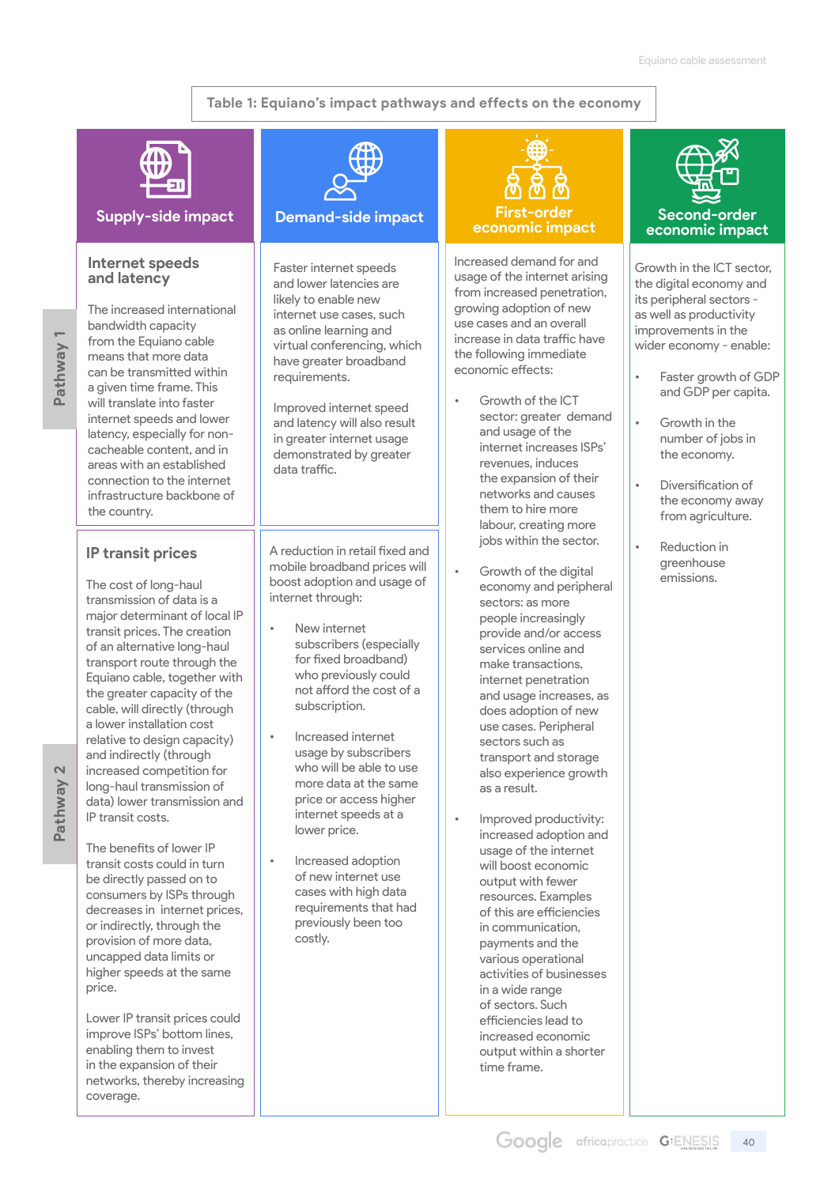**Table 1: Equiano's impact pathways and effects on the economy**

| | Supply-side impact | Demand-side impact | First-order economic impact | Second-order economic impact |
|---|---|---|---|---|
| **Pathway 1** | **Internet speeds and latency**<br><br>The increased international bandwidth capacity from the Equiano cable means that more data can be transmitted within a given time frame. This will translate into faster internet speeds and lower latency, especially for non-cacheable content, and in areas with an established connection to the internet infrastructure backbone of the country. | Faster internet speeds and lower latencies are likely to enable new internet use cases, such as online learning and virtual conferencing, which have greater broadband requirements.<br><br>Improved internet speed and latency will also result in greater internet usage demonstrated by greater data traffic. | Increased demand for and usage of the internet arising from increased penetration, growing adoption of new use cases and an overall increase in data traffic have the following immediate economic effects:<br><br>• Growth of the ICT sector: greater demand and usage of the internet increases ISPs' revenues, induces the expansion of their networks and causes them to hire more labour, creating more jobs within the sector.<br><br>• Growth of the digital economy and peripheral sectors: as more people increasingly provide and/or access services online and make transactions, internet penetration and usage increases, as does adoption of new use cases. Peripheral sectors such as transport and storage also experience growth as a result.<br><br>• Improved productivity: increased adoption and usage of the internet will boost economic output with fewer resources. Examples of this are efficiencies in communication, payments and the various operational activities of businesses in a wide range of sectors. Such efficiencies lead to increased economic output within a shorter time frame. | Growth in the ICT sector, the digital economy and its peripheral sectors - as well as productivity improvements in the wider economy - enable:<br><br>• Faster growth of GDP and GDP per capita.<br><br>• Growth in the number of jobs in the economy.<br><br>• Diversification of the economy away from agriculture.<br><br>• Reduction in greenhouse emissions. |
| **Pathway 2** | **IP transit prices**<br><br>The cost of long-haul transmission of data is a major determinant of local IP transit prices. The creation of an alternative long-haul transport route through the Equiano cable, together with the greater capacity of the cable, will directly (through a lower installation cost relative to design capacity) and indirectly (through increased competition for long-haul transmission of data) lower transmission and IP transit costs.<br><br>The benefits of lower IP transit costs could in turn be directly passed on to consumers by ISPs through decreases in internet prices, or indirectly, through the provision of more data, uncapped data limits or higher speeds at the same price.<br><br>Lower IP transit prices could improve ISPs' bottom lines, enabling them to invest in the expansion of their networks, thereby increasing coverage. | A reduction in retail fixed and mobile broadband prices will boost adoption and usage of internet through:<br><br>• New internet subscribers (especially for fixed broadband) who previously could not afford the cost of a subscription.<br><br>• Increased internet usage by subscribers who will be able to use more data at the same price or access higher internet speeds at a lower price.<br><br>• Increased adoption of new internet use cases with high data requirements that had previously been too costly. | | |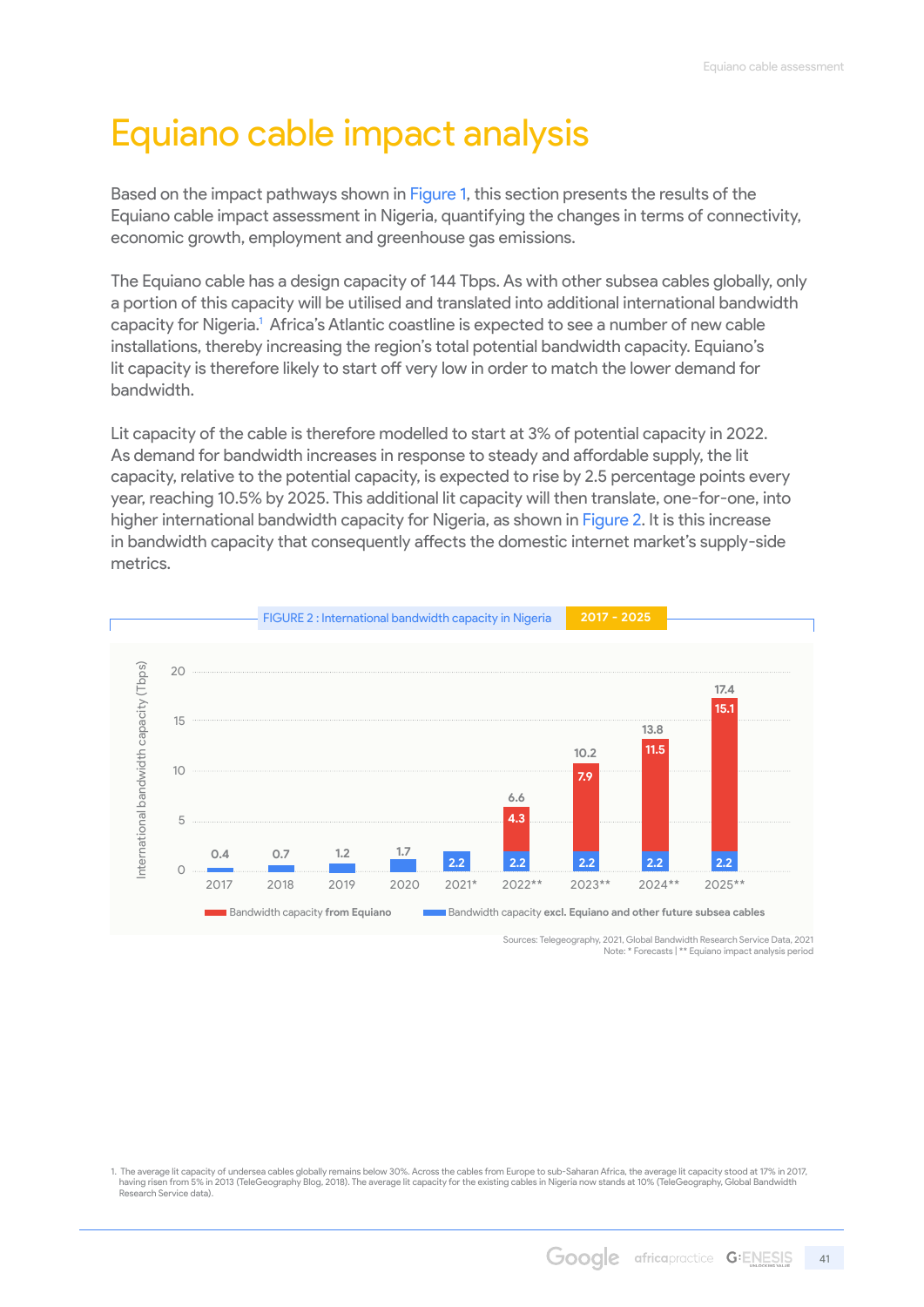# Equiano cable impact analysis

Based on the impact pathways shown in Figure 1, this section presents the results of the Equiano cable impact assessment in Nigeria, quantifying the changes in terms of connectivity, economic growth, employment and greenhouse gas emissions.

The Equiano cable has a design capacity of 144 Tbps. As with other subsea cables globally, only a portion of this capacity will be utilised and translated into additional international bandwidth capacity for Nigeria.[1] Africa's Atlantic coastline is expected to see a number of new cable installations, thereby increasing the region's total potential bandwidth capacity. Equiano's lit capacity is therefore likely to start off very low in order to match the lower demand for bandwidth.

Lit capacity of the cable is therefore modelled to start at 3% of potential capacity in 2022. As demand for bandwidth increases in response to steady and affordable supply, the lit capacity, relative to the potential capacity, is expected to rise by 2.5 percentage points every year, reaching 10.5% by 2025. This additional lit capacity will then translate, one-for-one, into higher international bandwidth capacity for Nigeria, as shown in Figure 2. It is this increase in bandwidth capacity that consequently affects the domestic internet market's supply-side metrics.

FIGURE 2 : International bandwidth capacity in Nigeria 2017 - 2025

| Year | Bandwidth capacity excl. Equiano and other future subsea cables (Tbps) | Bandwidth capacity from Equiano (Tbps) | Total (Tbps) |
|---|---|---|---|
| 2017 | | | 0.4 |
| 2018 | | | 0.7 |
| 2019 | | | 1.2 |
| 2020 | | | 1.7 |
| 2021* | 2.2 | | 2.2 |
| 2022** | 2.2 | 4.3 | 6.6 |
| 2023** | 2.2 | 7.9 | 10.2 |
| 2024** | 2.2 | 11.5 | 13.8 |
| 2025** | 2.2 | 15.1 | 17.4 |

Sources: Telegeography, 2021, Global Bandwidth Research Service Data, 2021
Note: * Forecasts | ** Equiano impact analysis period

1. The average lit capacity of undersea cables globally remains below 30%. Across the cables from Europe to sub-Saharan Africa, the average lit capacity stood at 17% in 2017, having risen from 5% in 2013 (TeleGeography Blog, 2018). The average lit capacity for the existing cables in Nigeria now stands at 10% (TeleGeography, Global Bandwidth Research Service data).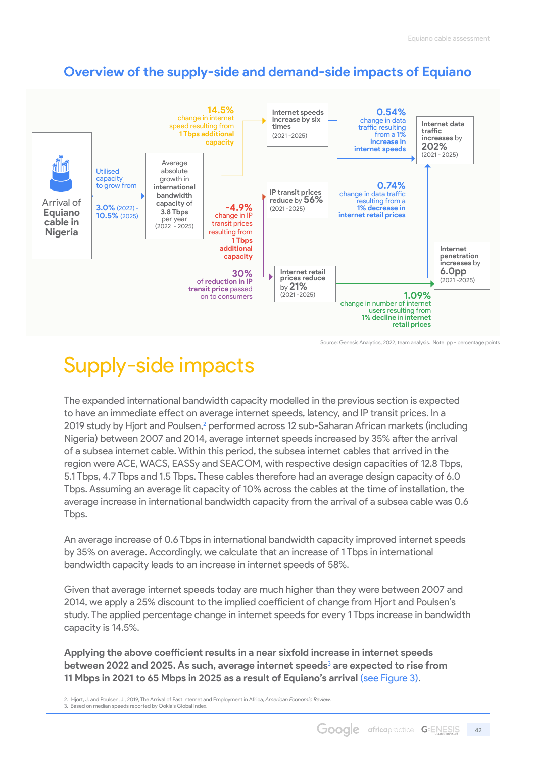## Overview of the supply-side and demand-side impacts of Equiano

Arrival of Equiano cable in Nigeria

Utilised capacity to grow from **3.0%** (2022) - **10.5%** (2025)

Average absolute growth in **international bandwidth capacity** of **3.8 Tbps** per year (2022 - 2025)

**14.5%** change in internet speed resulting from **1 Tbps additional capacity**

**Internet speeds increase by six times** (2021 - 2025)

**0.54%** change in data traffic resulting from a **1% increase** in **internet speeds**

**Internet data traffic increases** by **202%** (2021 - 2025)

**-4.9%** change in IP transit prices resulting from **1 Tbps additional capacity**

**IP transit prices reduce** by **56%** (2021 - 2025)

**0.74%** change in data traffic resulting from a **1% decrease in internet retail prices**

**30%** of **reduction in IP transit price** passed on to consumers

**Internet retail prices reduce** by **21%** (2021 - 2025)

**1.09%** change in number of internet users resulting from **1% decline** in **internet retail prices**

**Internet penetration increases** by **6.0pp** (2021 - 2025)

Source: Genesis Analytics, 2022, team analysis. Note: pp - percentage points

# Supply-side impacts

The expanded international bandwidth capacity modelled in the previous section is expected to have an immediate effect on average internet speeds, latency, and IP transit prices. In a 2019 study by Hjort and Poulsen,[2] performed across 12 sub-Saharan African markets (including Nigeria) between 2007 and 2014, average internet speeds increased by 35% after the arrival of a subsea internet cable. Within this period, the subsea internet cables that arrived in the region were ACE, WACS, EASSy and SEACOM, with respective design capacities of 12.8 Tbps, 5.1 Tbps, 4.7 Tbps and 1.5 Tbps. These cables therefore had an average design capacity of 6.0 Tbps. Assuming an average lit capacity of 10% across the cables at the time of installation, the average increase in international bandwidth capacity from the arrival of a subsea cable was 0.6 Tbps.

An average increase of 0.6 Tbps in international bandwidth capacity improved internet speeds by 35% on average. Accordingly, we calculate that an increase of 1 Tbps in international bandwidth capacity leads to an increase in internet speeds of 58%.

Given that average internet speeds today are much higher than they were between 2007 and 2014, we apply a 25% discount to the implied coefficient of change from Hjort and Poulsen's study. The applied percentage change in internet speeds for every 1 Tbps increase in bandwidth capacity is 14.5%.

**Applying the above coefficient results in a near sixfold increase in internet speeds between 2022 and 2025. As such, average internet speeds[3] are expected to rise from 11 Mbps in 2021 to 65 Mbps in 2025 as a result of Equiano's arrival** (see Figure 3).

2. Hjort, J. and Poulsen, J., 2019, The Arrival of Fast Internet and Employment in Africa, *American Economic Review*.
3. Based on median speeds reported by Ookla's Global Index.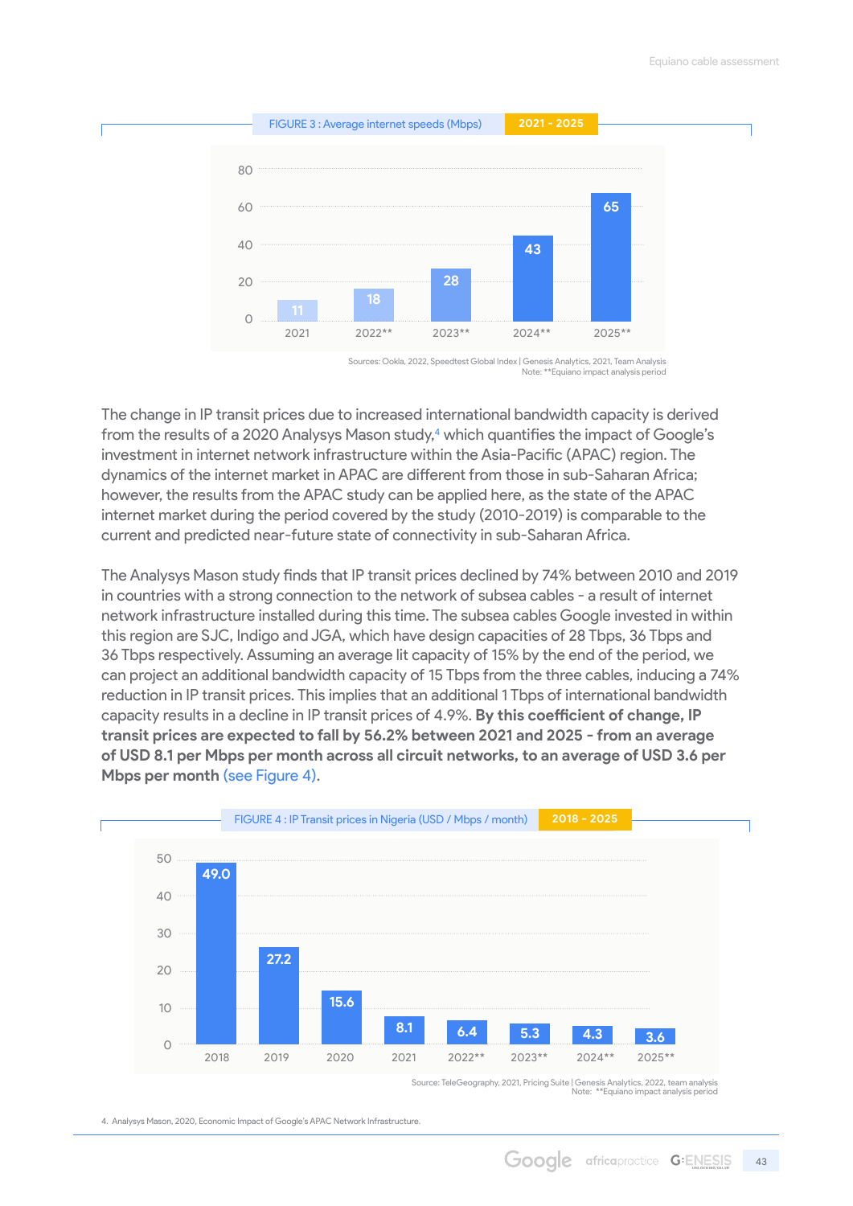FIGURE 3 : Average internet speeds (Mbps) 2021 - 2025

| Year | Average internet speed (Mbps) |
|---|---|
| 2021 | 11 |
| 2022** | 18 |
| 2023** | 28 |
| 2024** | 43 |
| 2025** | 65 |

Sources: Ookla, 2022, Speedtest Global Index | Genesis Analytics, 2021, Team Analysis
Note: **Equiano impact analysis period

The change in IP transit prices due to increased international bandwidth capacity is derived from the results of a 2020 Analysys Mason study,[4] which quantifies the impact of Google's investment in internet network infrastructure within the Asia-Pacific (APAC) region. The dynamics of the internet market in APAC are different from those in sub-Saharan Africa; however, the results from the APAC study can be applied here, as the state of the APAC internet market during the period covered by the study (2010-2019) is comparable to the current and predicted near-future state of connectivity in sub-Saharan Africa.

The Analysys Mason study finds that IP transit prices declined by 74% between 2010 and 2019 in countries with a strong connection to the network of subsea cables - a result of internet network infrastructure installed during this time. The subsea cables Google invested in within this region are SJC, Indigo and JGA, which have design capacities of 28 Tbps, 36 Tbps and 36 Tbps respectively. Assuming an average lit capacity of 15% by the end of the period, we can project an additional bandwidth capacity of 15 Tbps from the three cables, inducing a 74% reduction in IP transit prices. This implies that an additional 1 Tbps of international bandwidth capacity results in a decline in IP transit prices of 4.9%. **By this coefficient of change, IP transit prices are expected to fall by 56.2% between 2021 and 2025 - from an average of USD 8.1 per Mbps per month across all circuit networks, to an average of USD 3.6 per Mbps per month** (see Figure 4).

FIGURE 4 : IP Transit prices in Nigeria (USD / Mbps / month) 2018 - 2025

| Year | IP Transit price (USD / Mbps / month) |
|---|---|
| 2018 | 49.0 |
| 2019 | 27.2 |
| 2020 | 15.6 |
| 2021 | 8.1 |
| 2022** | 6.4 |
| 2023** | 5.3 |
| 2024** | 4.3 |
| 2025** | 3.6 |

Source: TeleGeography, 2021, Pricing Suite | Genesis Analytics, 2022, team analysis
Note: **Equiano impact analysis period

4. Analysys Mason, 2020, Economic Impact of Google's APAC Network Infrastructure.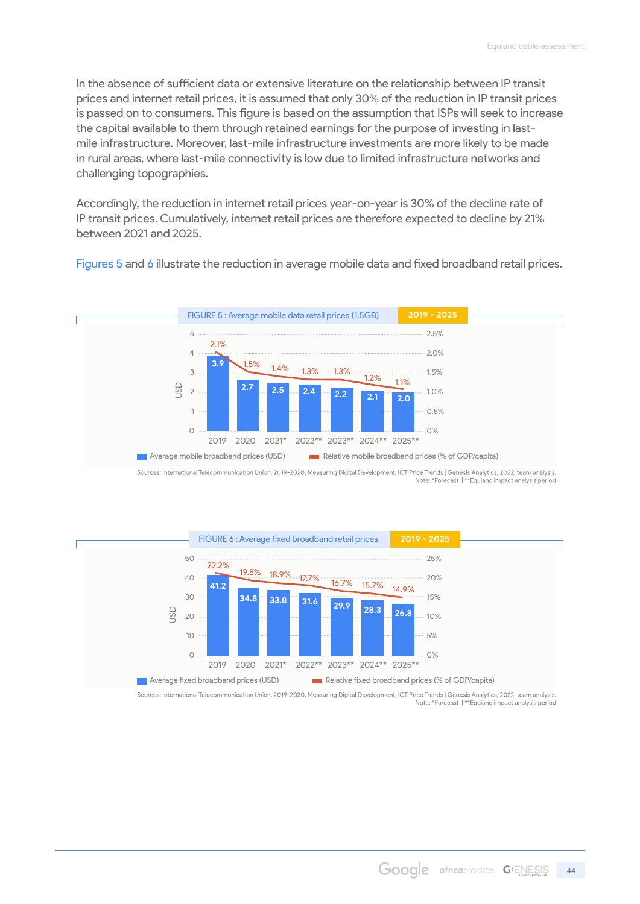In the absence of sufficient data or extensive literature on the relationship between IP transit prices and internet retail prices, it is assumed that only 30% of the reduction in IP transit prices is passed on to consumers. This figure is based on the assumption that ISPs will seek to increase the capital available to them through retained earnings for the purpose of investing in last-mile infrastructure. Moreover, last-mile infrastructure investments are more likely to be made in rural areas, where last-mile connectivity is low due to limited infrastructure networks and challenging topographies.

Accordingly, the reduction in internet retail prices year-on-year is 30% of the decline rate of IP transit prices. Cumulatively, internet retail prices are therefore expected to decline by 21% between 2021 and 2025.

Figures 5 and 6 illustrate the reduction in average mobile data and fixed broadband retail prices.

**FIGURE 5 : Average mobile data retail prices (1.5GB)** 2019 - 2025

| Year | Average mobile broadband prices (USD) | Relative mobile broadband prices (% of GDP/capita) |
|---|---|---|
| 2019 | 3.9 | 2.1% |
| 2020 | 2.7 | 1.5% |
| 2021* | 2.5 | 1.4% |
| 2022** | 2.4 | 1.3% |
| 2023** | 2.2 | 1.3% |
| 2024** | 2.1 | 1.2% |
| 2025** | 2.0 | 1.1% |

Sources: International Telecommunication Union, 2019-2020, Measuring Digital Development, ICT Price Trends | Genesis Analytics, 2022, team analysis.
Note: *Forecast | **Equiano impact analysis period

**FIGURE 6 : Average fixed broadband retail prices** 2019 - 2025

| Year | Average fixed broadband prices (USD) | Relative fixed broadband prices (% of GDP/capita) |
|---|---|---|
| 2019 | 41.2 | 22.2% |
| 2020 | 34.8 | 19.5% |
| 2021* | 33.8 | 18.9% |
| 2022** | 31.6 | 17.7% |
| 2023** | 29.9 | 16.7% |
| 2024** | 28.3 | 15.7% |
| 2025** | 26.8 | 14.9% |

Sources: International Telecommunication Union, 2019-2020, Measuring Digital Development, ICT Price Trends | Genesis Analytics, 2022, team analysis.
Note: *Forecast | **Equiano impact analysis period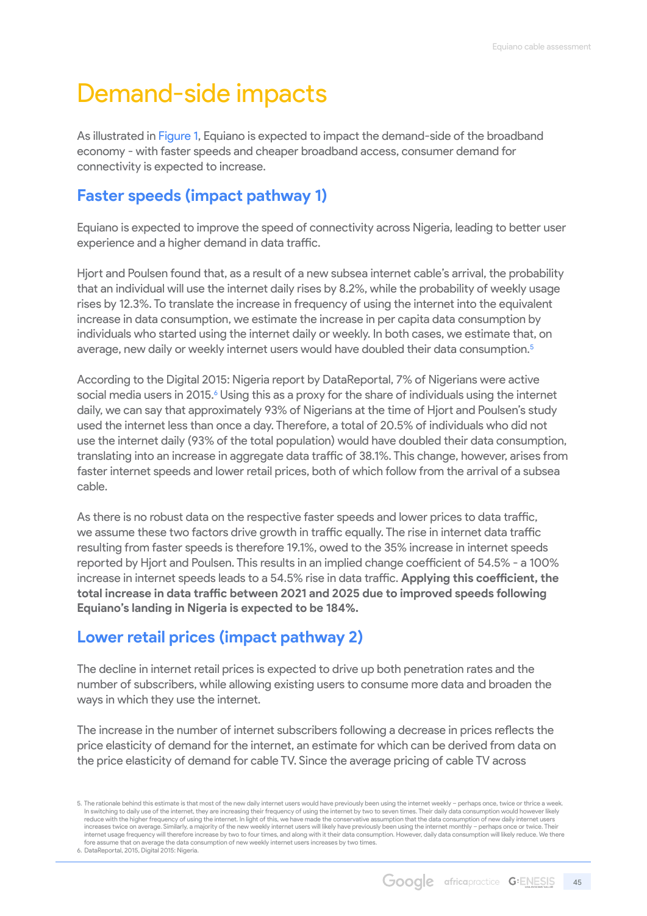# Demand-side impacts

As illustrated in Figure 1, Equiano is expected to impact the demand-side of the broadband economy - with faster speeds and cheaper broadband access, consumer demand for connectivity is expected to increase.

## Faster speeds (impact pathway 1)

Equiano is expected to improve the speed of connectivity across Nigeria, leading to better user experience and a higher demand in data traffic.

Hjort and Poulsen found that, as a result of a new subsea internet cable's arrival, the probability that an individual will use the internet daily rises by 8.2%, while the probability of weekly usage rises by 12.3%. To translate the increase in frequency of using the internet into the equivalent increase in data consumption, we estimate the increase in per capita data consumption by individuals who started using the internet daily or weekly. In both cases, we estimate that, on average, new daily or weekly internet users would have doubled their data consumption.[5]

According to the Digital 2015: Nigeria report by DataReportal, 7% of Nigerians were active social media users in 2015.[6] Using this as a proxy for the share of individuals using the internet daily, we can say that approximately 93% of Nigerians at the time of Hjort and Poulsen's study used the internet less than once a day. Therefore, a total of 20.5% of individuals who did not use the internet daily (93% of the total population) would have doubled their data consumption, translating into an increase in aggregate data traffic of 38.1%. This change, however, arises from faster internet speeds and lower retail prices, both of which follow from the arrival of a subsea cable.

As there is no robust data on the respective faster speeds and lower prices to data traffic, we assume these two factors drive growth in traffic equally. The rise in internet data traffic resulting from faster speeds is therefore 19.1%, owed to the 35% increase in internet speeds reported by Hjort and Poulsen. This results in an implied change coefficient of 54.5% - a 100% increase in internet speeds leads to a 54.5% rise in data traffic. **Applying this coefficient, the total increase in data traffic between 2021 and 2025 due to improved speeds following Equiano's landing in Nigeria is expected to be 184%.**

## Lower retail prices (impact pathway 2)

The decline in internet retail prices is expected to drive up both penetration rates and the number of subscribers, while allowing existing users to consume more data and broaden the ways in which they use the internet.

The increase in the number of internet subscribers following a decrease in prices reflects the price elasticity of demand for the internet, an estimate for which can be derived from data on the price elasticity of demand for cable TV. Since the average pricing of cable TV across

---

5. The rationale behind this estimate is that most of the new daily internet users would have previously been using the internet weekly – perhaps once, twice or thrice a week. In switching to daily use of the internet, they are increasing their frequency of using the internet by two to seven times. Their daily data consumption would however likely reduce with the higher frequency of using the internet. In light of this, we have made the conservative assumption that the data consumption of new daily internet users increases twice on average. Similarly, a majority of the new weekly internet users will likely have previously been using the internet monthly – perhaps once or twice. Their internet usage frequency will therefore increase by two to four times, and along with it their data consumption. However, daily data consumption will likely reduce. We there fore assume that on average the data consumption of new weekly internet users increases by two times.

6. DataReportal, 2015, Digital 2015: Nigeria.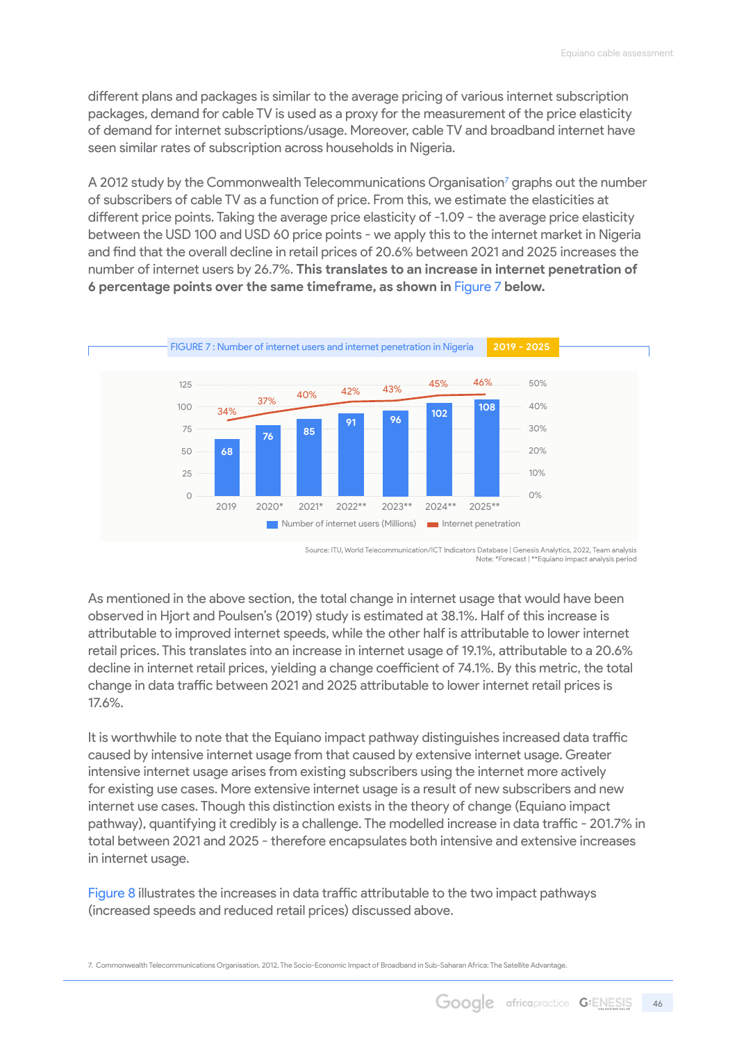different plans and packages is similar to the average pricing of various internet subscription packages, demand for cable TV is used as a proxy for the measurement of the price elasticity of demand for internet subscriptions/usage. Moreover, cable TV and broadband internet have seen similar rates of subscription across households in Nigeria.

A 2012 study by the Commonwealth Telecommunications Organisation[7] graphs out the number of subscribers of cable TV as a function of price. From this, we estimate the elasticities at different price points. Taking the average price elasticity of -1.09 - the average price elasticity between the USD 100 and USD 60 price points - we apply this to the internet market in Nigeria and find that the overall decline in retail prices of 20.6% between 2021 and 2025 increases the number of internet users by 26.7%. **This translates to an increase in internet penetration of 6 percentage points over the same timeframe, as shown in Figure 7 below.**

FIGURE 7 : Number of internet users and internet penetration in Nigeria 2019 - 2025

| Year | Number of internet users (Millions) | Internet penetration |
|---|---|---|
| 2019 | 68 | 34% |
| 2020* | 76 | 37% |
| 2021* | 85 | 40% |
| 2022** | 91 | 42% |
| 2023** | 96 | 43% |
| 2024** | 102 | 45% |
| 2025** | 108 | 46% |

Source: ITU, World Telecommunication/ICT Indicators Database | Genesis Analytics, 2022, Team analysis
Note: *Forecast | **Equiano impact analysis period

As mentioned in the above section, the total change in internet usage that would have been observed in Hjort and Poulsen's (2019) study is estimated at 38.1%. Half of this increase is attributable to improved internet speeds, while the other half is attributable to lower internet retail prices. This translates into an increase in internet usage of 19.1%, attributable to a 20.6% decline in internet retail prices, yielding a change coefficient of 74.1%. By this metric, the total change in data traffic between 2021 and 2025 attributable to lower internet retail prices is 17.6%.

It is worthwhile to note that the Equiano impact pathway distinguishes increased data traffic caused by intensive internet usage from that caused by extensive internet usage. Greater intensive internet usage arises from existing subscribers using the internet more actively for existing use cases. More extensive internet usage is a result of new subscribers and new internet use cases. Though this distinction exists in the theory of change (Equiano impact pathway), quantifying it credibly is a challenge. The modelled increase in data traffic - 201.7% in total between 2021 and 2025 - therefore encapsulates both intensive and extensive increases in internet usage.

Figure 8 illustrates the increases in data traffic attributable to the two impact pathways (increased speeds and reduced retail prices) discussed above.

7. Commonwealth Telecommunications Organisation, 2012, The Socio-Economic Impact of Broadband in Sub-Saharan Africa: The Satellite Advantage.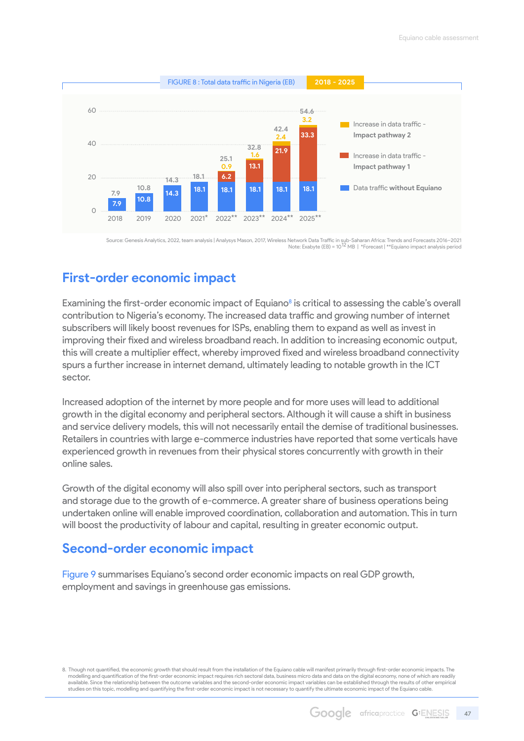FIGURE 8 : Total data traffic in Nigeria (EB) 2018 - 2025

| Year | Data traffic without Equiano | Increase in data traffic - Impact pathway 1 | Increase in data traffic - Impact pathway 2 | Total |
|---|---|---|---|---|
| 2018 | 7.9 | | | 7.9 |
| 2019 | 10.8 | | | 10.8 |
| 2020 | 14.3 | | | 14.3 |
| 2021* | 18.1 | | | 18.1 |
| 2022** | 18.1 | 6.2 | 0.9 | 25.1 |
| 2023** | 18.1 | 13.1 | 1.6 | 32.8 |
| 2024** | 18.1 | 21.9 | 2.4 | 42.4 |
| 2025** | 18.1 | 33.3 | 3.2 | 54.6 |

Source: Genesis Analytics, 2022, team analysis | Analysys Mason, 2017, Wireless Network Data Traffic in sub-Saharan Africa: Trends and Forecasts 2016–2021
Note: Exabyte (EB) = $10^{12}$ MB | *Forecast | **Equiano impact analysis period

## First-order economic impact

Examining the first-order economic impact of Equiano[8] is critical to assessing the cable's overall contribution to Nigeria's economy. The increased data traffic and growing number of internet subscribers will likely boost revenues for ISPs, enabling them to expand as well as invest in improving their fixed and wireless broadband reach. In addition to increasing economic output, this will create a multiplier effect, whereby improved fixed and wireless broadband connectivity spurs a further increase in internet demand, ultimately leading to notable growth in the ICT sector.

Increased adoption of the internet by more people and for more uses will lead to additional growth in the digital economy and peripheral sectors. Although it will cause a shift in business and service delivery models, this will not necessarily entail the demise of traditional businesses. Retailers in countries with large e-commerce industries have reported that some verticals have experienced growth in revenues from their physical stores concurrently with growth in their online sales.

Growth of the digital economy will also spill over into peripheral sectors, such as transport and storage due to the growth of e-commerce. A greater share of business operations being undertaken online will enable improved coordination, collaboration and automation. This in turn will boost the productivity of labour and capital, resulting in greater economic output.

## Second-order economic impact

Figure 9 summarises Equiano's second order economic impacts on real GDP growth, employment and savings in greenhouse gas emissions.

8. Though not quantified, the economic growth that should result from the installation of the Equiano cable will manifest primarily through first-order economic impacts. The modelling and quantification of the first-order economic impact requires rich sectoral data, business micro data and data on the digital economy, none of which are readily available. Since the relationship between the outcome variables and the second-order economic impact variables can be established through the results of other empirical studies on this topic, modelling and quantifying the first-order economic impact is not necessary to quantify the ultimate economic impact of the Equiano cable.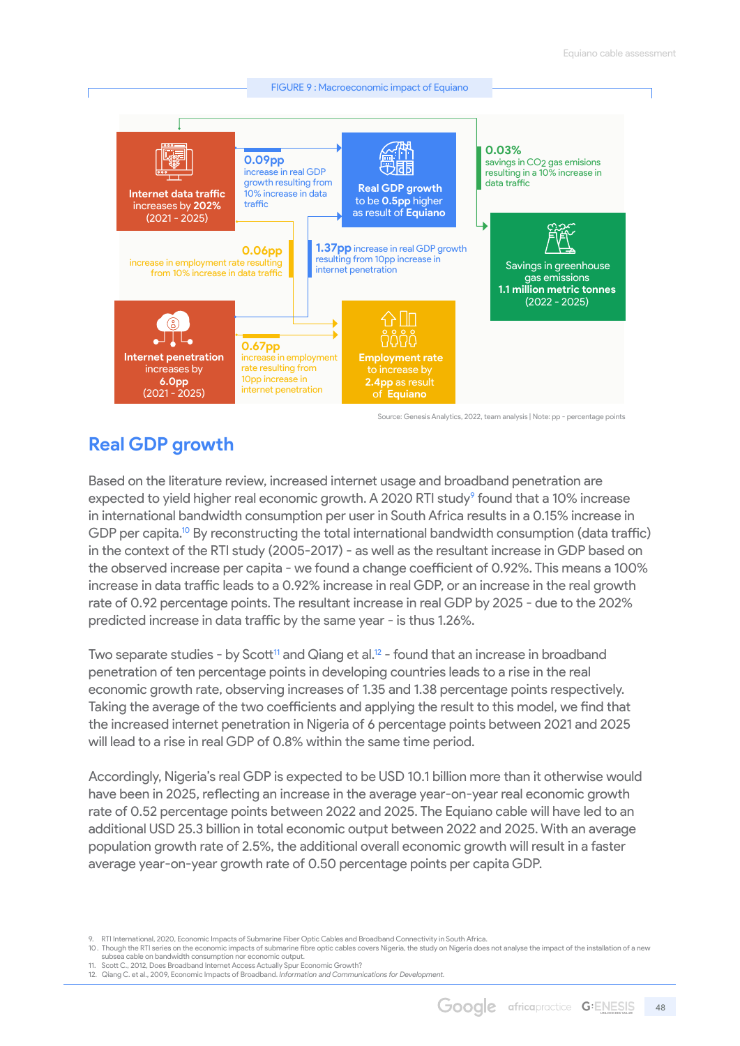FIGURE 9 : Macroeconomic impact of Equiano

**Internet data traffic** increases by **202%** (2021 - 2025)

**0.09pp** increase in real GDP growth resulting from 10% increase in data traffic

**Real GDP growth** to be **0.5pp** higher as result of **Equiano**

**0.03%** savings in $CO_2$ gas emisions resulting in a 10% increase in data traffic

**0.06pp** increase in employment rate resulting from 10% increase in data traffic

**1.37pp** increase in real GDP growth resulting from 10pp increase in internet penetration

Savings in greenhouse gas emissions **1.1 million metric tonnes** (2022 - 2025)

**Internet penetration** increases by **6.0pp** (2021 - 2025)

**0.67pp** increase in employment rate resulting from 10pp increase in internet penetration

**Employment rate** to increase by **2.4pp** as result of **Equiano**

Source: Genesis Analytics, 2022, team analysis | Note: pp - percentage points

## Real GDP growth

Based on the literature review, increased internet usage and broadband penetration are expected to yield higher real economic growth. A 2020 RTI study[9] found that a 10% increase in international bandwidth consumption per user in South Africa results in a 0.15% increase in GDP per capita.[10] By reconstructing the total international bandwidth consumption (data traffic) in the context of the RTI study (2005-2017) - as well as the resultant increase in GDP based on the observed increase per capita - we found a change coefficient of 0.92%. This means a 100% increase in data traffic leads to a 0.92% increase in real GDP, or an increase in the real growth rate of 0.92 percentage points. The resultant increase in real GDP by 2025 - due to the 202% predicted increase in data traffic by the same year - is thus 1.26%.

Two separate studies - by Scott[11] and Qiang et al.[12] - found that an increase in broadband penetration of ten percentage points in developing countries leads to a rise in the real economic growth rate, observing increases of 1.35 and 1.38 percentage points respectively. Taking the average of the two coefficients and applying the result to this model, we find that the increased internet penetration in Nigeria of 6 percentage points between 2021 and 2025 will lead to a rise in real GDP of 0.8% within the same time period.

Accordingly, Nigeria's real GDP is expected to be USD 10.1 billion more than it otherwise would have been in 2025, reflecting an increase in the average year-on-year real economic growth rate of 0.52 percentage points between 2022 and 2025. The Equiano cable will have led to an additional USD 25.3 billion in total economic output between 2022 and 2025. With an average population growth rate of 2.5%, the additional overall economic growth will result in a faster average year-on-year growth rate of 0.50 percentage points per capita GDP.

9. RTI International, 2020, Economic Impacts of Submarine Fiber Optic Cables and Broadband Connectivity in South Africa.
10. Though the RTI series on the economic impacts of submarine fibre optic cables covers Nigeria, the study on Nigeria does not analyse the impact of the installation of a new subsea cable on bandwidth consumption nor economic output.
11. Scott C., 2012, Does Broadband Internet Access Actually Spur Economic Growth?
12. Qiang C. et al., 2009, Economic Impacts of Broadband. *Information and Communications for Development.*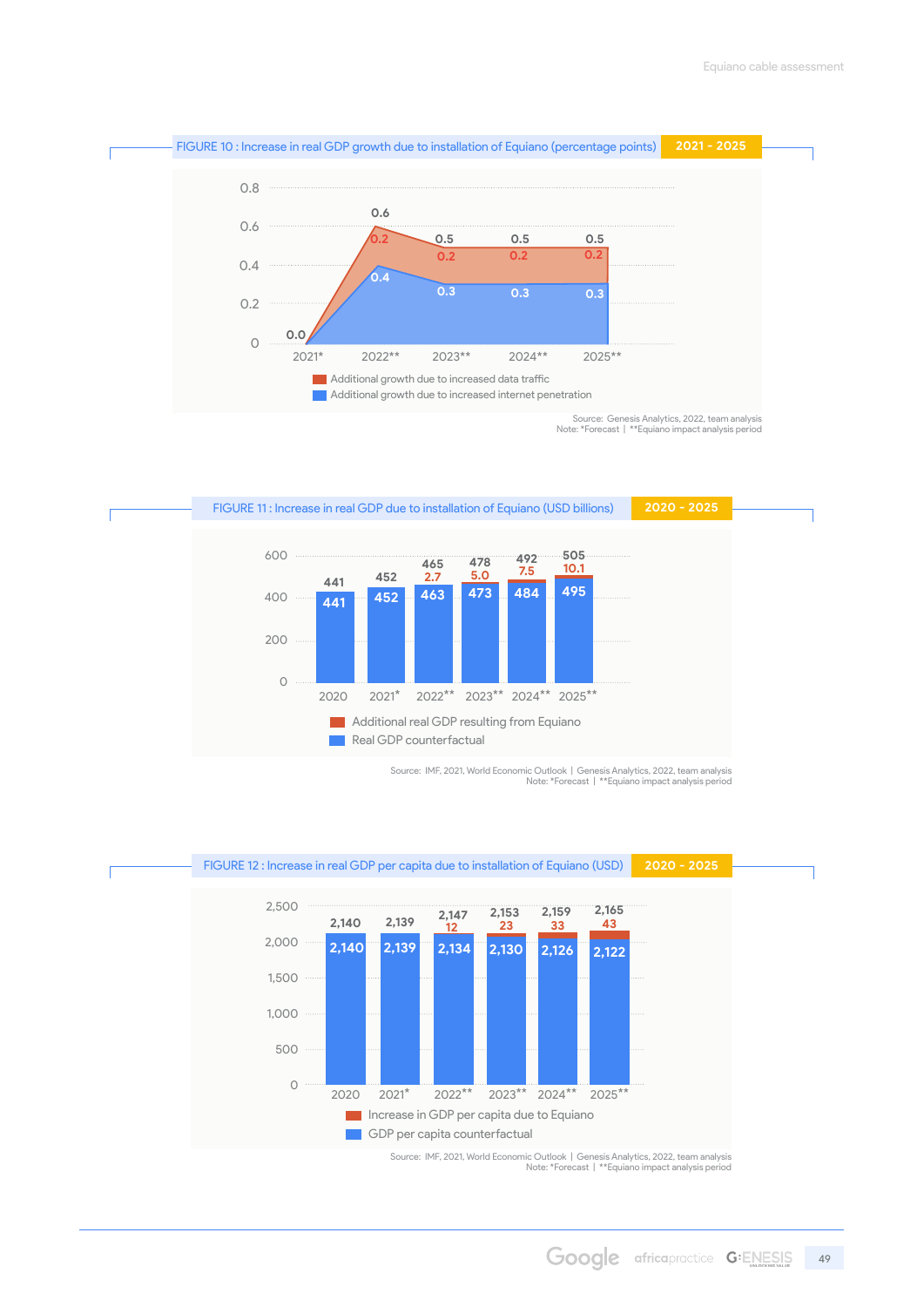**FIGURE 10 : Increase in real GDP growth due to installation of Equiano (percentage points)** 2021 - 2025

| Year | Additional growth due to increased internet penetration | Additional growth due to increased data traffic | Total |
|---|---|---|---|
| 2021* | | | 0.0 |
| 2022** | 0.4 | 0.2 | 0.6 |
| 2023** | 0.3 | 0.2 | 0.5 |
| 2024** | 0.3 | 0.2 | 0.5 |
| 2025** | 0.3 | 0.2 | 0.5 |

Source: Genesis Analytics, 2022, team analysis
Note: *Forecast | **Equiano impact analysis period

**FIGURE 11 : Increase in real GDP due to installation of Equiano (USD billions)** 2020 - 2025

| Year | Real GDP counterfactual | Additional real GDP resulting from Equiano | Total |
|---|---|---|---|
| 2020 | 441 | | 441 |
| 2021* | 452 | | 452 |
| 2022** | 463 | 2.7 | 465 |
| 2023** | 473 | 5.0 | 478 |
| 2024** | 484 | 7.5 | 492 |
| 2025** | 495 | 10.1 | 505 |

Source: IMF, 2021, World Economic Outlook | Genesis Analytics, 2022, team analysis
Note: *Forecast | **Equiano impact analysis period

**FIGURE 12 : Increase in real GDP per capita due to installation of Equiano (USD)** 2020 - 2025

| Year | GDP per capita counterfactual | Increase in GDP per capita due to Equiano | Total |
|---|---|---|---|
| 2020 | 2,140 | | 2,140 |
| 2021* | 2,139 | | 2,139 |
| 2022** | 2,134 | 12 | 2,147 |
| 2023** | 2,130 | 23 | 2,153 |
| 2024** | 2,126 | 33 | 2,159 |
| 2025** | 2,122 | 43 | 2,165 |

Source: IMF, 2021, World Economic Outlook | Genesis Analytics, 2022, team analysis
Note: *Forecast | **Equiano impact analysis period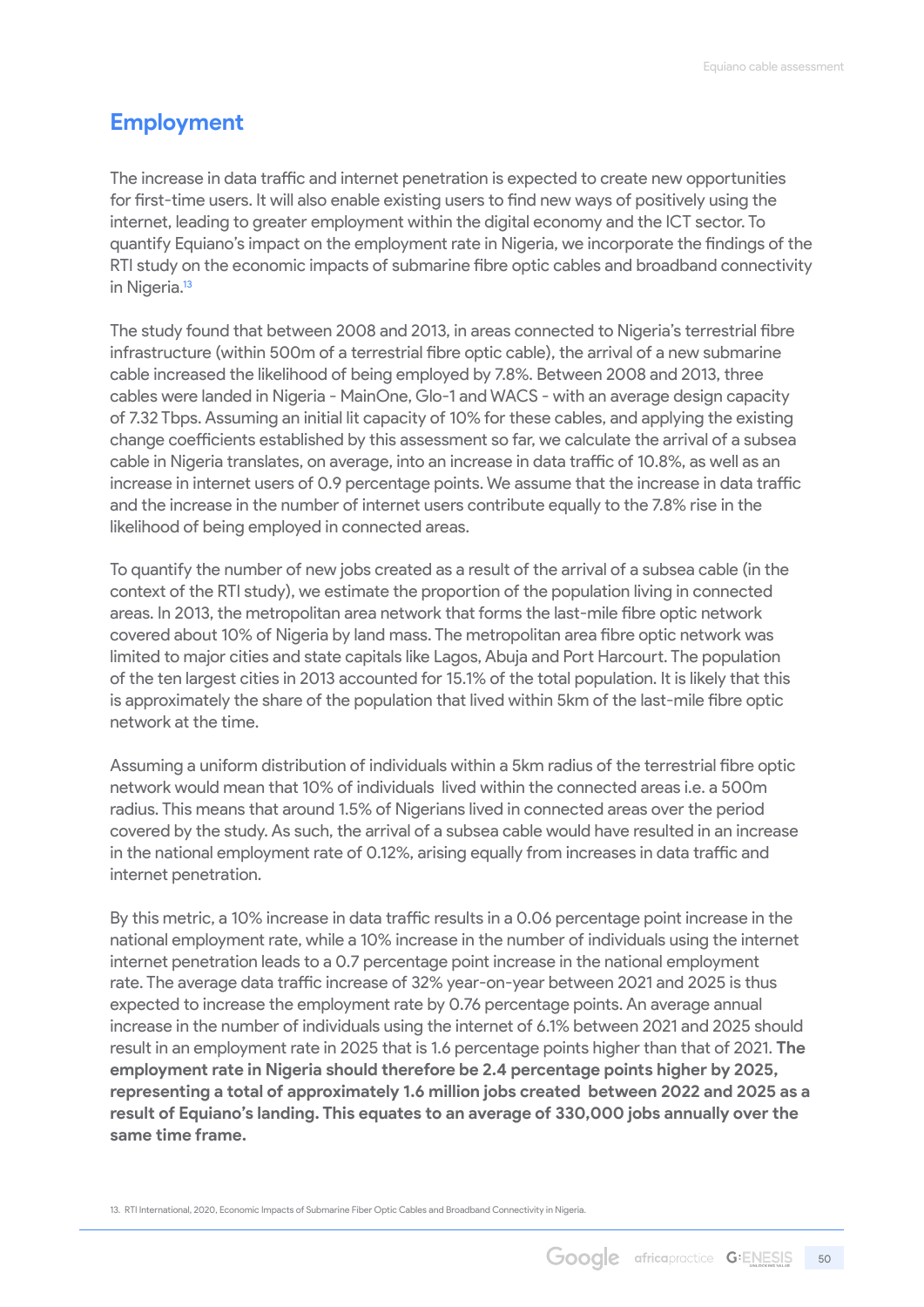## Employment

The increase in data traffic and internet penetration is expected to create new opportunities for first-time users. It will also enable existing users to find new ways of positively using the internet, leading to greater employment within the digital economy and the ICT sector. To quantify Equiano's impact on the employment rate in Nigeria, we incorporate the findings of the RTI study on the economic impacts of submarine fibre optic cables and broadband connectivity in Nigeria.[13]

The study found that between 2008 and 2013, in areas connected to Nigeria's terrestrial fibre infrastructure (within 500m of a terrestrial fibre optic cable), the arrival of a new submarine cable increased the likelihood of being employed by 7.8%. Between 2008 and 2013, three cables were landed in Nigeria - MainOne, Glo-1 and WACS - with an average design capacity of 7.32 Tbps. Assuming an initial lit capacity of 10% for these cables, and applying the existing change coefficients established by this assessment so far, we calculate the arrival of a subsea cable in Nigeria translates, on average, into an increase in data traffic of 10.8%, as well as an increase in internet users of 0.9 percentage points. We assume that the increase in data traffic and the increase in the number of internet users contribute equally to the 7.8% rise in the likelihood of being employed in connected areas.

To quantify the number of new jobs created as a result of the arrival of a subsea cable (in the context of the RTI study), we estimate the proportion of the population living in connected areas. In 2013, the metropolitan area network that forms the last-mile fibre optic network covered about 10% of Nigeria by land mass. The metropolitan area fibre optic network was limited to major cities and state capitals like Lagos, Abuja and Port Harcourt. The population of the ten largest cities in 2013 accounted for 15.1% of the total population. It is likely that this is approximately the share of the population that lived within 5km of the last-mile fibre optic network at the time.

Assuming a uniform distribution of individuals within a 5km radius of the terrestrial fibre optic network would mean that 10% of individuals lived within the connected areas i.e. a 500m radius. This means that around 1.5% of Nigerians lived in connected areas over the period covered by the study. As such, the arrival of a subsea cable would have resulted in an increase in the national employment rate of 0.12%, arising equally from increases in data traffic and internet penetration.

By this metric, a 10% increase in data traffic results in a 0.06 percentage point increase in the national employment rate, while a 10% increase in the number of individuals using the internet internet penetration leads to a 0.7 percentage point increase in the national employment rate. The average data traffic increase of 32% year-on-year between 2021 and 2025 is thus expected to increase the employment rate by 0.76 percentage points. An average annual increase in the number of individuals using the internet of 6.1% between 2021 and 2025 should result in an employment rate in 2025 that is 1.6 percentage points higher than that of 2021. **The employment rate in Nigeria should therefore be 2.4 percentage points higher by 2025, representing a total of approximately 1.6 million jobs created between 2022 and 2025 as a result of Equiano's landing. This equates to an average of 330,000 jobs annually over the same time frame.**

13. RTI International, 2020, Economic Impacts of Submarine Fiber Optic Cables and Broadband Connectivity in Nigeria.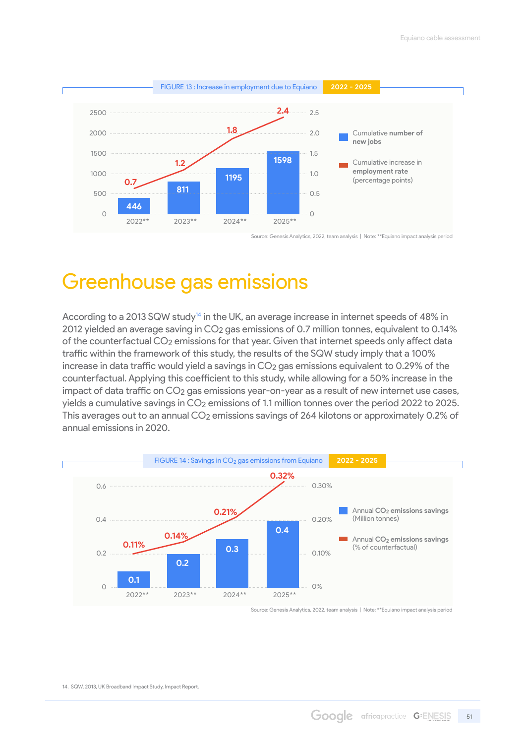FIGURE 13 : Increase in employment due to Equiano **2022 - 2025**

| Year | Cumulative number of new jobs | Cumulative increase in employment rate (percentage points) |
|---|---|---|
| 2022** | 446 | 0.7 |
| 2023** | 811 | 1.2 |
| 2024** | 1195 | 1.8 |
| 2025** | 1598 | 2.4 |

Source: Genesis Analytics, 2022, team analysis | Note: **Equiano impact analysis period

# Greenhouse gas emissions

According to a 2013 SQW study[14] in the UK, an average increase in internet speeds of 48% in 2012 yielded an average saving in $CO_2$ gas emissions of 0.7 million tonnes, equivalent to 0.14% of the counterfactual $CO_2$ emissions for that year. Given that internet speeds only affect data traffic within the framework of this study, the results of the SQW study imply that a 100% increase in data traffic would yield a savings in $CO_2$ gas emissions equivalent to 0.29% of the counterfactual. Applying this coefficient to this study, while allowing for a 50% increase in the impact of data traffic on $CO_2$ gas emissions year-on-year as a result of new internet use cases, yields a cumulative savings in $CO_2$ emissions of 1.1 million tonnes over the period 2022 to 2025. This averages out to an annual $CO_2$ emissions savings of 264 kilotons or approximately 0.2% of annual emissions in 2020.

FIGURE 14 : Savings in $CO_2$ gas emissions from Equiano **2022 - 2025**

| Year | Annual $CO_2$ emissions savings (Million tonnes) | Annual $CO_2$ emissions savings (% of counterfactual) |
|---|---|---|
| 2022** | 0.1 | 0.11% |
| 2023** | 0.2 | 0.14% |
| 2024** | 0.3 | 0.21% |
| 2025** | 0.4 | 0.32% |

Source: Genesis Analytics, 2022, team analysis | Note: **Equiano impact analysis period

14. SQW, 2013, UK Broadband Impact Study, Impact Report.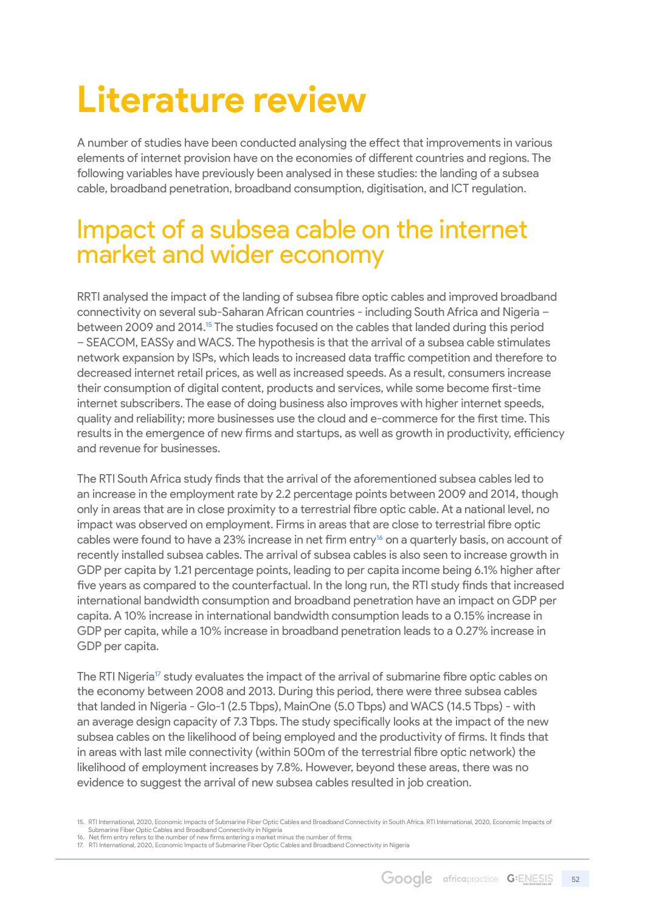# Literature review

A number of studies have been conducted analysing the effect that improvements in various elements of internet provision have on the economies of different countries and regions. The following variables have previously been analysed in these studies: the landing of a subsea cable, broadband penetration, broadband consumption, digitisation, and ICT regulation.

## Impact of a subsea cable on the internet market and wider economy

RRTI analysed the impact of the landing of subsea fibre optic cables and improved broadband connectivity on several sub-Saharan African countries - including South Africa and Nigeria – between 2009 and 2014.[15] The studies focused on the cables that landed during this period – SEACOM, EASSy and WACS. The hypothesis is that the arrival of a subsea cable stimulates network expansion by ISPs, which leads to increased data traffic competition and therefore to decreased internet retail prices, as well as increased speeds. As a result, consumers increase their consumption of digital content, products and services, while some become first-time internet subscribers. The ease of doing business also improves with higher internet speeds, quality and reliability; more businesses use the cloud and e-commerce for the first time. This results in the emergence of new firms and startups, as well as growth in productivity, efficiency and revenue for businesses.

The RTI South Africa study finds that the arrival of the aforementioned subsea cables led to an increase in the employment rate by 2.2 percentage points between 2009 and 2014, though only in areas that are in close proximity to a terrestrial fibre optic cable. At a national level, no impact was observed on employment. Firms in areas that are close to terrestrial fibre optic cables were found to have a 23% increase in net firm entry[16] on a quarterly basis, on account of recently installed subsea cables. The arrival of subsea cables is also seen to increase growth in GDP per capita by 1.21 percentage points, leading to per capita income being 6.1% higher after five years as compared to the counterfactual. In the long run, the RTI study finds that increased international bandwidth consumption and broadband penetration have an impact on GDP per capita. A 10% increase in international bandwidth consumption leads to a 0.15% increase in GDP per capita, while a 10% increase in broadband penetration leads to a 0.27% increase in GDP per capita.

The RTI Nigeria[17] study evaluates the impact of the arrival of submarine fibre optic cables on the economy between 2008 and 2013. During this period, there were three subsea cables that landed in Nigeria - Glo-1 (2.5 Tbps), MainOne (5.0 Tbps) and WACS (14.5 Tbps) - with an average design capacity of 7.3 Tbps. The study specifically looks at the impact of the new subsea cables on the likelihood of being employed and the productivity of firms. It finds that in areas with last mile connectivity (within 500m of the terrestrial fibre optic network) the likelihood of employment increases by 7.8%. However, beyond these areas, there was no evidence to suggest the arrival of new subsea cables resulted in job creation.

15. RTI International, 2020, Economic Impacts of Submarine Fiber Optic Cables and Broadband Connectivity in South Africa. RTI International, 2020, Economic Impacts of Submarine Fiber Optic Cables and Broadband Connectivity in Nigeria
16. Net firm entry refers to the number of new firms entering a market minus the number of firms
17. RTI International, 2020, Economic Impacts of Submarine Fiber Optic Cables and Broadband Connectivity in Nigeria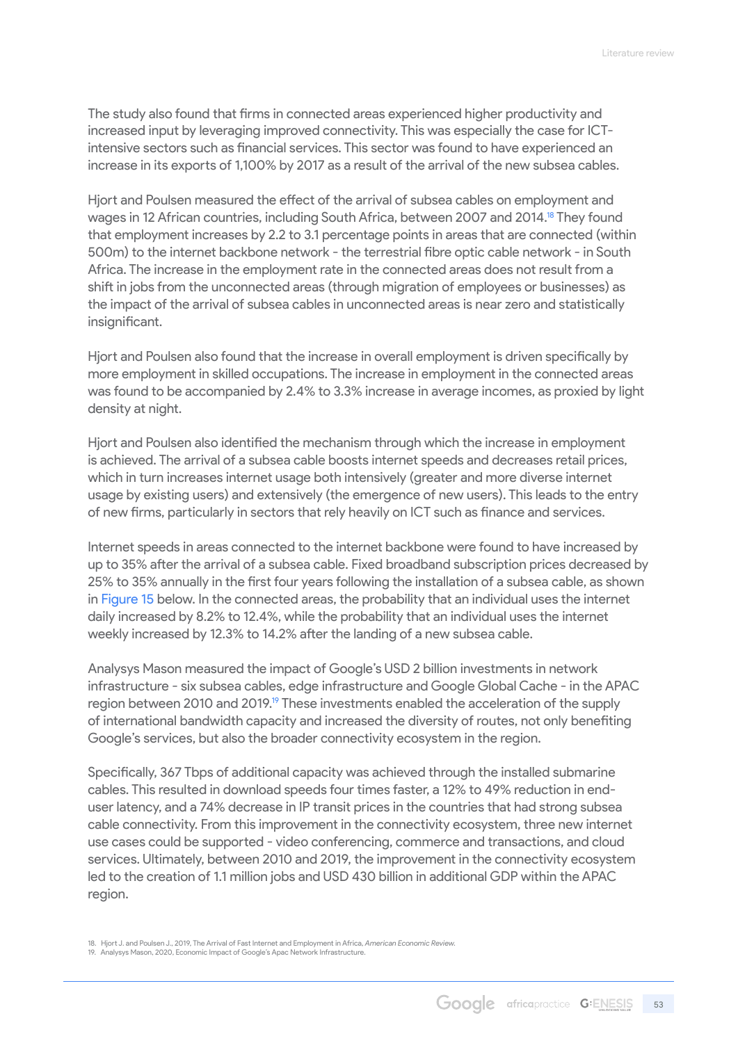The study also found that firms in connected areas experienced higher productivity and increased input by leveraging improved connectivity. This was especially the case for ICT-intensive sectors such as financial services. This sector was found to have experienced an increase in its exports of 1,100% by 2017 as a result of the arrival of the new subsea cables.

Hjort and Poulsen measured the effect of the arrival of subsea cables on employment and wages in 12 African countries, including South Africa, between 2007 and 2014.[18] They found that employment increases by 2.2 to 3.1 percentage points in areas that are connected (within 500m) to the internet backbone network - the terrestrial fibre optic cable network - in South Africa. The increase in the employment rate in the connected areas does not result from a shift in jobs from the unconnected areas (through migration of employees or businesses) as the impact of the arrival of subsea cables in unconnected areas is near zero and statistically insignificant.

Hjort and Poulsen also found that the increase in overall employment is driven specifically by more employment in skilled occupations. The increase in employment in the connected areas was found to be accompanied by 2.4% to 3.3% increase in average incomes, as proxied by light density at night.

Hjort and Poulsen also identified the mechanism through which the increase in employment is achieved. The arrival of a subsea cable boosts internet speeds and decreases retail prices, which in turn increases internet usage both intensively (greater and more diverse internet usage by existing users) and extensively (the emergence of new users). This leads to the entry of new firms, particularly in sectors that rely heavily on ICT such as finance and services.

Internet speeds in areas connected to the internet backbone were found to have increased by up to 35% after the arrival of a subsea cable. Fixed broadband subscription prices decreased by 25% to 35% annually in the first four years following the installation of a subsea cable, as shown in Figure 15 below. In the connected areas, the probability that an individual uses the internet daily increased by 8.2% to 12.4%, while the probability that an individual uses the internet weekly increased by 12.3% to 14.2% after the landing of a new subsea cable.

Analysys Mason measured the impact of Google's USD 2 billion investments in network infrastructure - six subsea cables, edge infrastructure and Google Global Cache - in the APAC region between 2010 and 2019.[19] These investments enabled the acceleration of the supply of international bandwidth capacity and increased the diversity of routes, not only benefiting Google's services, but also the broader connectivity ecosystem in the region.

Specifically, 367 Tbps of additional capacity was achieved through the installed submarine cables. This resulted in download speeds four times faster, a 12% to 49% reduction in end-user latency, and a 74% decrease in IP transit prices in the countries that had strong subsea cable connectivity. From this improvement in the connectivity ecosystem, three new internet use cases could be supported - video conferencing, commerce and transactions, and cloud services. Ultimately, between 2010 and 2019, the improvement in the connectivity ecosystem led to the creation of 1.1 million jobs and USD 430 billion in additional GDP within the APAC region.

18. Hjort J. and Poulsen J., 2019, The Arrival of Fast Internet and Employment in Africa, *American Economic Review.*
19. Analysys Mason, 2020, Economic Impact of Google's Apac Network Infrastructure.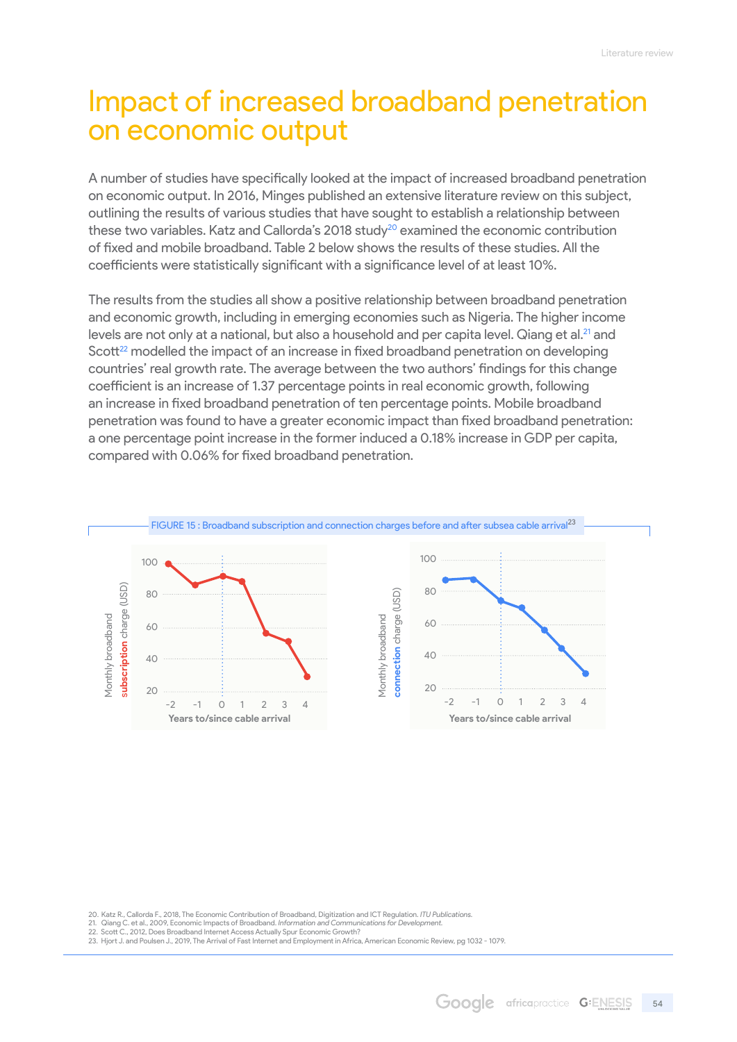# Impact of increased broadband penetration on economic output

A number of studies have specifically looked at the impact of increased broadband penetration on economic output. In 2016, Minges published an extensive literature review on this subject, outlining the results of various studies that have sought to establish a relationship between these two variables. Katz and Callorda's 2018 study[20] examined the economic contribution of fixed and mobile broadband. Table 2 below shows the results of these studies. All the coefficients were statistically significant with a significance level of at least 10%.

The results from the studies all show a positive relationship between broadband penetration and economic growth, including in emerging economies such as Nigeria. The higher income levels are not only at a national, but also a household and per capita level. Qiang et al.[21] and Scott[22] modelled the impact of an increase in fixed broadband penetration on developing countries' real growth rate. The average between the two authors' findings for this change coefficient is an increase of 1.37 percentage points in real economic growth, following an increase in fixed broadband penetration of ten percentage points. Mobile broadband penetration was found to have a greater economic impact than fixed broadband penetration: a one percentage point increase in the former induced a 0.18% increase in GDP per capita, compared with 0.06% for fixed broadband penetration.

FIGURE 15 : Broadband subscription and connection charges before and after subsea cable arrival[23]

20. Katz R., Callorda F., 2018, The Economic Contribution of Broadband, Digitization and ICT Regulation. *ITU Publications.*
21. Qiang C. et al., 2009, Economic Impacts of Broadband. *Information and Communications for Development.*
22. Scott C., 2012, Does Broadband Internet Access Actually Spur Economic Growth?
23. Hjort J. and Poulsen J., 2019, The Arrival of Fast Internet and Employment in Africa, American Economic Review, pg 1032 - 1079.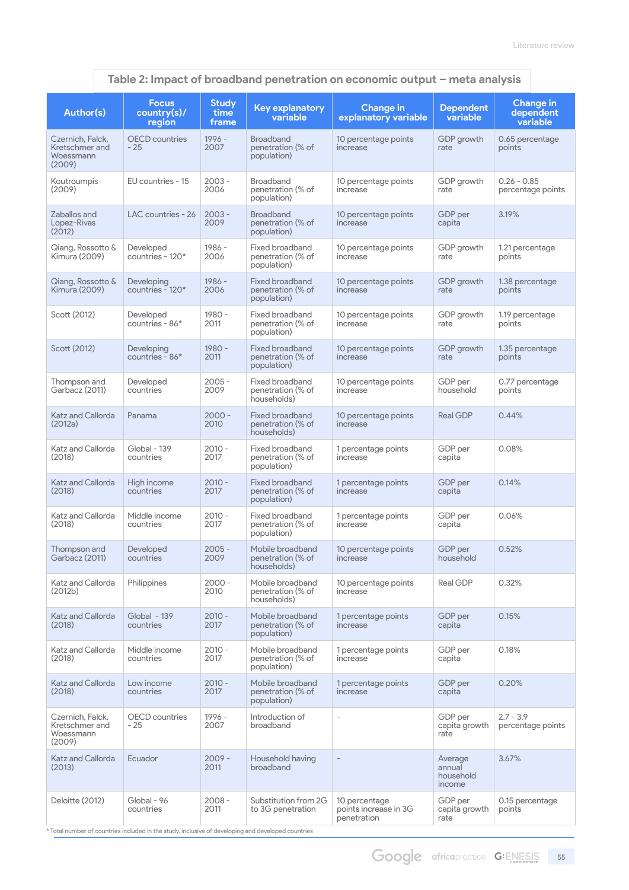**Table 2: Impact of broadband penetration on economic output – meta analysis**

| Author(s) | Focus country(s)/ region | Study time frame | Key explanatory variable | Change in explanatory variable | Dependent variable | Change in dependent variable |
|---|---|---|---|---|---|---|
| Czernich, Falck, Kretschmer and Woessmann (2009) | OECD countries - 25 | 1996 - 2007 | Broadband penetration (% of population) | 10 percentage points increase | GDP growth rate | 0.65 percentage points |
| Koutroumpis (2009) | EU countries - 15 | 2003 - 2006 | Broadband penetration (% of population) | 10 percentage points increase | GDP growth rate | 0.26 - 0.85 percentage points |
| Zaballos and Lopez-Rivas (2012) | LAC countries - 26 | 2003 - 2009 | Broadband penetration (% of population) | 10 percentage points increase | GDP per capita | 3.19% |
| Qiang, Rossotto & Kimura (2009) | Developed countries - 120* | 1986 - 2006 | Fixed broadband penetration (% of population) | 10 percentage points increase | GDP growth rate | 1.21 percentage points |
| Qiang, Rossotto & Kimura (2009) | Developing countries - 120* | 1986 - 2006 | Fixed broadband penetration (% of population) | 10 percentage points increase | GDP growth rate | 1.38 percentage points |
| Scott (2012) | Developed countries - 86* | 1980 - 2011 | Fixed broadband penetration (% of population) | 10 percentage points increase | GDP growth rate | 1.19 percentage points |
| Scott (2012) | Developing countries - 86* | 1980 - 2011 | Fixed broadband penetration (% of population) | 10 percentage points increase | GDP growth rate | 1.35 percentage points |
| Thompson and Garbacz (2011) | Developed countries | 2005 - 2009 | Fixed broadband penetration (% of households) | 10 percentage points increase | GDP per household | 0.77 percentage points |
| Katz and Callorda (2012a) | Panama | 2000 - 2010 | Fixed broadband penetration (% of households) | 10 percentage points increase | Real GDP | 0.44% |
| Katz and Callorda (2018) | Global - 139 countries | 2010 - 2017 | Fixed broadband penetration (% of population) | 1 percentage points increase | GDP per capita | 0.08% |
| Katz and Callorda (2018) | High income countries | 2010 - 2017 | Fixed broadband penetration (% of population) | 1 percentage points increase | GDP per capita | 0.14% |
| Katz and Callorda (2018) | Middle income countries | 2010 - 2017 | Fixed broadband penetration (% of population) | 1 percentage points increase | GDP per capita | 0.06% |
| Thompson and Garbacz (2011) | Developed countries | 2005 - 2009 | Mobile broadband penetration (% of households) | 10 percentage points increase | GDP per household | 0.52% |
| Katz and Callorda (2012b) | Philippines | 2000 - 2010 | Mobile broadband penetration (% of households) | 10 percentage points increase | Real GDP | 0.32% |
| Katz and Callorda (2018) | Global - 139 countries | 2010 - 2017 | Mobile broadband penetration (% of population) | 1 percentage points increase | GDP per capita | 0.15% |
| Katz and Callorda (2018) | Middle income countries | 2010 - 2017 | Mobile broadband penetration (% of population) | 1 percentage points increase | GDP per capita | 0.18% |
| Katz and Callorda (2018) | Low income countries | 2010 - 2017 | Mobile broadband penetration (% of population) | 1 percentage points increase | GDP per capita | 0.20% |
| Czernich, Falck, Kretschmer and Woessmann (2009) | OECD countries - 25 | 1996 - 2007 | Introduction of broadband | - | GDP per capita growth rate | 2.7 - 3.9 percentage points |
| Katz and Callorda (2013) | Ecuador | 2009 - 2011 | Household having broadband | - | Average annual household income | 3.67% |
| Deloitte (2012) | Global - 96 countries | 2008 - 2011 | Substitution from 2G to 3G penetration | 10 percentage points increase in 3G penetration | GDP per capita growth rate | 0.15 percentage points |

* Total number of countries included in the study, inclusive of developing and developed countries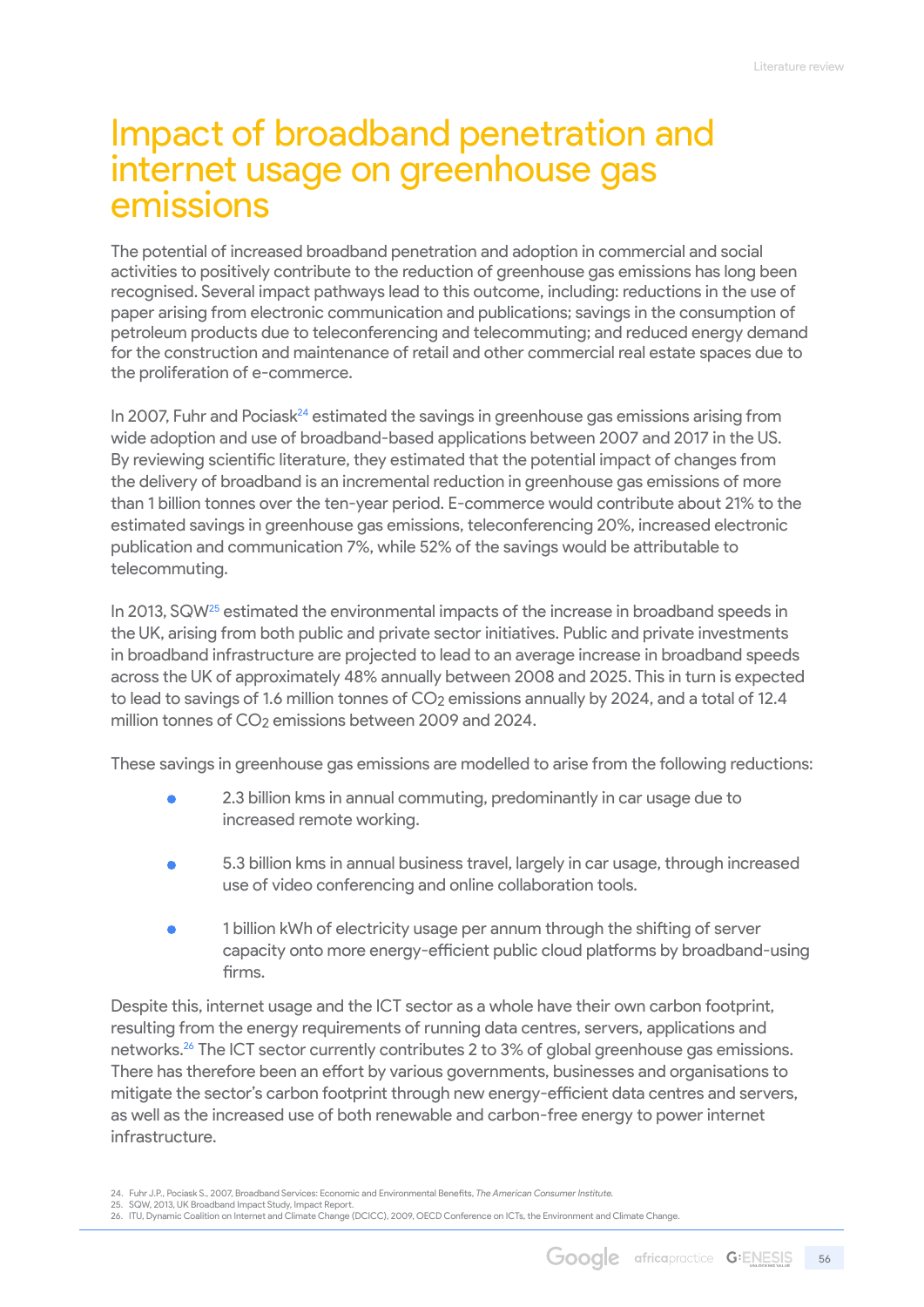# Impact of broadband penetration and internet usage on greenhouse gas emissions

The potential of increased broadband penetration and adoption in commercial and social activities to positively contribute to the reduction of greenhouse gas emissions has long been recognised. Several impact pathways lead to this outcome, including: reductions in the use of paper arising from electronic communication and publications; savings in the consumption of petroleum products due to teleconferencing and telecommuting; and reduced energy demand for the construction and maintenance of retail and other commercial real estate spaces due to the proliferation of e-commerce.

In 2007, Fuhr and Pociask[24] estimated the savings in greenhouse gas emissions arising from wide adoption and use of broadband-based applications between 2007 and 2017 in the US. By reviewing scientific literature, they estimated that the potential impact of changes from the delivery of broadband is an incremental reduction in greenhouse gas emissions of more than 1 billion tonnes over the ten-year period. E-commerce would contribute about 21% to the estimated savings in greenhouse gas emissions, teleconferencing 20%, increased electronic publication and communication 7%, while 52% of the savings would be attributable to telecommuting.

In 2013, SQW[25] estimated the environmental impacts of the increase in broadband speeds in the UK, arising from both public and private sector initiatives. Public and private investments in broadband infrastructure are projected to lead to an average increase in broadband speeds across the UK of approximately 48% annually between 2008 and 2025. This in turn is expected to lead to savings of 1.6 million tonnes of $CO_2$ emissions annually by 2024, and a total of 12.4 million tonnes of $CO_2$ emissions between 2009 and 2024.

These savings in greenhouse gas emissions are modelled to arise from the following reductions:

- 2.3 billion kms in annual commuting, predominantly in car usage due to increased remote working.
- 5.3 billion kms in annual business travel, largely in car usage, through increased use of video conferencing and online collaboration tools.
- 1 billion kWh of electricity usage per annum through the shifting of server capacity onto more energy-efficient public cloud platforms by broadband-using firms.

Despite this, internet usage and the ICT sector as a whole have their own carbon footprint, resulting from the energy requirements of running data centres, servers, applications and networks.[26] The ICT sector currently contributes 2 to 3% of global greenhouse gas emissions. There has therefore been an effort by various governments, businesses and organisations to mitigate the sector's carbon footprint through new energy-efficient data centres and servers, as well as the increased use of both renewable and carbon-free energy to power internet infrastructure.

24. Fuhr J.P., Pociask S., 2007, Broadband Services: Economic and Environmental Benefits, *The American Consumer Institute.*
25. SQW, 2013, UK Broadband Impact Study, Impact Report.
26. ITU, Dynamic Coalition on Internet and Climate Change (DCICC), 2009, OECD Conference on ICTs, the Environment and Climate Change.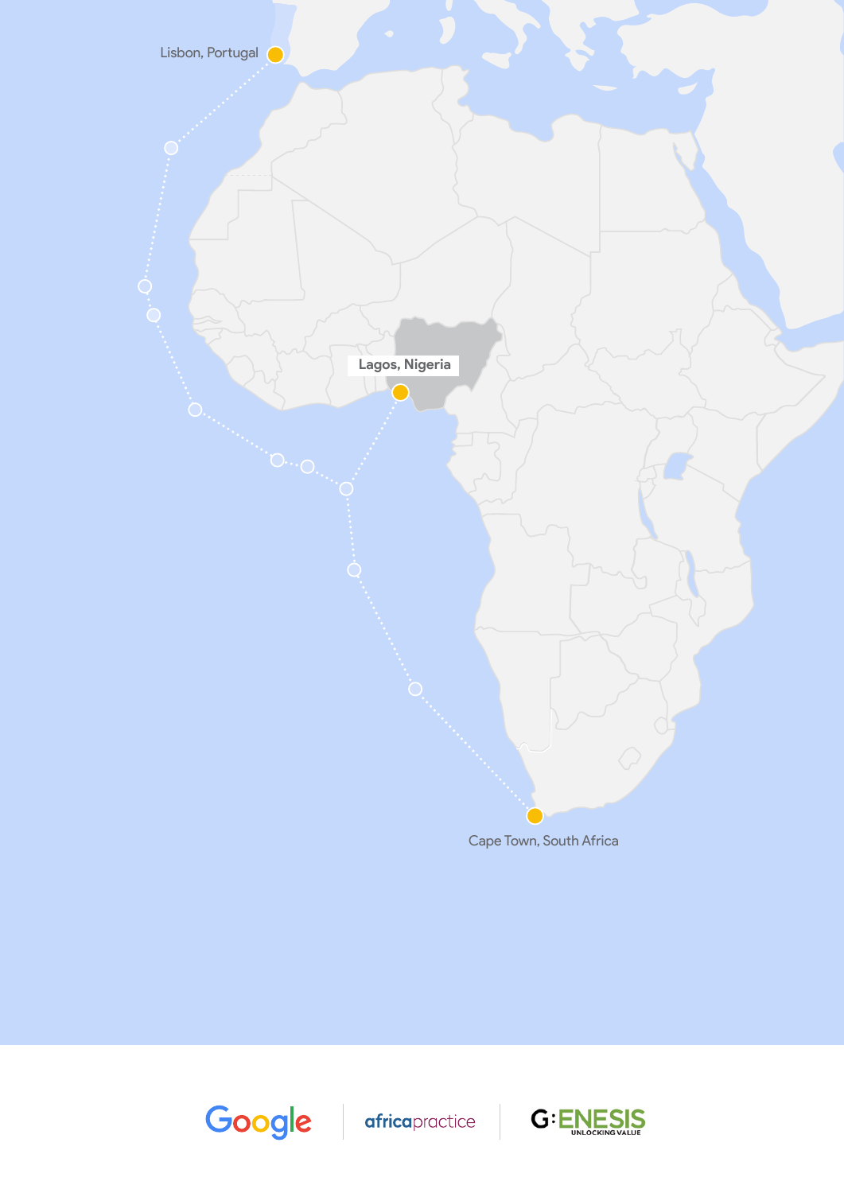Lisbon, Portugal

Lagos, Nigeria

Cape Town, South Africa

Google | africapractice | G:ENESIS UNLOCKING VALUE